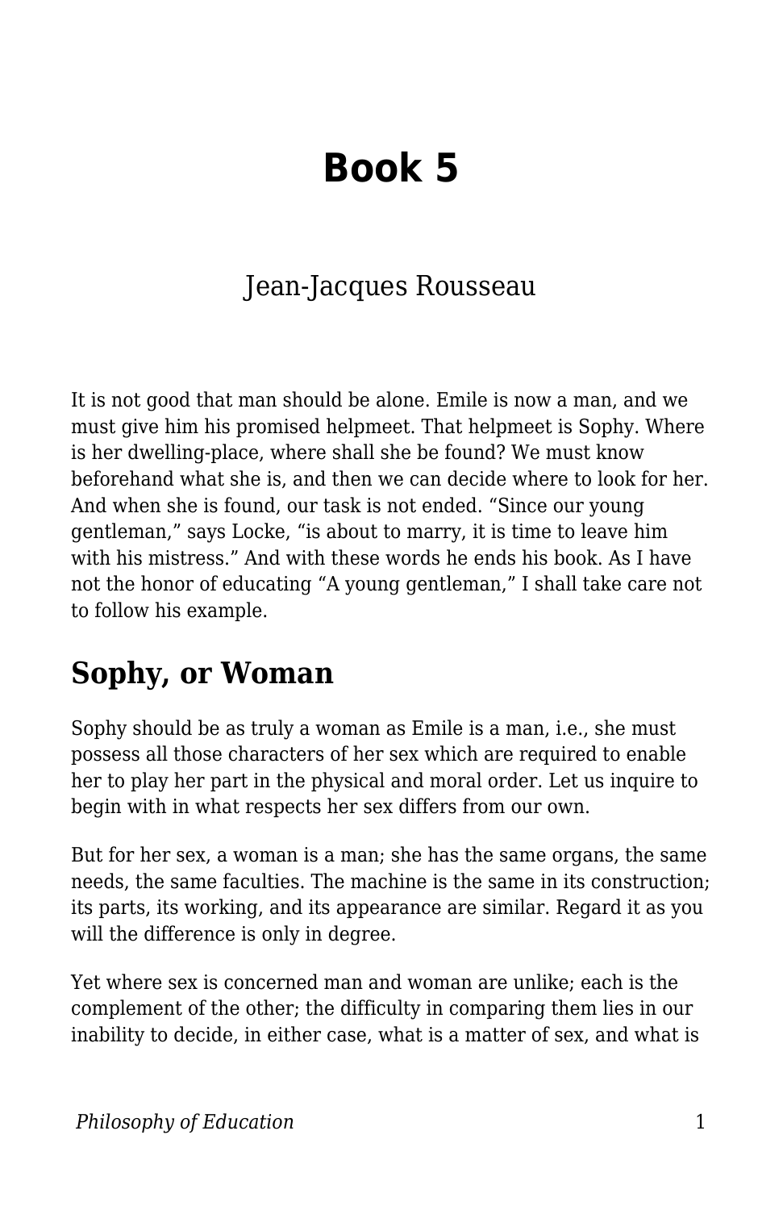# Book 5

Jean-Jacques Rousseau

It is not good that man should be alone. Emile is now a man, and we must give him his promised helpmeet. That helpmeet is Sophy. Where is her dwelling-place, where shall she be found? We must know beforehand what she is, and then we can decide where to look for her. And when she is found, our task is not ended. "Since our young gentleman," says Locke, "is about to marry, it is time to leave him with his mistress." And with these words he ends his book. As I have not the honor of educating "A young gentleman," I shall take care not to follow his example.

## Sophy, or Woman

Sophy should be as truly a woman as Emile is a man, i.e., she must possess all those characters of her sex which are required to enable her to play her part in the physical and moral order. Let us inquire to begin with in what respects her sex differs from our own.

But for her sex, a woman is a man; she has the same organs, the same needs, the same faculties. The machine is the same in its construction; its parts, its working, and its appearance are similar. Regard it as you will the difference is only in degree.

Yet where sex is concerned man and woman are unlike; each is the complement of the other; the difficulty in comparing them lies in our inability to decide, in either case, what is a matter of sex, and what is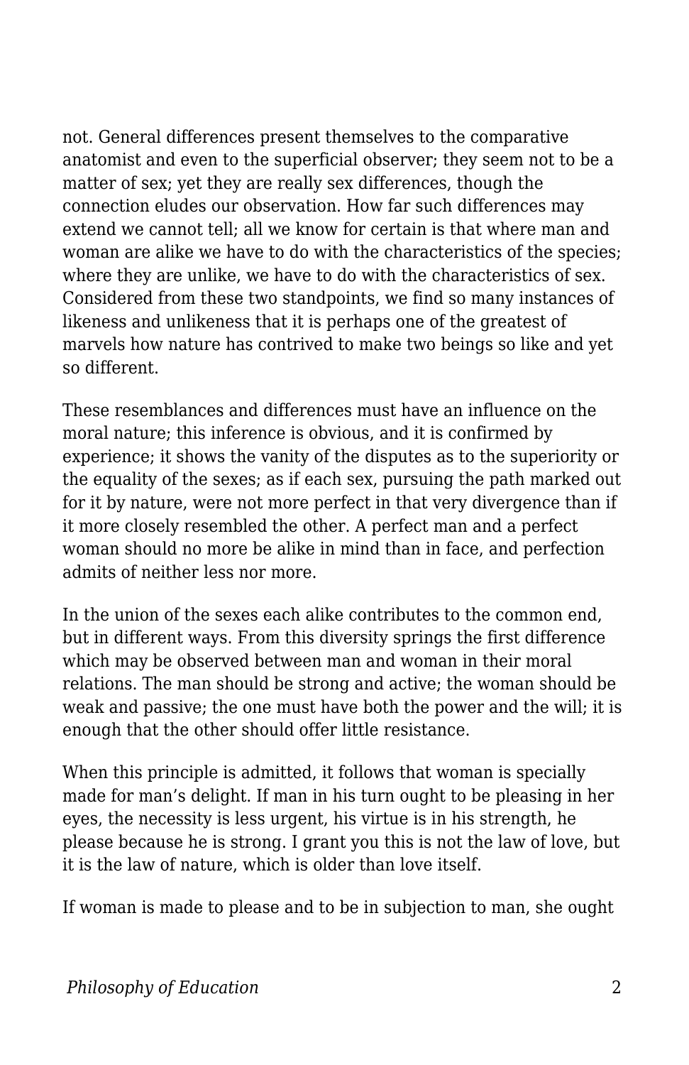not. General differences present themselves to the comparative anatomist and even to the superficial observer; they seem not to be a matter of sex; yet they are really sex differences, though the connection eludes our observation. How far such differences may extend we cannot tell; all we know for certain is that where man and woman are alike we have to do with the characteristics of the species; where they are unlike, we have to do with the characteristics of sex. Considered from these two standpoints, we find so many instances of likeness and unlikeness that it is perhaps one of the greatest of marvels how nature has contrived to make two beings so like and yet so different.

These resemblances and differences must have an influence on the moral nature; this inference is obvious, and it is confirmed by experience; it shows the vanity of the disputes as to the superiority or the equality of the sexes; as if each sex, pursuing the path marked out for it by nature, were not more perfect in that very divergence than if it more closely resembled the other. A perfect man and a perfect woman should no more be alike in mind than in face, and perfection admits of neither less nor more.

In the union of the sexes each alike contributes to the common end, but in different ways. From this diversity springs the first difference which may be observed between man and woman in their moral relations. The man should be strong and active; the woman should be weak and passive; the one must have both the power and the will; it is enough that the other should offer little resistance.

When this principle is admitted, it follows that woman is specially made for man's delight. If man in his turn ought to be pleasing in her eyes, the necessity is less urgent, his virtue is in his strength, he please because he is strong. I grant you this is not the law of love, but it is the law of nature, which is older than love itself.

If woman is made to please and to be in subjection to man, she ought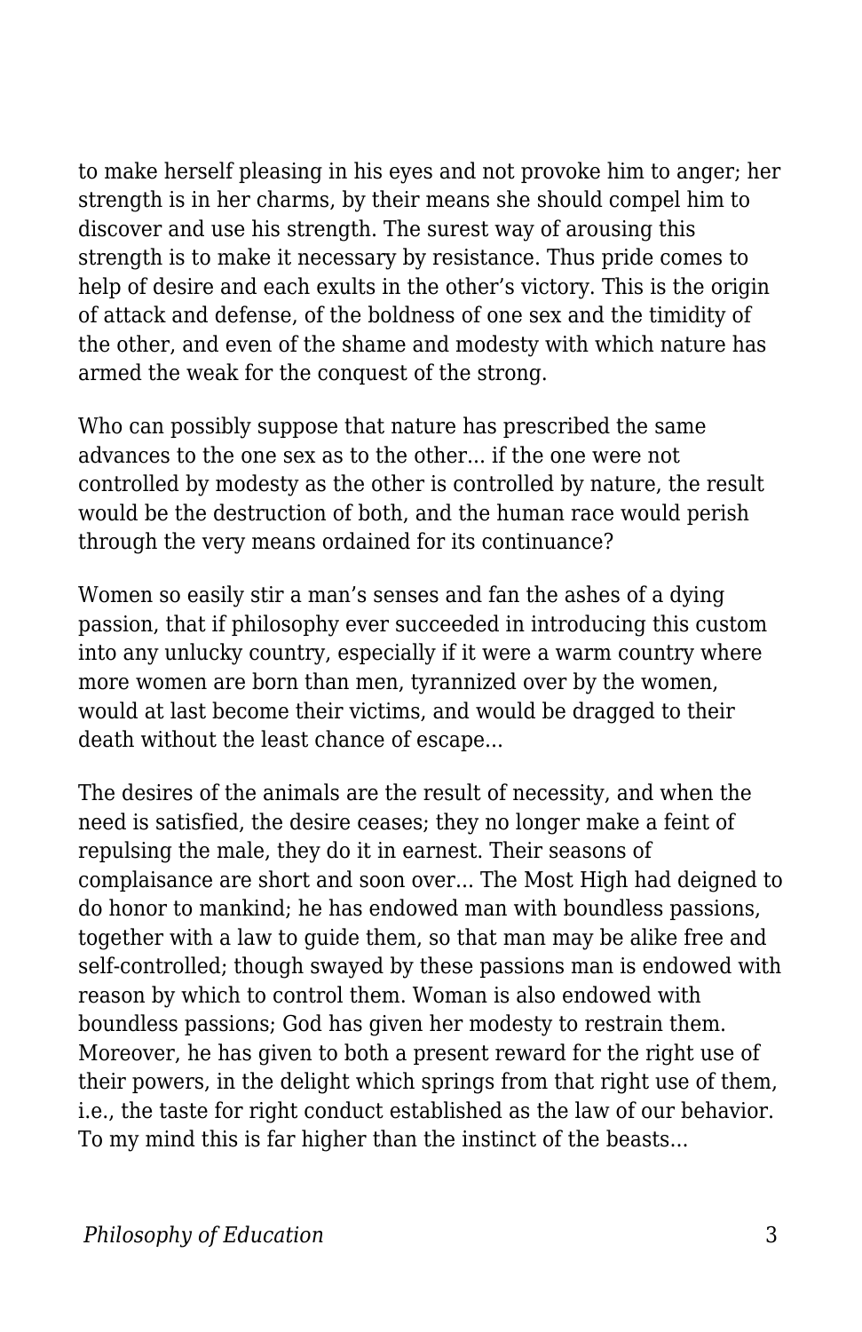to make herself pleasing in his eyes and not provoke him to anger; her strength is in her charms, by their means she should compel him to discover and use his strength. The surest way of arousing this strength is to make it necessary by resistance. Thus pride comes to help of desire and each exults in the other's victory. This is the origin of attack and defense, of the boldness of one sex and the timidity of the other, and even of the shame and modesty with which nature has armed the weak for the conquest of the strong.

Who can possibly suppose that nature has prescribed the same advances to the one sex as to the other... if the one were not controlled by modesty as the other is controlled by nature, the result would be the destruction of both, and the human race would perish through the very means ordained for its continuance?

Women so easily stir a man's senses and fan the ashes of a dying passion, that if philosophy ever succeeded in introducing this custom into any unlucky country, especially if it were a warm country where more women are born than men, tyrannized over by the women, would at last become their victims, and would be dragged to their death without the least chance of escape...

The desires of the animals are the result of necessity, and when the need is satisfied, the desire ceases; they no longer make a feint of repulsing the male, they do it in earnest. Their seasons of complaisance are short and soon over... The Most High had deigned to do honor to mankind; he has endowed man with boundless passions, together with a law to guide them, so that man may be alike free and self-controlled; though swayed by these passions man is endowed with reason by which to control them. Woman is also endowed with boundless passions; God has given her modesty to restrain them. Moreover, he has given to both a present reward for the right use of their powers, in the delight which springs from that right use of them, i.e., the taste for right conduct established as the law of our behavior. To my mind this is far higher than the instinct of the beasts...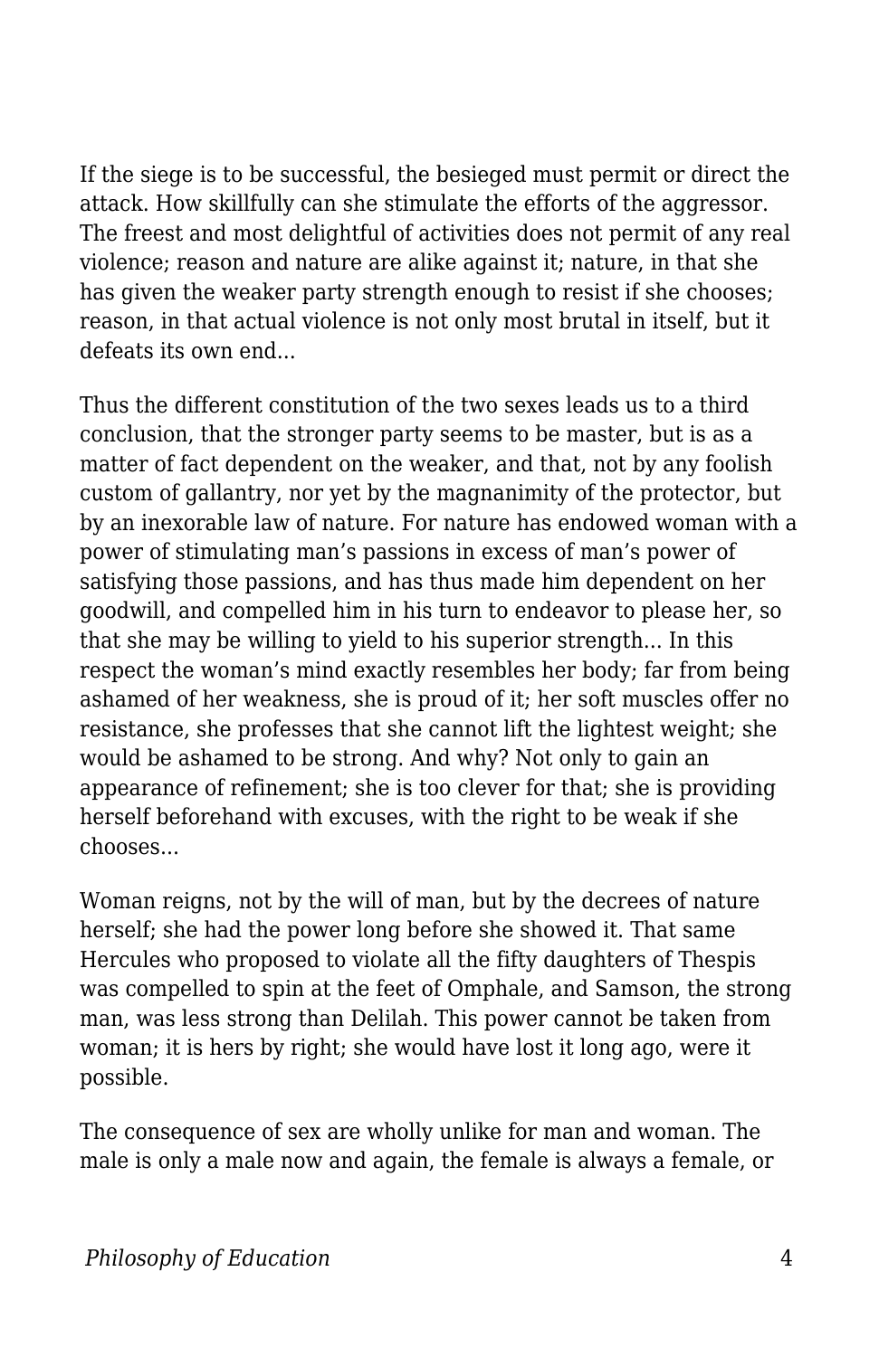If the siege is to be successful, the besieged must permit or direct the attack. How skillfully can she stimulate the efforts of the aggressor. The freest and most delightful of activities does not permit of any real violence; reason and nature are alike against it; nature, in that she has given the weaker party strength enough to resist if she chooses; reason, in that actual violence is not only most brutal in itself, but it defeats its own end...

Thus the different constitution of the two sexes leads us to a third conclusion, that the stronger party seems to be master, but is as a matter of fact dependent on the weaker, and that, not by any foolish custom of gallantry, nor yet by the magnanimity of the protector, but by an inexorable law of nature. For nature has endowed woman with a power of stimulating man's passions in excess of man's power of satisfying those passions, and has thus made him dependent on her goodwill, and compelled him in his turn to endeavor to please her, so that she may be willing to yield to his superior strength... In this respect the woman's mind exactly resembles her body; far from being ashamed of her weakness, she is proud of it; her soft muscles offer no resistance, she professes that she cannot lift the lightest weight; she would be ashamed to be strong. And why? Not only to gain an appearance of refinement; she is too clever for that; she is providing herself beforehand with excuses, with the right to be weak if she chooses...

Woman reigns, not by the will of man, but by the decrees of nature herself; she had the power long before she showed it. That same Hercules who proposed to violate all the fifty daughters of Thespis was compelled to spin at the feet of Omphale, and Samson, the strong man, was less strong than Delilah. This power cannot be taken from woman; it is hers by right; she would have lost it long ago, were it possible.

The consequence of sex are wholly unlike for man and woman. The male is only a male now and again, the female is always a female, or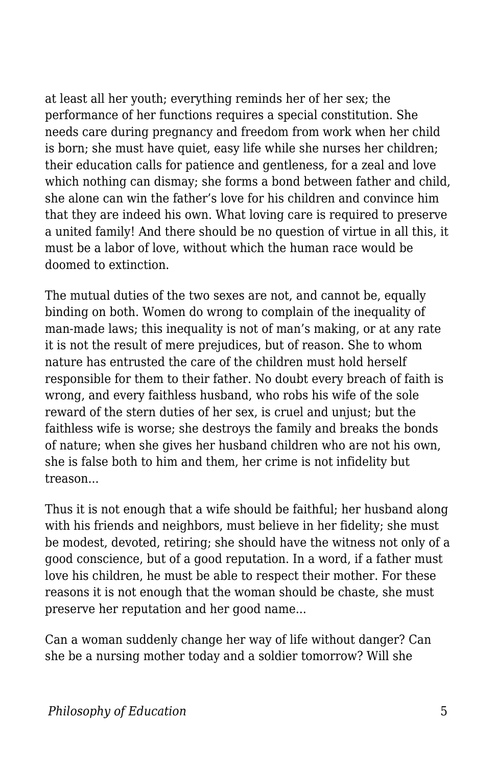at least all her youth; everything reminds her of her sex; the performance of her functions requires a special constitution. She needs care during pregnancy and freedom from work when her child is born; she must have quiet, easy life while she nurses her children; their education calls for patience and gentleness, for a zeal and love which nothing can dismay; she forms a bond between father and child, she alone can win the father's love for his children and convince him that they are indeed his own. What loving care is required to preserve a united family! And there should be no question of virtue in all this, it must be a labor of love, without which the human race would be doomed to extinction.

The mutual duties of the two sexes are not, and cannot be, equally binding on both. Women do wrong to complain of the inequality of man-made laws; this inequality is not of man's making, or at any rate it is not the result of mere prejudices, but of reason. She to whom nature has entrusted the care of the children must hold herself responsible for them to their father. No doubt every breach of faith is wrong, and every faithless husband, who robs his wife of the sole reward of the stern duties of her sex, is cruel and unjust; but the faithless wife is worse; she destroys the family and breaks the bonds of nature; when she gives her husband children who are not his own, she is false both to him and them, her crime is not infidelity but treason...

Thus it is not enough that a wife should be faithful; her husband along with his friends and neighbors, must believe in her fidelity; she must be modest, devoted, retiring; she should have the witness not only of a good conscience, but of a good reputation. In a word, if a father must love his children, he must be able to respect their mother. For these reasons it is not enough that the woman should be chaste, she must preserve her reputation and her good name...

Can a woman suddenly change her way of life without danger? Can she be a nursing mother today and a soldier tomorrow? Will she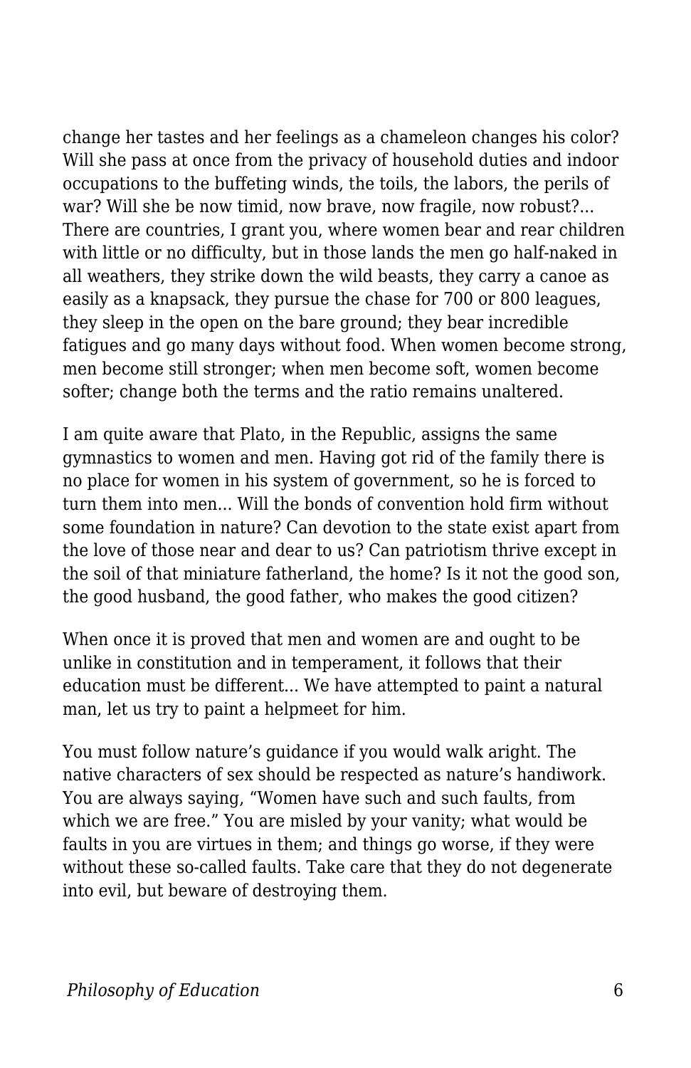change her tastes and her feelings as a chameleon changes his color? Will she pass at once from the privacy of household duties and indoor occupations to the buffeting winds, the toils, the labors, the perils of war? Will she be now timid, now brave, now fragile, now robust?... There are countries, I grant you, where women bear and rear children with little or no difficulty, but in those lands the men go half-naked in all weathers, they strike down the wild beasts, they carry a canoe as easily as a knapsack, they pursue the chase for 700 or 800 leagues, they sleep in the open on the bare ground; they bear incredible fatigues and go many days without food. When women become strong, men become still stronger; when men become soft, women become softer; change both the terms and the ratio remains unaltered.

I am quite aware that Plato, in the Republic, assigns the same gymnastics to women and men. Having got rid of the family there is no place for women in his system of government, so he is forced to turn them into men... Will the bonds of convention hold firm without some foundation in nature? Can devotion to the state exist apart from the love of those near and dear to us? Can patriotism thrive except in the soil of that miniature fatherland, the home? Is it not the good son, the good husband, the good father, who makes the good citizen?

When once it is proved that men and women are and ought to be unlike in constitution and in temperament, it follows that their education must be different... We have attempted to paint a natural man, let us try to paint a helpmeet for him.

You must follow nature's guidance if you would walk aright. The native characters of sex should be respected as nature's handiwork. You are always saying, "Women have such and such faults, from which we are free." You are misled by your vanity; what would be faults in you are virtues in them; and things go worse, if they were without these so-called faults. Take care that they do not degenerate into evil, but beware of destroying them.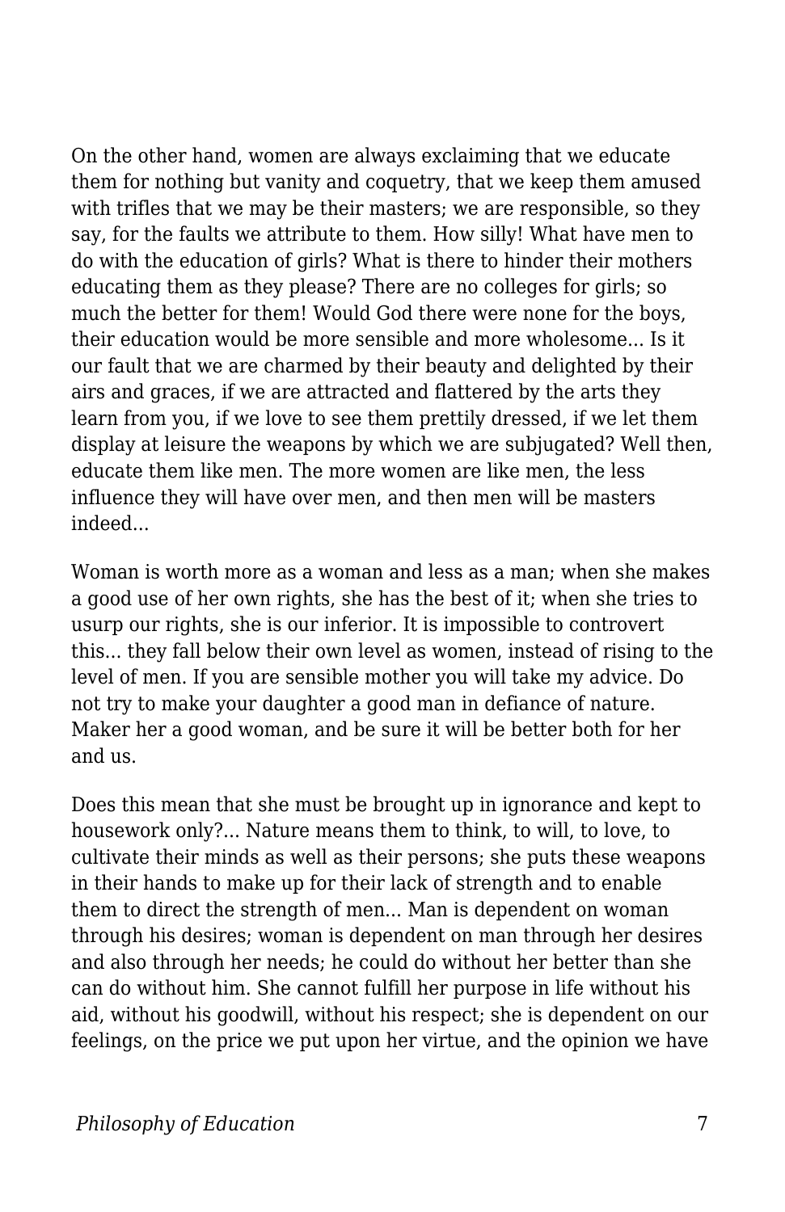On the other hand, women are always exclaiming that we educate them for nothing but vanity and coquetry, that we keep them amused with trifles that we may be their masters; we are responsible, so they say, for the faults we attribute to them. How silly! What have men to do with the education of girls? What is there to hinder their mothers educating them as they please? There are no colleges for girls; so much the better for them! Would God there were none for the boys, their education would be more sensible and more wholesome... Is it our fault that we are charmed by their beauty and delighted by their airs and graces, if we are attracted and flattered by the arts they learn from you, if we love to see them prettily dressed, if we let them display at leisure the weapons by which we are subjugated? Well then, educate them like men. The more women are like men, the less influence they will have over men, and then men will be masters indeed...

Woman is worth more as a woman and less as a man; when she makes a good use of her own rights, she has the best of it; when she tries to usurp our rights, she is our inferior. It is impossible to controvert this... they fall below their own level as women, instead of rising to the level of men. If you are sensible mother you will take my advice. Do not try to make your daughter a good man in defiance of nature. Maker her a good woman, and be sure it will be better both for her and us.

Does this mean that she must be brought up in ignorance and kept to housework only?... Nature means them to think, to will, to love, to cultivate their minds as well as their persons; she puts these weapons in their hands to make up for their lack of strength and to enable them to direct the strength of men... Man is dependent on woman through his desires; woman is dependent on man through her desires and also through her needs; he could do without her better than she can do without him. She cannot fulfill her purpose in life without his aid, without his goodwill, without his respect; she is dependent on our feelings, on the price we put upon her virtue, and the opinion we have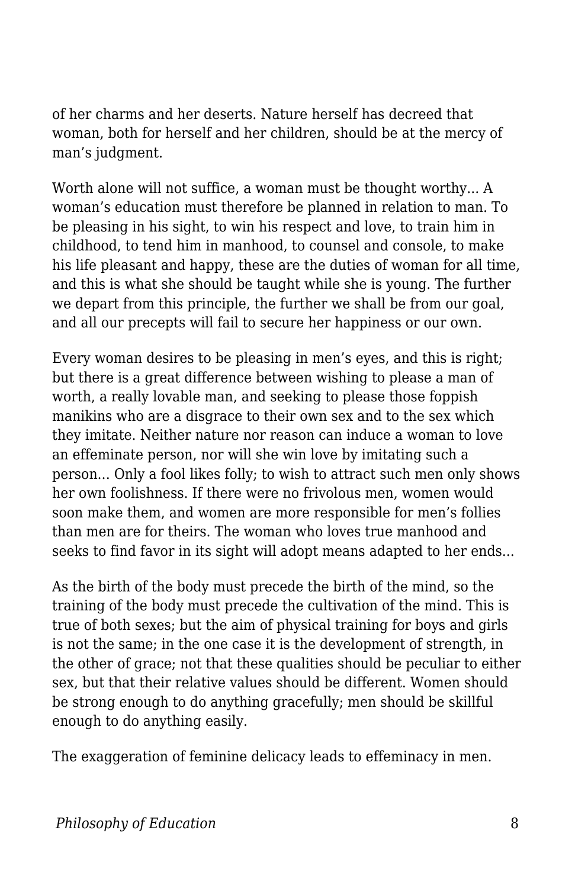of her charms and her deserts. Nature herself has decreed that woman, both for herself and her children, should be at the mercy of man's judgment.

Worth alone will not suffice, a woman must be thought worthy... A woman's education must therefore be planned in relation to man. To be pleasing in his sight, to win his respect and love, to train him in childhood, to tend him in manhood, to counsel and console, to make his life pleasant and happy, these are the duties of woman for all time, and this is what she should be taught while she is young. The further we depart from this principle, the further we shall be from our goal, and all our precepts will fail to secure her happiness or our own.

Every woman desires to be pleasing in men's eyes, and this is right; but there is a great difference between wishing to please a man of worth, a really lovable man, and seeking to please those foppish manikins who are a disgrace to their own sex and to the sex which they imitate. Neither nature nor reason can induce a woman to love an effeminate person, nor will she win love by imitating such a person... Only a fool likes folly; to wish to attract such men only shows her own foolishness. If there were no frivolous men, women would soon make them, and women are more responsible for men's follies than men are for theirs. The woman who loves true manhood and seeks to find favor in its sight will adopt means adapted to her ends...

As the birth of the body must precede the birth of the mind, so the training of the body must precede the cultivation of the mind. This is true of both sexes; but the aim of physical training for boys and girls is not the same; in the one case it is the development of strength, in the other of grace; not that these qualities should be peculiar to either sex, but that their relative values should be different. Women should be strong enough to do anything gracefully; men should be skillful enough to do anything easily.

The exaggeration of feminine delicacy leads to effeminacy in men.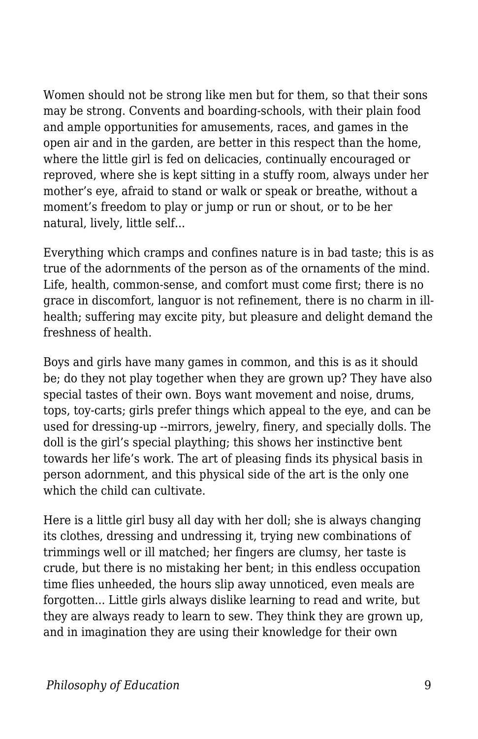Women should not be strong like men but for them, so that their sons may be strong. Convents and boarding-schools, with their plain food and ample opportunities for amusements, races, and games in the open air and in the garden, are better in this respect than the home, where the little girl is fed on delicacies, continually encouraged or reproved, where she is kept sitting in a stuffy room, always under her mother's eye, afraid to stand or walk or speak or breathe, without a moment's freedom to play or jump or run or shout, or to be her natural, lively, little self...

Everything which cramps and confines nature is in bad taste; this is as true of the adornments of the person as of the ornaments of the mind. Life, health, common-sense, and comfort must come first; there is no grace in discomfort, languor is not refinement, there is no charm in ill-health; suffering may excite pity, but pleasure and delight demand the freshness of health.

Boys and girls have many games in common, and this is as it should be; do they not play together when they are grown up? They have also special tastes of their own. Boys want movement and noise, drums, tops, toy-carts; girls prefer things which appeal to the eye, and can be used for dressing-up --mirrors, jewelry, finery, and specially dolls. The doll is the girl's special plaything; this shows her instinctive bent towards her life's work. The art of pleasing finds its physical basis in person adornment, and this physical side of the art is the only one which the child can cultivate.

Here is a little girl busy all day with her doll; she is always changing its clothes, dressing and undressing it, trying new combinations of trimmings well or ill matched; her fingers are clumsy, her taste is crude, but there is no mistaking her bent; in this endless occupation time flies unheeded, the hours slip away unnoticed, even meals are forgotten... Little girls always dislike learning to read and write, but they are always ready to learn to sew. They think they are grown up, and in imagination they are using their knowledge for their own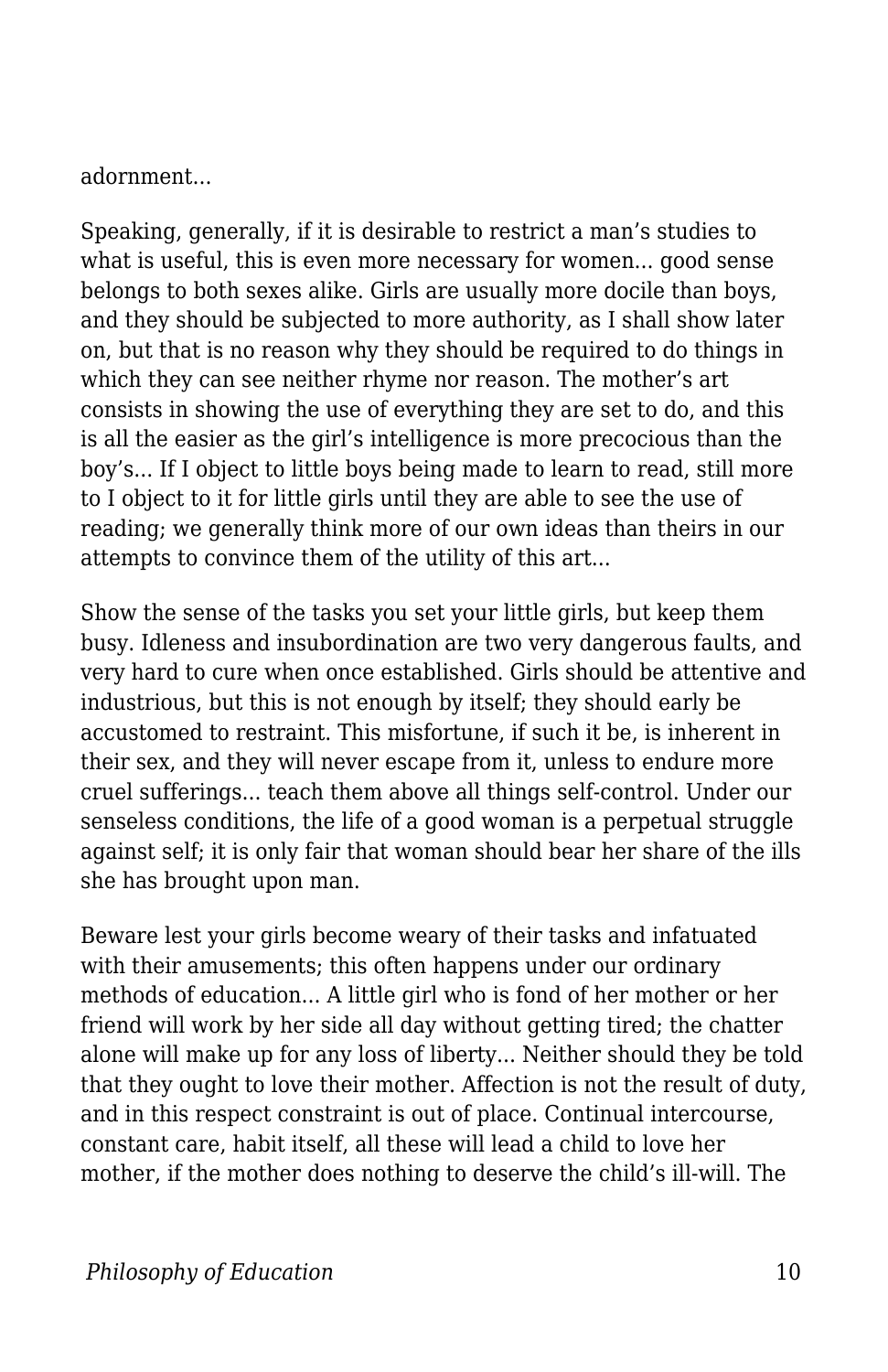adornment...

Speaking, generally, if it is desirable to restrict a man's studies to what is useful, this is even more necessary for women... good sense belongs to both sexes alike. Girls are usually more docile than boys, and they should be subjected to more authority, as I shall show later on, but that is no reason why they should be required to do things in which they can see neither rhyme nor reason. The mother's art consists in showing the use of everything they are set to do, and this is all the easier as the girl's intelligence is more precocious than the boy's... If I object to little boys being made to learn to read, still more to I object to it for little girls until they are able to see the use of reading; we generally think more of our own ideas than theirs in our attempts to convince them of the utility of this art...

Show the sense of the tasks you set your little girls, but keep them busy. Idleness and insubordination are two very dangerous faults, and very hard to cure when once established. Girls should be attentive and industrious, but this is not enough by itself; they should early be accustomed to restraint. This misfortune, if such it be, is inherent in their sex, and they will never escape from it, unless to endure more cruel sufferings... teach them above all things self-control. Under our senseless conditions, the life of a good woman is a perpetual struggle against self; it is only fair that woman should bear her share of the ills she has brought upon man.

Beware lest your girls become weary of their tasks and infatuated with their amusements; this often happens under our ordinary methods of education... A little girl who is fond of her mother or her friend will work by her side all day without getting tired; the chatter alone will make up for any loss of liberty... Neither should they be told that they ought to love their mother. Affection is not the result of duty, and in this respect constraint is out of place. Continual intercourse, constant care, habit itself, all these will lead a child to love her mother, if the mother does nothing to deserve the child's ill-will. The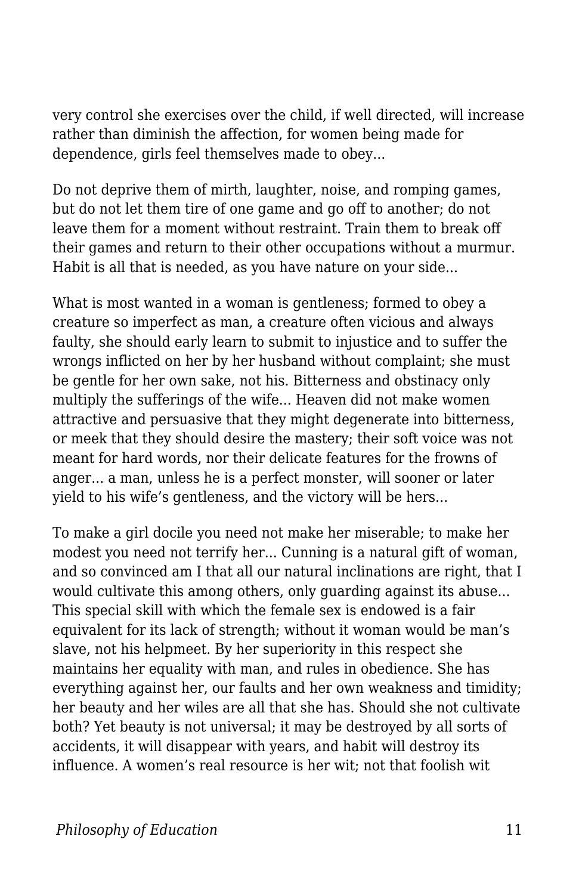very control she exercises over the child, if well directed, will increase rather than diminish the affection, for women being made for dependence, girls feel themselves made to obey...

Do not deprive them of mirth, laughter, noise, and romping games, but do not let them tire of one game and go off to another; do not leave them for a moment without restraint. Train them to break off their games and return to their other occupations without a murmur. Habit is all that is needed, as you have nature on your side...

What is most wanted in a woman is gentleness; formed to obey a creature so imperfect as man, a creature often vicious and always faulty, she should early learn to submit to injustice and to suffer the wrongs inflicted on her by her husband without complaint; she must be gentle for her own sake, not his. Bitterness and obstinacy only multiply the sufferings of the wife... Heaven did not make women attractive and persuasive that they might degenerate into bitterness, or meek that they should desire the mastery; their soft voice was not meant for hard words, nor their delicate features for the frowns of anger... a man, unless he is a perfect monster, will sooner or later yield to his wife's gentleness, and the victory will be hers...

To make a girl docile you need not make her miserable; to make her modest you need not terrify her... Cunning is a natural gift of woman, and so convinced am I that all our natural inclinations are right, that I would cultivate this among others, only guarding against its abuse... This special skill with which the female sex is endowed is a fair equivalent for its lack of strength; without it woman would be man's slave, not his helpmeet. By her superiority in this respect she maintains her equality with man, and rules in obedience. She has everything against her, our faults and her own weakness and timidity; her beauty and her wiles are all that she has. Should she not cultivate both? Yet beauty is not universal; it may be destroyed by all sorts of accidents, it will disappear with years, and habit will destroy its influence. A women's real resource is her wit; not that foolish wit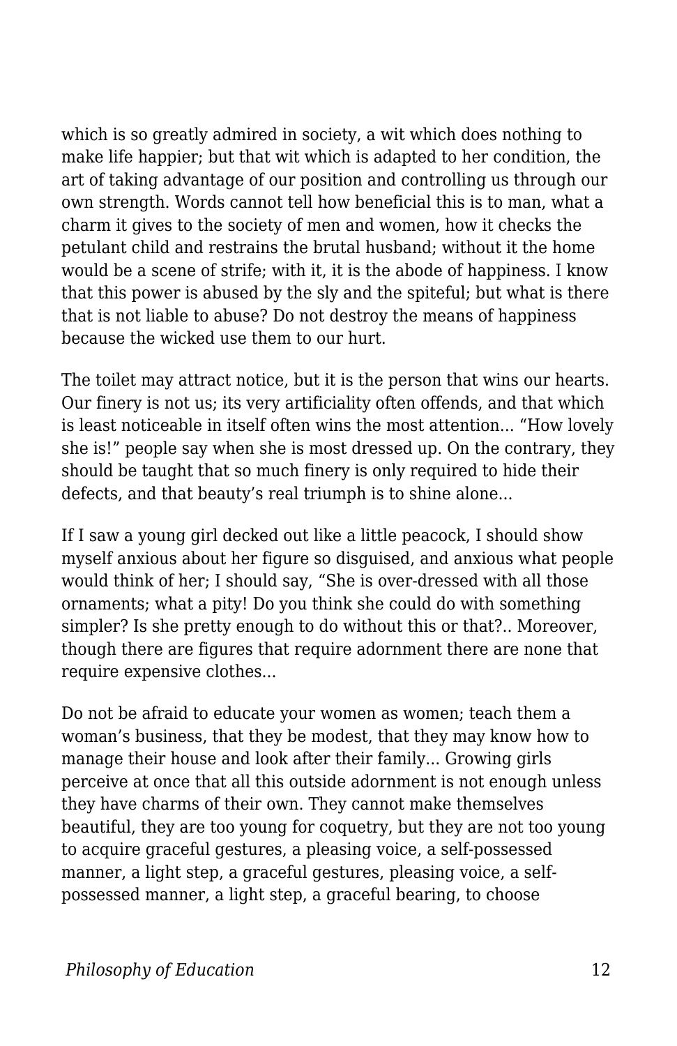which is so greatly admired in society, a wit which does nothing to make life happier; but that wit which is adapted to her condition, the art of taking advantage of our position and controlling us through our own strength. Words cannot tell how beneficial this is to man, what a charm it gives to the society of men and women, how it checks the petulant child and restrains the brutal husband; without it the home would be a scene of strife; with it, it is the abode of happiness. I know that this power is abused by the sly and the spiteful; but what is there that is not liable to abuse? Do not destroy the means of happiness because the wicked use them to our hurt.

The toilet may attract notice, but it is the person that wins our hearts. Our finery is not us; its very artificiality often offends, and that which is least noticeable in itself often wins the most attention... “How lovely she is!” people say when she is most dressed up. On the contrary, they should be taught that so much finery is only required to hide their defects, and that beauty’s real triumph is to shine alone...

If I saw a young girl decked out like a little peacock, I should show myself anxious about her figure so disguised, and anxious what people would think of her; I should say, “She is over-dressed with all those ornaments; what a pity! Do you think she could do with something simpler? Is she pretty enough to do without this or that?.. Moreover, though there are figures that require adornment there are none that require expensive clothes...

Do not be afraid to educate your women as women; teach them a woman’s business, that they be modest, that they may know how to manage their house and look after their family... Growing girls perceive at once that all this outside adornment is not enough unless they have charms of their own. They cannot make themselves beautiful, they are too young for coquetry, but they are not too young to acquire graceful gestures, a pleasing voice, a self-possessed manner, a light step, a graceful gestures, pleasing voice, a self-possessed manner, a light step, a graceful bearing, to choose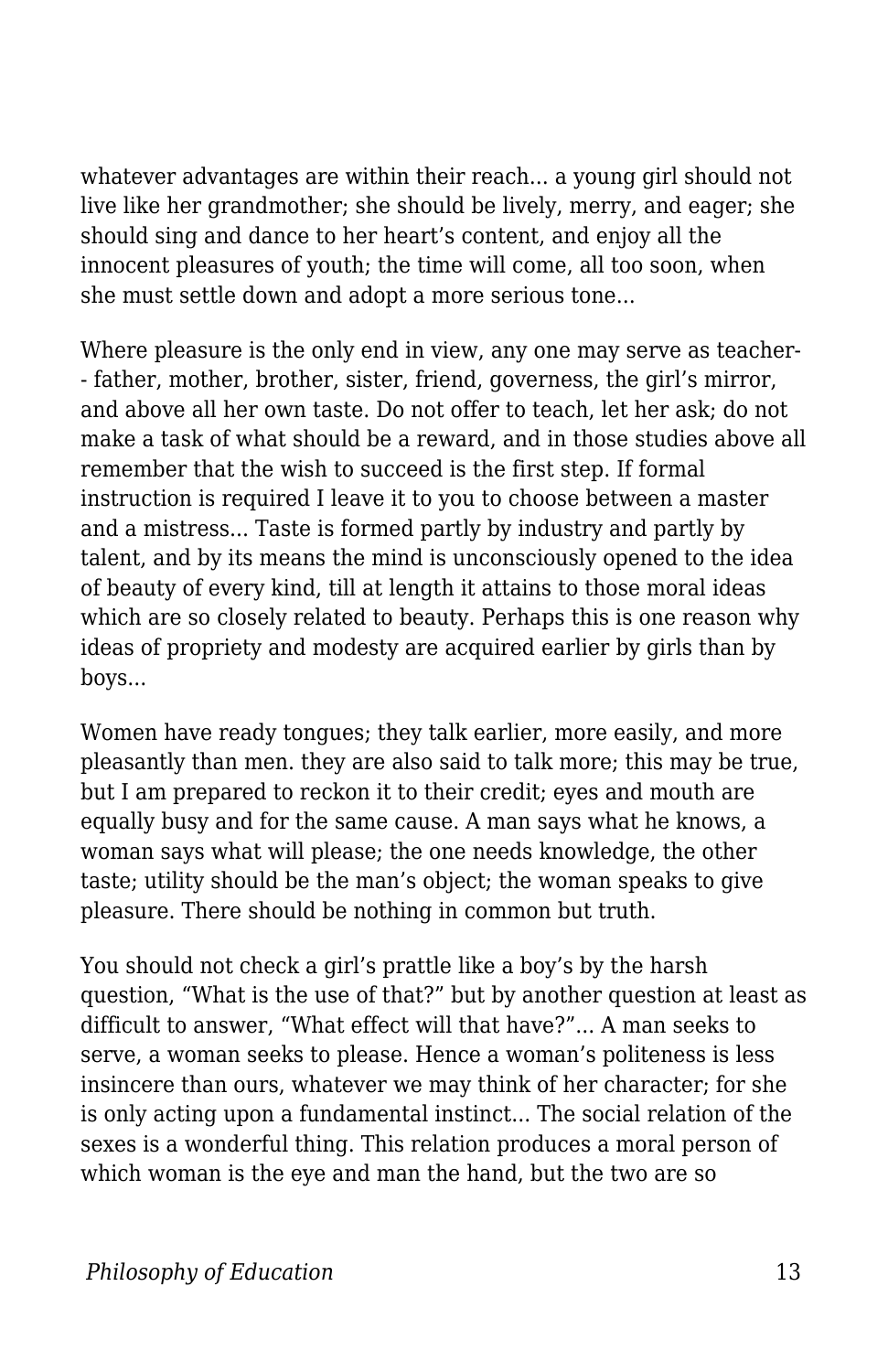whatever advantages are within their reach... a young girl should not live like her grandmother; she should be lively, merry, and eager; she should sing and dance to her heart's content, and enjoy all the innocent pleasures of youth; the time will come, all too soon, when she must settle down and adopt a more serious tone...

Where pleasure is the only end in view, any one may serve as teacher-- father, mother, brother, sister, friend, governess, the girl's mirror, and above all her own taste. Do not offer to teach, let her ask; do not make a task of what should be a reward, and in those studies above all remember that the wish to succeed is the first step. If formal instruction is required I leave it to you to choose between a master and a mistress... Taste is formed partly by industry and partly by talent, and by its means the mind is unconsciously opened to the idea of beauty of every kind, till at length it attains to those moral ideas which are so closely related to beauty. Perhaps this is one reason why ideas of propriety and modesty are acquired earlier by girls than by boys...

Women have ready tongues; they talk earlier, more easily, and more pleasantly than men. they are also said to talk more; this may be true, but I am prepared to reckon it to their credit; eyes and mouth are equally busy and for the same cause. A man says what he knows, a woman says what will please; the one needs knowledge, the other taste; utility should be the man's object; the woman speaks to give pleasure. There should be nothing in common but truth.

You should not check a girl's prattle like a boy's by the harsh question, "What is the use of that?" but by another question at least as difficult to answer, "What effect will that have?"... A man seeks to serve, a woman seeks to please. Hence a woman's politeness is less insincere than ours, whatever we may think of her character; for she is only acting upon a fundamental instinct... The social relation of the sexes is a wonderful thing. This relation produces a moral person of which woman is the eye and man the hand, but the two are so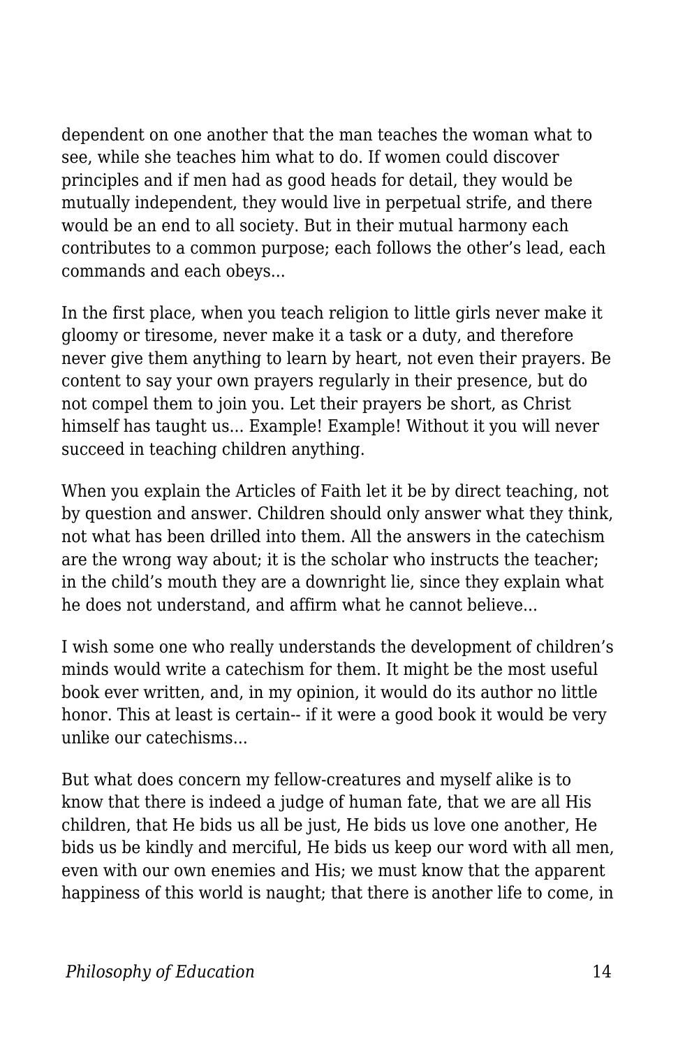dependent on one another that the man teaches the woman what to see, while she teaches him what to do. If women could discover principles and if men had as good heads for detail, they would be mutually independent, they would live in perpetual strife, and there would be an end to all society. But in their mutual harmony each contributes to a common purpose; each follows the other's lead, each commands and each obeys...

In the first place, when you teach religion to little girls never make it gloomy or tiresome, never make it a task or a duty, and therefore never give them anything to learn by heart, not even their prayers. Be content to say your own prayers regularly in their presence, but do not compel them to join you. Let their prayers be short, as Christ himself has taught us... Example! Example! Without it you will never succeed in teaching children anything.

When you explain the Articles of Faith let it be by direct teaching, not by question and answer. Children should only answer what they think, not what has been drilled into them. All the answers in the catechism are the wrong way about; it is the scholar who instructs the teacher; in the child's mouth they are a downright lie, since they explain what he does not understand, and affirm what he cannot believe...

I wish some one who really understands the development of children's minds would write a catechism for them. It might be the most useful book ever written, and, in my opinion, it would do its author no little honor. This at least is certain-- if it were a good book it would be very unlike our catechisms...

But what does concern my fellow-creatures and myself alike is to know that there is indeed a judge of human fate, that we are all His children, that He bids us all be just, He bids us love one another, He bids us be kindly and merciful, He bids us keep our word with all men, even with our own enemies and His; we must know that the apparent happiness of this world is naught; that there is another life to come, in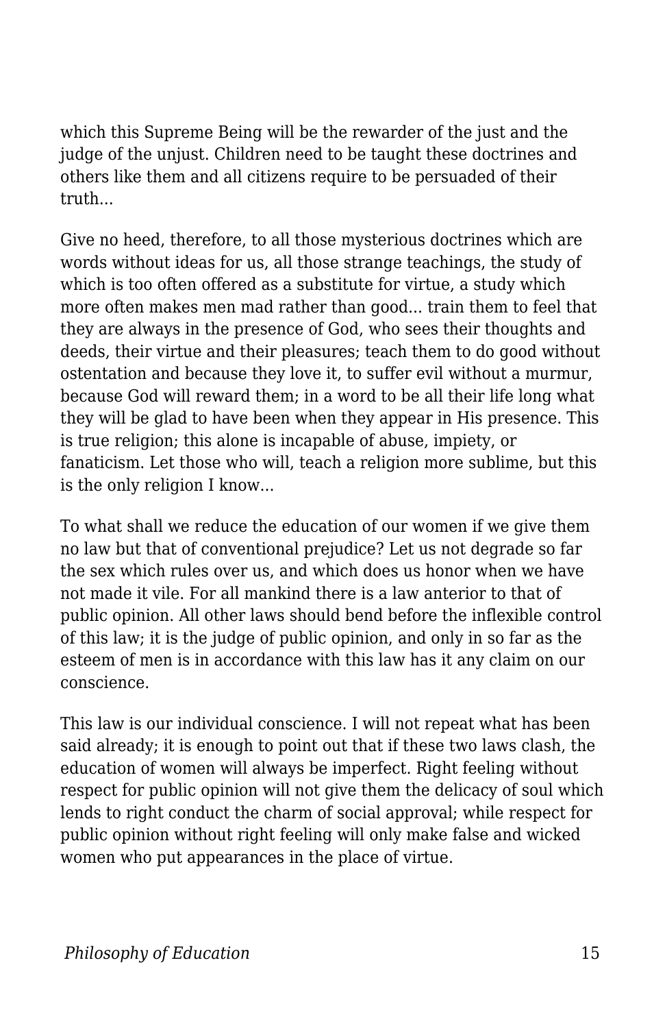which this Supreme Being will be the rewarder of the just and the judge of the unjust. Children need to be taught these doctrines and others like them and all citizens require to be persuaded of their truth...

Give no heed, therefore, to all those mysterious doctrines which are words without ideas for us, all those strange teachings, the study of which is too often offered as a substitute for virtue, a study which more often makes men mad rather than good... train them to feel that they are always in the presence of God, who sees their thoughts and deeds, their virtue and their pleasures; teach them to do good without ostentation and because they love it, to suffer evil without a murmur, because God will reward them; in a word to be all their life long what they will be glad to have been when they appear in His presence. This is true religion; this alone is incapable of abuse, impiety, or fanaticism. Let those who will, teach a religion more sublime, but this is the only religion I know...

To what shall we reduce the education of our women if we give them no law but that of conventional prejudice? Let us not degrade so far the sex which rules over us, and which does us honor when we have not made it vile. For all mankind there is a law anterior to that of public opinion. All other laws should bend before the inflexible control of this law; it is the judge of public opinion, and only in so far as the esteem of men is in accordance with this law has it any claim on our conscience.

This law is our individual conscience. I will not repeat what has been said already; it is enough to point out that if these two laws clash, the education of women will always be imperfect. Right feeling without respect for public opinion will not give them the delicacy of soul which lends to right conduct the charm of social approval; while respect for public opinion without right feeling will only make false and wicked women who put appearances in the place of virtue.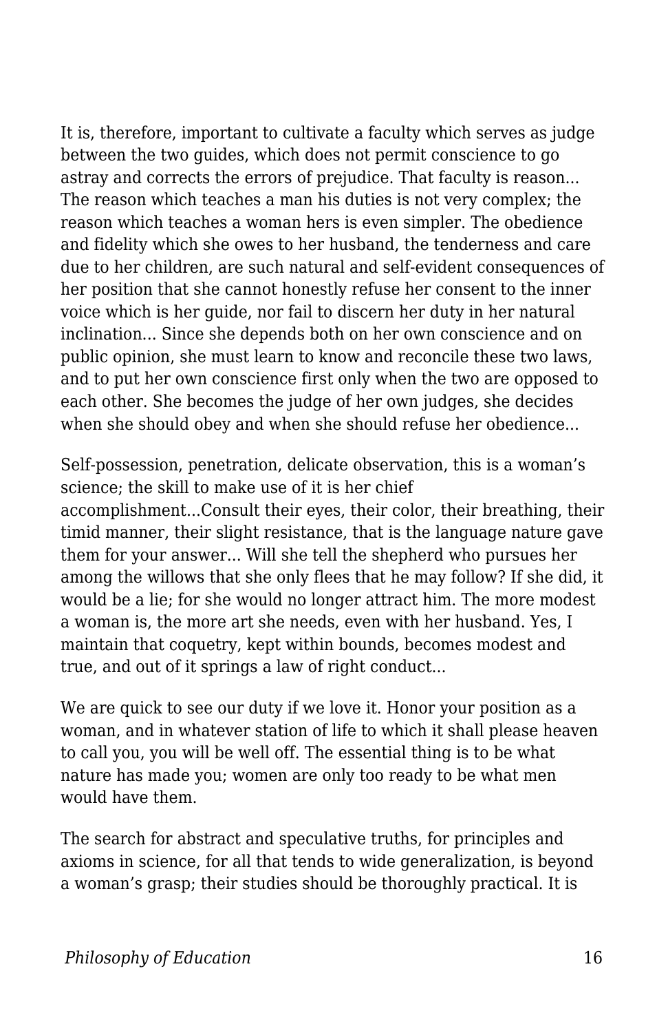It is, therefore, important to cultivate a faculty which serves as judge between the two guides, which does not permit conscience to go astray and corrects the errors of prejudice. That faculty is reason... The reason which teaches a man his duties is not very complex; the reason which teaches a woman hers is even simpler. The obedience and fidelity which she owes to her husband, the tenderness and care due to her children, are such natural and self-evident consequences of her position that she cannot honestly refuse her consent to the inner voice which is her guide, nor fail to discern her duty in her natural inclination... Since she depends both on her own conscience and on public opinion, she must learn to know and reconcile these two laws, and to put her own conscience first only when the two are opposed to each other. She becomes the judge of her own judges, she decides when she should obey and when she should refuse her obedience...

Self-possession, penetration, delicate observation, this is a woman's science; the skill to make use of it is her chief accomplishment...Consult their eyes, their color, their breathing, their timid manner, their slight resistance, that is the language nature gave them for your answer... Will she tell the shepherd who pursues her among the willows that she only flees that he may follow? If she did, it would be a lie; for she would no longer attract him. The more modest a woman is, the more art she needs, even with her husband. Yes, I maintain that coquetry, kept within bounds, becomes modest and true, and out of it springs a law of right conduct...

We are quick to see our duty if we love it. Honor your position as a woman, and in whatever station of life to which it shall please heaven to call you, you will be well off. The essential thing is to be what nature has made you; women are only too ready to be what men would have them.

The search for abstract and speculative truths, for principles and axioms in science, for all that tends to wide generalization, is beyond a woman's grasp; their studies should be thoroughly practical. It is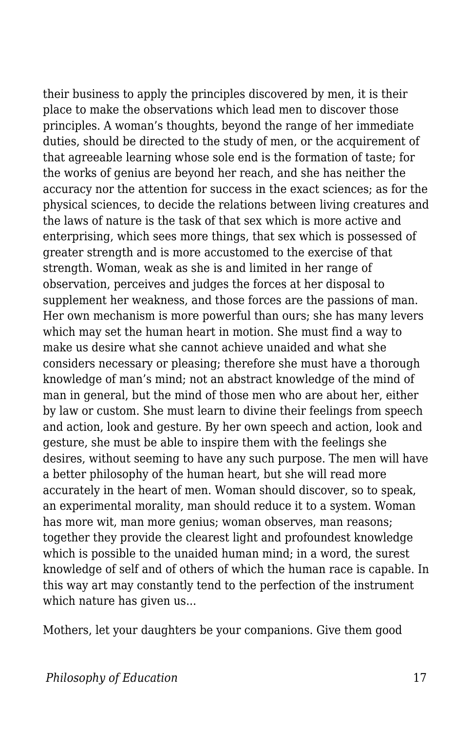their business to apply the principles discovered by men, it is their place to make the observations which lead men to discover those principles. A woman's thoughts, beyond the range of her immediate duties, should be directed to the study of men, or the acquirement of that agreeable learning whose sole end is the formation of taste; for the works of genius are beyond her reach, and she has neither the accuracy nor the attention for success in the exact sciences; as for the physical sciences, to decide the relations between living creatures and the laws of nature is the task of that sex which is more active and enterprising, which sees more things, that sex which is possessed of greater strength and is more accustomed to the exercise of that strength. Woman, weak as she is and limited in her range of observation, perceives and judges the forces at her disposal to supplement her weakness, and those forces are the passions of man. Her own mechanism is more powerful than ours; she has many levers which may set the human heart in motion. She must find a way to make us desire what she cannot achieve unaided and what she considers necessary or pleasing; therefore she must have a thorough knowledge of man's mind; not an abstract knowledge of the mind of man in general, but the mind of those men who are about her, either by law or custom. She must learn to divine their feelings from speech and action, look and gesture. By her own speech and action, look and gesture, she must be able to inspire them with the feelings she desires, without seeming to have any such purpose. The men will have a better philosophy of the human heart, but she will read more accurately in the heart of men. Woman should discover, so to speak, an experimental morality, man should reduce it to a system. Woman has more wit, man more genius; woman observes, man reasons; together they provide the clearest light and profoundest knowledge which is possible to the unaided human mind; in a word, the surest knowledge of self and of others of which the human race is capable. In this way art may constantly tend to the perfection of the instrument which nature has given us...

Mothers, let your daughters be your companions. Give them good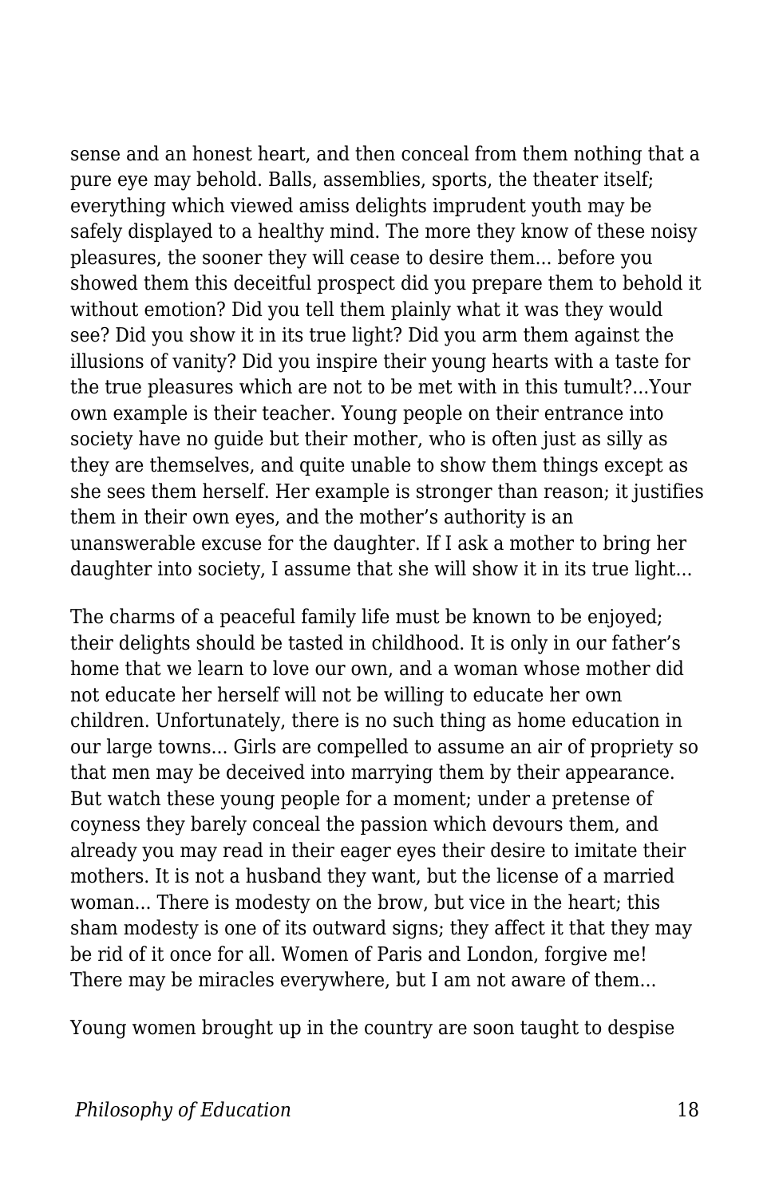sense and an honest heart, and then conceal from them nothing that a pure eye may behold. Balls, assemblies, sports, the theater itself; everything which viewed amiss delights imprudent youth may be safely displayed to a healthy mind. The more they know of these noisy pleasures, the sooner they will cease to desire them… before you showed them this deceitful prospect did you prepare them to behold it without emotion? Did you tell them plainly what it was they would see? Did you show it in its true light? Did you arm them against the illusions of vanity? Did you inspire their young hearts with a taste for the true pleasures which are not to be met with in this tumult?...Your own example is their teacher. Young people on their entrance into society have no guide but their mother, who is often just as silly as they are themselves, and quite unable to show them things except as she sees them herself. Her example is stronger than reason; it justifies them in their own eyes, and the mother's authority is an unanswerable excuse for the daughter. If I ask a mother to bring her daughter into society, I assume that she will show it in its true light...

The charms of a peaceful family life must be known to be enjoyed; their delights should be tasted in childhood. It is only in our father's home that we learn to love our own, and a woman whose mother did not educate her herself will not be willing to educate her own children. Unfortunately, there is no such thing as home education in our large towns... Girls are compelled to assume an air of propriety so that men may be deceived into marrying them by their appearance. But watch these young people for a moment; under a pretense of coyness they barely conceal the passion which devours them, and already you may read in their eager eyes their desire to imitate their mothers. It is not a husband they want, but the license of a married woman... There is modesty on the brow, but vice in the heart; this sham modesty is one of its outward signs; they affect it that they may be rid of it once for all. Women of Paris and London, forgive me! There may be miracles everywhere, but I am not aware of them...

Young women brought up in the country are soon taught to despise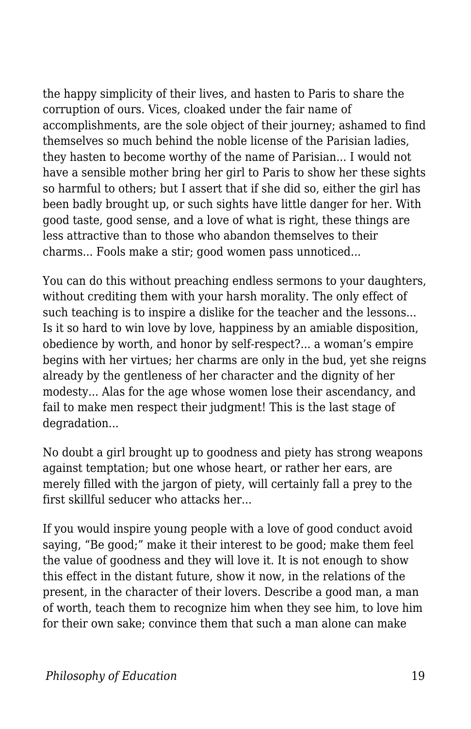the happy simplicity of their lives, and hasten to Paris to share the corruption of ours. Vices, cloaked under the fair name of accomplishments, are the sole object of their journey; ashamed to find themselves so much behind the noble license of the Parisian ladies, they hasten to become worthy of the name of Parisian... I would not have a sensible mother bring her girl to Paris to show her these sights so harmful to others; but I assert that if she did so, either the girl has been badly brought up, or such sights have little danger for her. With good taste, good sense, and a love of what is right, these things are less attractive than to those who abandon themselves to their charms... Fools make a stir; good women pass unnoticed...

You can do this without preaching endless sermons to your daughters, without crediting them with your harsh morality. The only effect of such teaching is to inspire a dislike for the teacher and the lessons... Is it so hard to win love by love, happiness by an amiable disposition, obedience by worth, and honor by self-respect?... a woman's empire begins with her virtues; her charms are only in the bud, yet she reigns already by the gentleness of her character and the dignity of her modesty... Alas for the age whose women lose their ascendancy, and fail to make men respect their judgment! This is the last stage of degradation...

No doubt a girl brought up to goodness and piety has strong weapons against temptation; but one whose heart, or rather her ears, are merely filled with the jargon of piety, will certainly fall a prey to the first skillful seducer who attacks her...

If you would inspire young people with a love of good conduct avoid saying, "Be good;" make it their interest to be good; make them feel the value of goodness and they will love it. It is not enough to show this effect in the distant future, show it now, in the relations of the present, in the character of their lovers. Describe a good man, a man of worth, teach them to recognize him when they see him, to love him for their own sake; convince them that such a man alone can make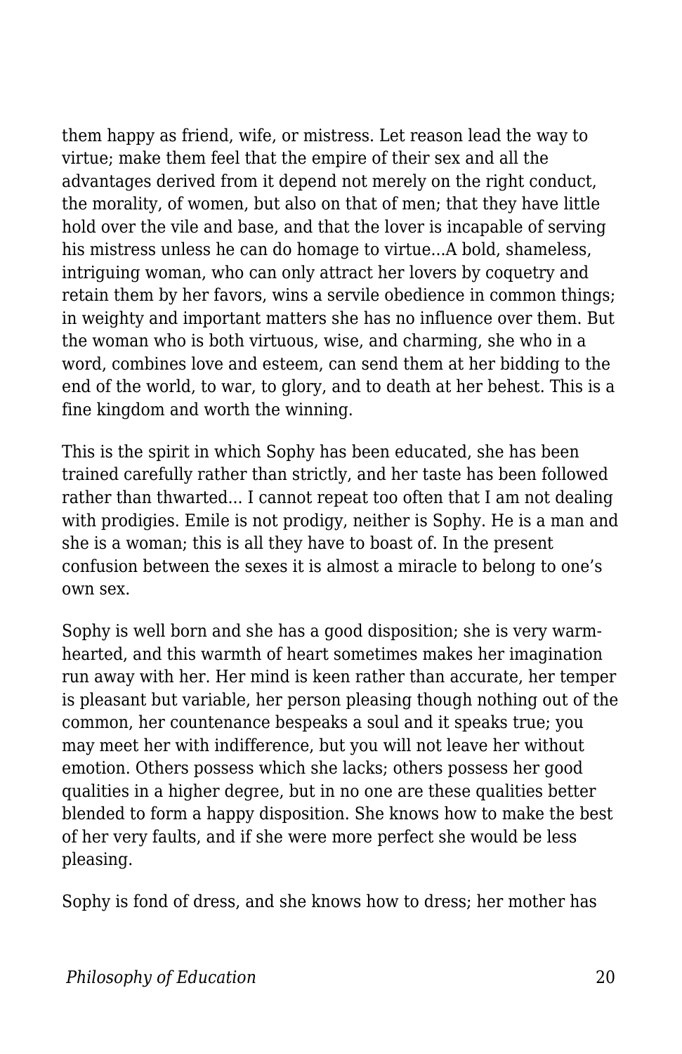them happy as friend, wife, or mistress. Let reason lead the way to virtue; make them feel that the empire of their sex and all the advantages derived from it depend not merely on the right conduct, the morality, of women, but also on that of men; that they have little hold over the vile and base, and that the lover is incapable of serving his mistress unless he can do homage to virtue...A bold, shameless, intriguing woman, who can only attract her lovers by coquetry and retain them by her favors, wins a servile obedience in common things; in weighty and important matters she has no influence over them. But the woman who is both virtuous, wise, and charming, she who in a word, combines love and esteem, can send them at her bidding to the end of the world, to war, to glory, and to death at her behest. This is a fine kingdom and worth the winning.

This is the spirit in which Sophy has been educated, she has been trained carefully rather than strictly, and her taste has been followed rather than thwarted... I cannot repeat too often that I am not dealing with prodigies. Emile is not prodigy, neither is Sophy. He is a man and she is a woman; this is all they have to boast of. In the present confusion between the sexes it is almost a miracle to belong to one's own sex.

Sophy is well born and she has a good disposition; she is very warm-hearted, and this warmth of heart sometimes makes her imagination run away with her. Her mind is keen rather than accurate, her temper is pleasant but variable, her person pleasing though nothing out of the common, her countenance bespeaks a soul and it speaks true; you may meet her with indifference, but you will not leave her without emotion. Others possess which she lacks; others possess her good qualities in a higher degree, but in no one are these qualities better blended to form a happy disposition. She knows how to make the best of her very faults, and if she were more perfect she would be less pleasing.

Sophy is fond of dress, and she knows how to dress; her mother has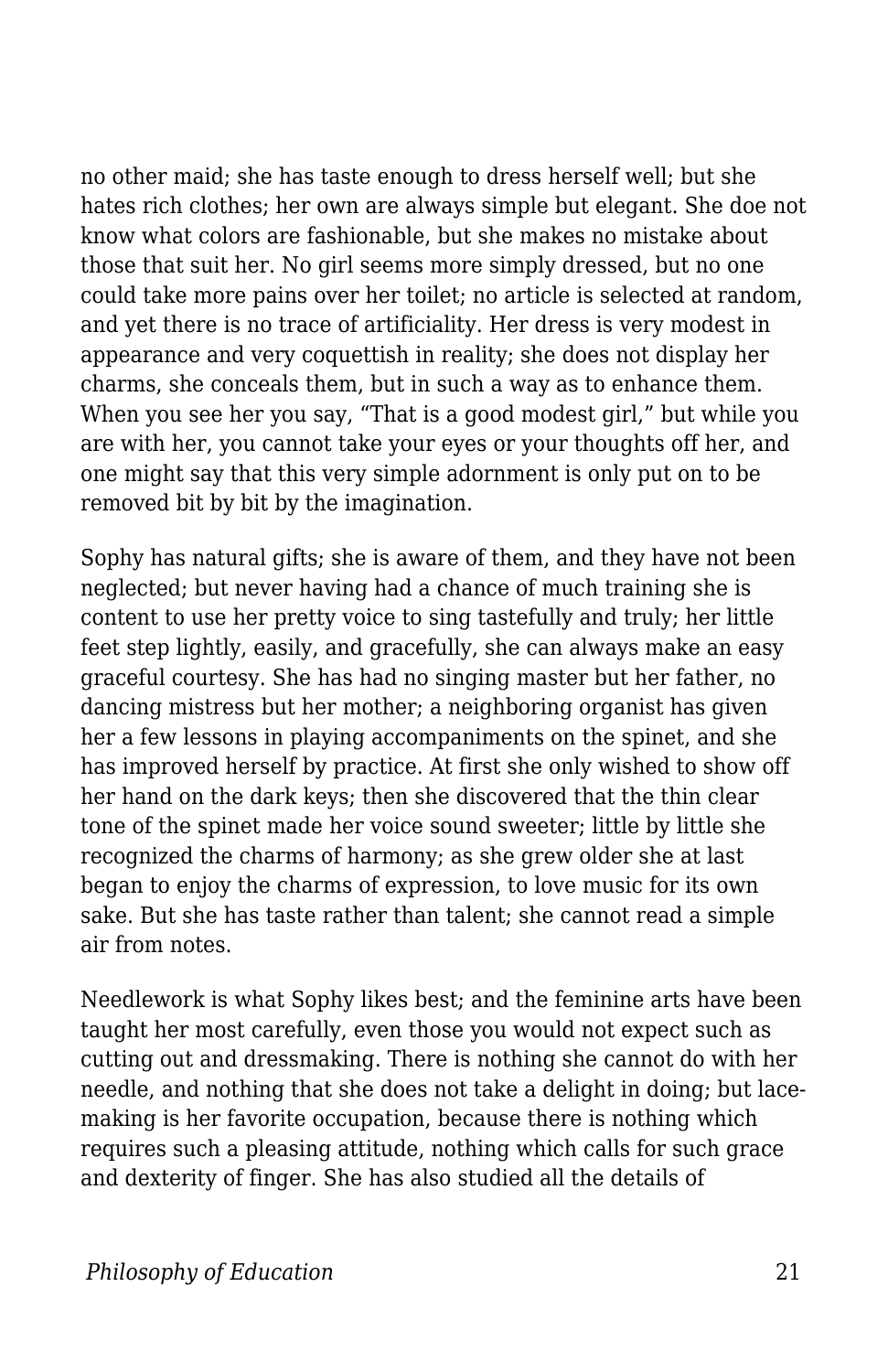no other maid; she has taste enough to dress herself well; but she hates rich clothes; her own are always simple but elegant. She doe not know what colors are fashionable, but she makes no mistake about those that suit her. No girl seems more simply dressed, but no one could take more pains over her toilet; no article is selected at random, and yet there is no trace of artificiality. Her dress is very modest in appearance and very coquettish in reality; she does not display her charms, she conceals them, but in such a way as to enhance them. When you see her you say, “That is a good modest girl,” but while you are with her, you cannot take your eyes or your thoughts off her, and one might say that this very simple adornment is only put on to be removed bit by bit by the imagination.

Sophy has natural gifts; she is aware of them, and they have not been neglected; but never having had a chance of much training she is content to use her pretty voice to sing tastefully and truly; her little feet step lightly, easily, and gracefully, she can always make an easy graceful courtesy. She has had no singing master but her father, no dancing mistress but her mother; a neighboring organist has given her a few lessons in playing accompaniments on the spinet, and she has improved herself by practice. At first she only wished to show off her hand on the dark keys; then she discovered that the thin clear tone of the spinet made her voice sound sweeter; little by little she recognized the charms of harmony; as she grew older she at last began to enjoy the charms of expression, to love music for its own sake. But she has taste rather than talent; she cannot read a simple air from notes.

Needlework is what Sophy likes best; and the feminine arts have been taught her most carefully, even those you would not expect such as cutting out and dressmaking. There is nothing she cannot do with her needle, and nothing that she does not take a delight in doing; but lace-making is her favorite occupation, because there is nothing which requires such a pleasing attitude, nothing which calls for such grace and dexterity of finger. She has also studied all the details of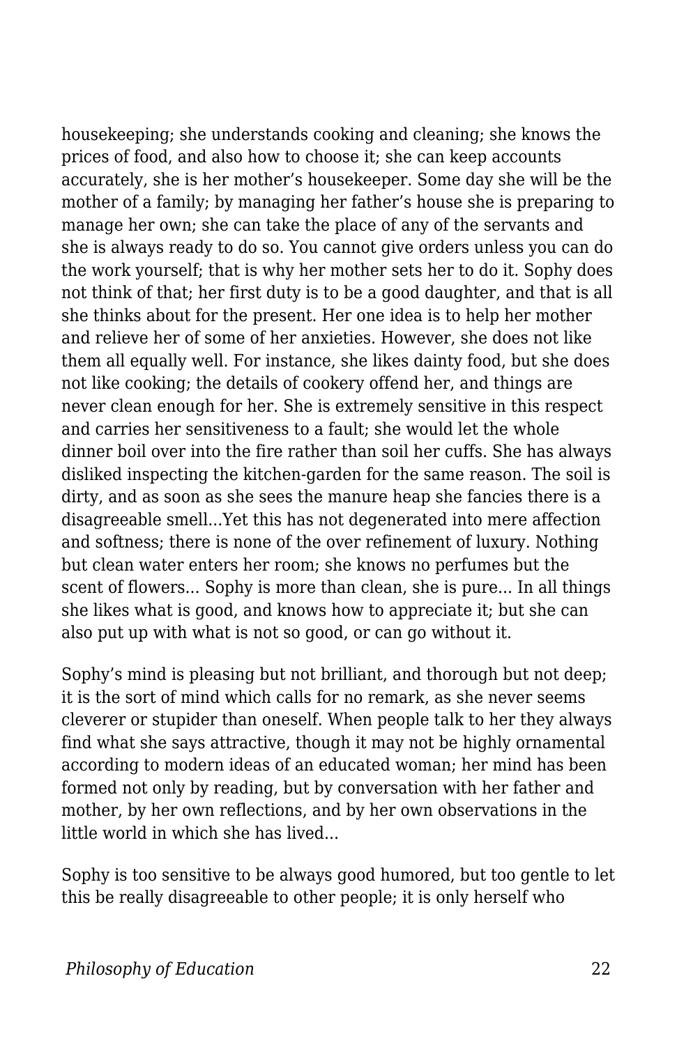housekeeping; she understands cooking and cleaning; she knows the prices of food, and also how to choose it; she can keep accounts accurately, she is her mother's housekeeper. Some day she will be the mother of a family; by managing her father's house she is preparing to manage her own; she can take the place of any of the servants and she is always ready to do so. You cannot give orders unless you can do the work yourself; that is why her mother sets her to do it. Sophy does not think of that; her first duty is to be a good daughter, and that is all she thinks about for the present. Her one idea is to help her mother and relieve her of some of her anxieties. However, she does not like them all equally well. For instance, she likes dainty food, but she does not like cooking; the details of cookery offend her, and things are never clean enough for her. She is extremely sensitive in this respect and carries her sensitiveness to a fault; she would let the whole dinner boil over into the fire rather than soil her cuffs. She has always disliked inspecting the kitchen-garden for the same reason. The soil is dirty, and as soon as she sees the manure heap she fancies there is a disagreeable smell...Yet this has not degenerated into mere affection and softness; there is none of the over refinement of luxury. Nothing but clean water enters her room; she knows no perfumes but the scent of flowers... Sophy is more than clean, she is pure... In all things she likes what is good, and knows how to appreciate it; but she can also put up with what is not so good, or can go without it.

Sophy's mind is pleasing but not brilliant, and thorough but not deep; it is the sort of mind which calls for no remark, as she never seems cleverer or stupider than oneself. When people talk to her they always find what she says attractive, though it may not be highly ornamental according to modern ideas of an educated woman; her mind has been formed not only by reading, but by conversation with her father and mother, by her own reflections, and by her own observations in the little world in which she has lived...

Sophy is too sensitive to be always good humored, but too gentle to let this be really disagreeable to other people; it is only herself who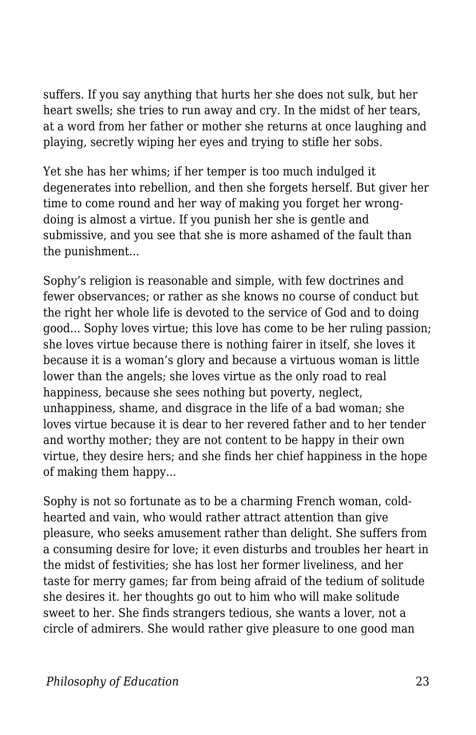suffers. If you say anything that hurts her she does not sulk, but her heart swells; she tries to run away and cry. In the midst of her tears, at a word from her father or mother she returns at once laughing and playing, secretly wiping her eyes and trying to stifle her sobs.

Yet she has her whims; if her temper is too much indulged it degenerates into rebellion, and then she forgets herself. But giver her time to come round and her way of making you forget her wrong-doing is almost a virtue. If you punish her she is gentle and submissive, and you see that she is more ashamed of the fault than the punishment…

Sophy's religion is reasonable and simple, with few doctrines and fewer observances; or rather as she knows no course of conduct but the right her whole life is devoted to the service of God and to doing good… Sophy loves virtue; this love has come to be her ruling passion; she loves virtue because there is nothing fairer in itself, she loves it because it is a woman's glory and because a virtuous woman is little lower than the angels; she loves virtue as the only road to real happiness, because she sees nothing but poverty, neglect, unhappiness, shame, and disgrace in the life of a bad woman; she loves virtue because it is dear to her revered father and to her tender and worthy mother; they are not content to be happy in their own virtue, they desire hers; and she finds her chief happiness in the hope of making them happy…

Sophy is not so fortunate as to be a charming French woman, cold-hearted and vain, who would rather attract attention than give pleasure, who seeks amusement rather than delight. She suffers from a consuming desire for love; it even disturbs and troubles her heart in the midst of festivities; she has lost her former liveliness, and her taste for merry games; far from being afraid of the tedium of solitude she desires it. her thoughts go out to him who will make solitude sweet to her. She finds strangers tedious, she wants a lover, not a circle of admirers. She would rather give pleasure to one good man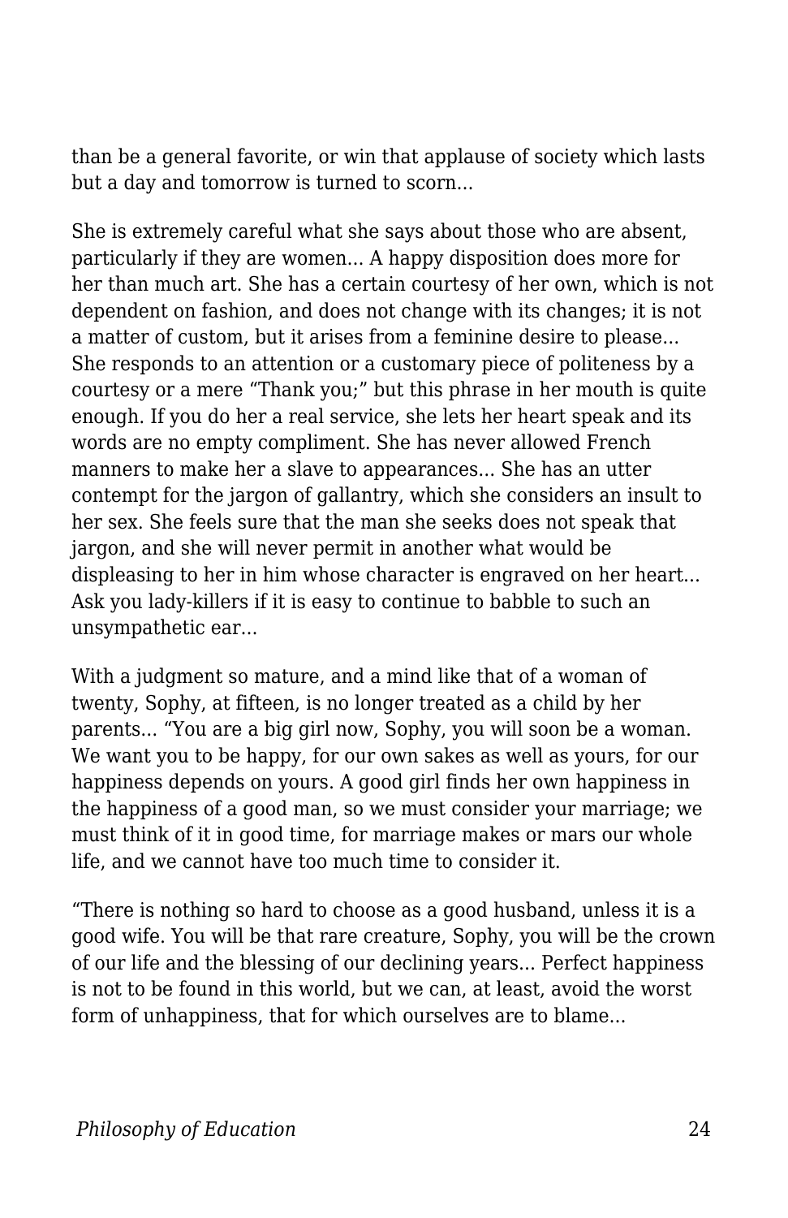than be a general favorite, or win that applause of society which lasts but a day and tomorrow is turned to scorn...

She is extremely careful what she says about those who are absent, particularly if they are women... A happy disposition does more for her than much art. She has a certain courtesy of her own, which is not dependent on fashion, and does not change with its changes; it is not a matter of custom, but it arises from a feminine desire to please... She responds to an attention or a customary piece of politeness by a courtesy or a mere "Thank you;" but this phrase in her mouth is quite enough. If you do her a real service, she lets her heart speak and its words are no empty compliment. She has never allowed French manners to make her a slave to appearances... She has an utter contempt for the jargon of gallantry, which she considers an insult to her sex. She feels sure that the man she seeks does not speak that jargon, and she will never permit in another what would be displeasing to her in him whose character is engraved on her heart... Ask you lady-killers if it is easy to continue to babble to such an unsympathetic ear...

With a judgment so mature, and a mind like that of a woman of twenty, Sophy, at fifteen, is no longer treated as a child by her parents... "You are a big girl now, Sophy, you will soon be a woman. We want you to be happy, for our own sakes as well as yours, for our happiness depends on yours. A good girl finds her own happiness in the happiness of a good man, so we must consider your marriage; we must think of it in good time, for marriage makes or mars our whole life, and we cannot have too much time to consider it.

"There is nothing so hard to choose as a good husband, unless it is a good wife. You will be that rare creature, Sophy, you will be the crown of our life and the blessing of our declining years... Perfect happiness is not to be found in this world, but we can, at least, avoid the worst form of unhappiness, that for which ourselves are to blame...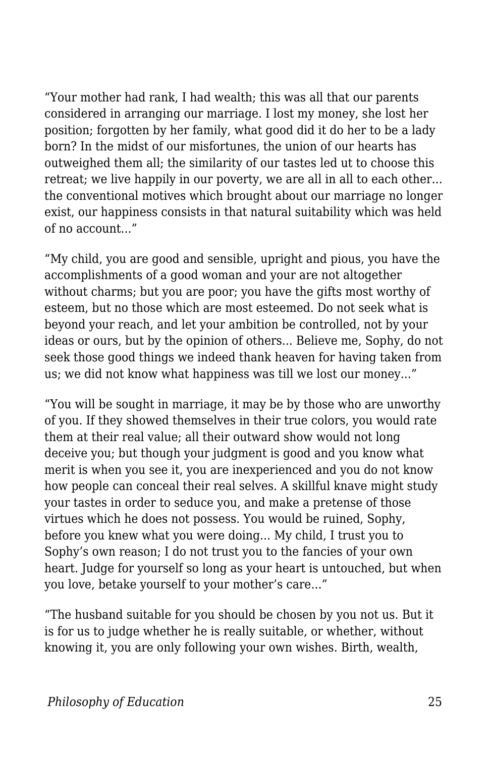“Your mother had rank, I had wealth; this was all that our parents considered in arranging our marriage. I lost my money, she lost her position; forgotten by her family, what good did it do her to be a lady born? In the midst of our misfortunes, the union of our hearts has outweighed them all; the similarity of our tastes led ut to choose this retreat; we live happily in our poverty, we are all in all to each other... the conventional motives which brought about our marriage no longer exist, our happiness consists in that natural suitability which was held of no account...”

“My child, you are good and sensible, upright and pious, you have the accomplishments of a good woman and your are not altogether without charms; but you are poor; you have the gifts most worthy of esteem, but no those which are most esteemed. Do not seek what is beyond your reach, and let your ambition be controlled, not by your ideas or ours, but by the opinion of others... Believe me, Sophy, do not seek those good things we indeed thank heaven for having taken from us; we did not know what happiness was till we lost our money...”

“You will be sought in marriage, it may be by those who are unworthy of you. If they showed themselves in their true colors, you would rate them at their real value; all their outward show would not long deceive you; but though your judgment is good and you know what merit is when you see it, you are inexperienced and you do not know how people can conceal their real selves. A skillful knave might study your tastes in order to seduce you, and make a pretense of those virtues which he does not possess. You would be ruined, Sophy, before you knew what you were doing... My child, I trust you to Sophy’s own reason; I do not trust you to the fancies of your own heart. Judge for yourself so long as your heart is untouched, but when you love, betake yourself to your mother’s care...”

“The husband suitable for you should be chosen by you not us. But it is for us to judge whether he is really suitable, or whether, without knowing it, you are only following your own wishes. Birth, wealth,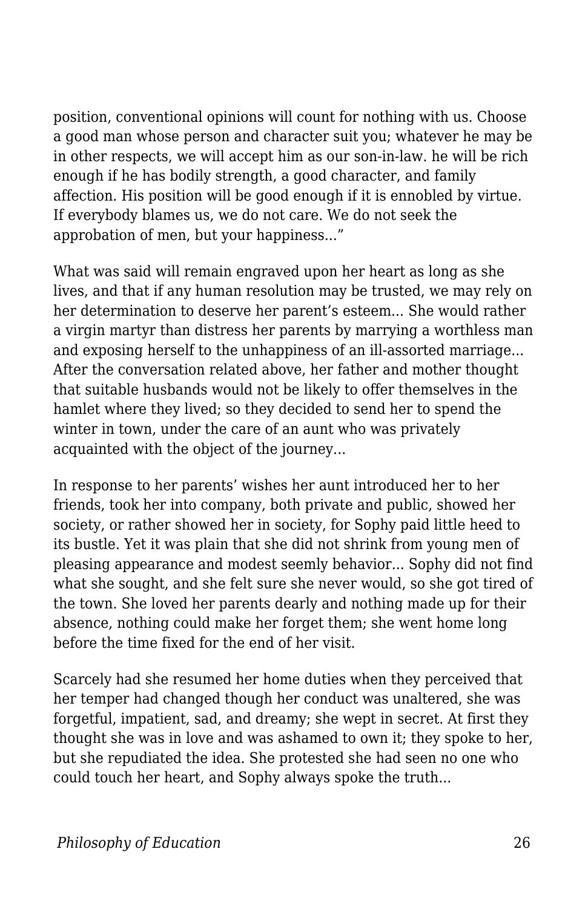position, conventional opinions will count for nothing with us. Choose a good man whose person and character suit you; whatever he may be in other respects, we will accept him as our son-in-law. he will be rich enough if he has bodily strength, a good character, and family affection. His position will be good enough if it is ennobled by virtue. If everybody blames us, we do not care. We do not seek the approbation of men, but your happiness...”

What was said will remain engraved upon her heart as long as she lives, and that if any human resolution may be trusted, we may rely on her determination to deserve her parent’s esteem... She would rather a virgin martyr than distress her parents by marrying a worthless man and exposing herself to the unhappiness of an ill-assorted marriage... After the conversation related above, her father and mother thought that suitable husbands would not be likely to offer themselves in the hamlet where they lived; so they decided to send her to spend the winter in town, under the care of an aunt who was privately acquainted with the object of the journey...

In response to her parents’ wishes her aunt introduced her to her friends, took her into company, both private and public, showed her society, or rather showed her in society, for Sophy paid little heed to its bustle. Yet it was plain that she did not shrink from young men of pleasing appearance and modest seemly behavior... Sophy did not find what she sought, and she felt sure she never would, so she got tired of the town. She loved her parents dearly and nothing made up for their absence, nothing could make her forget them; she went home long before the time fixed for the end of her visit.

Scarcely had she resumed her home duties when they perceived that her temper had changed though her conduct was unaltered, she was forgetful, impatient, sad, and dreamy; she wept in secret. At first they thought she was in love and was ashamed to own it; they spoke to her, but she repudiated the idea. She protested she had seen no one who could touch her heart, and Sophy always spoke the truth...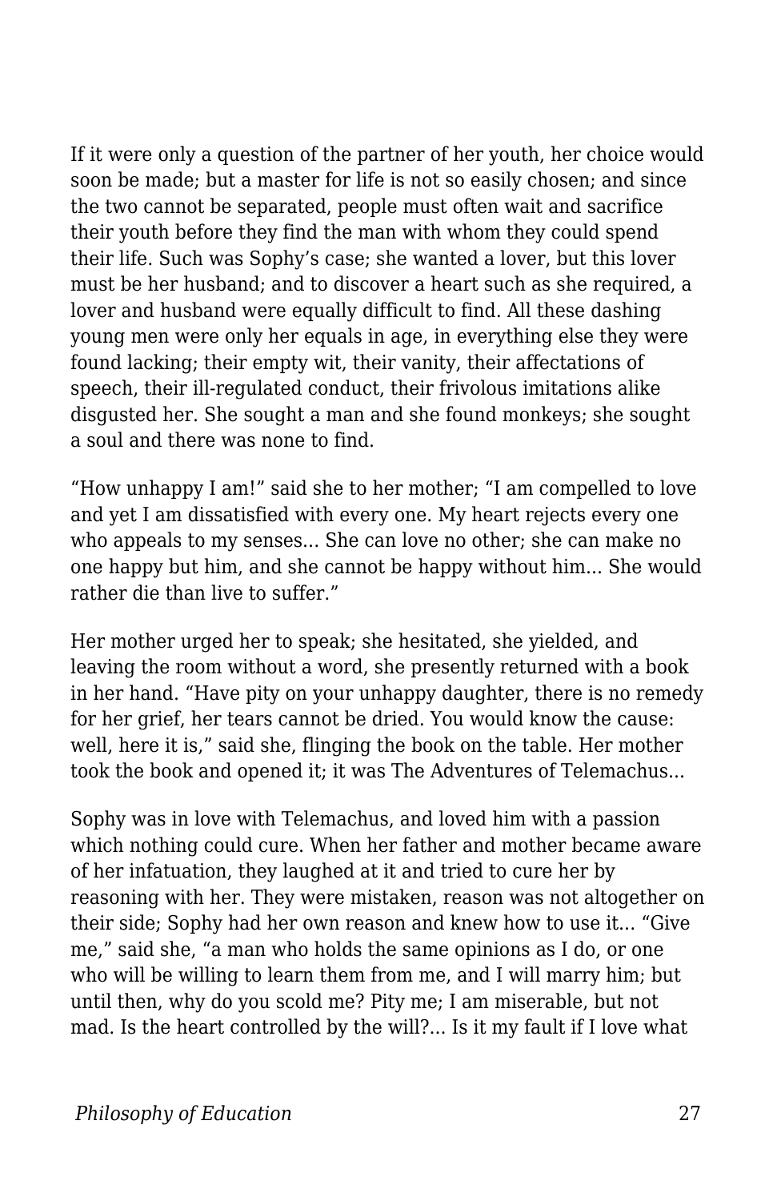If it were only a question of the partner of her youth, her choice would soon be made; but a master for life is not so easily chosen; and since the two cannot be separated, people must often wait and sacrifice their youth before they find the man with whom they could spend their life. Such was Sophy's case; she wanted a lover, but this lover must be her husband; and to discover a heart such as she required, a lover and husband were equally difficult to find. All these dashing young men were only her equals in age, in everything else they were found lacking; their empty wit, their vanity, their affectations of speech, their ill-regulated conduct, their frivolous imitations alike disgusted her. She sought a man and she found monkeys; she sought a soul and there was none to find.

"How unhappy I am!" said she to her mother; "I am compelled to love and yet I am dissatisfied with every one. My heart rejects every one who appeals to my senses... She can love no other; she can make no one happy but him, and she cannot be happy without him... She would rather die than live to suffer."

Her mother urged her to speak; she hesitated, she yielded, and leaving the room without a word, she presently returned with a book in her hand. "Have pity on your unhappy daughter, there is no remedy for her grief, her tears cannot be dried. You would know the cause: well, here it is," said she, flinging the book on the table. Her mother took the book and opened it; it was The Adventures of Telemachus...

Sophy was in love with Telemachus, and loved him with a passion which nothing could cure. When her father and mother became aware of her infatuation, they laughed at it and tried to cure her by reasoning with her. They were mistaken, reason was not altogether on their side; Sophy had her own reason and knew how to use it... "Give me," said she, "a man who holds the same opinions as I do, or one who will be willing to learn them from me, and I will marry him; but until then, why do you scold me? Pity me; I am miserable, but not mad. Is the heart controlled by the will?... Is it my fault if I love what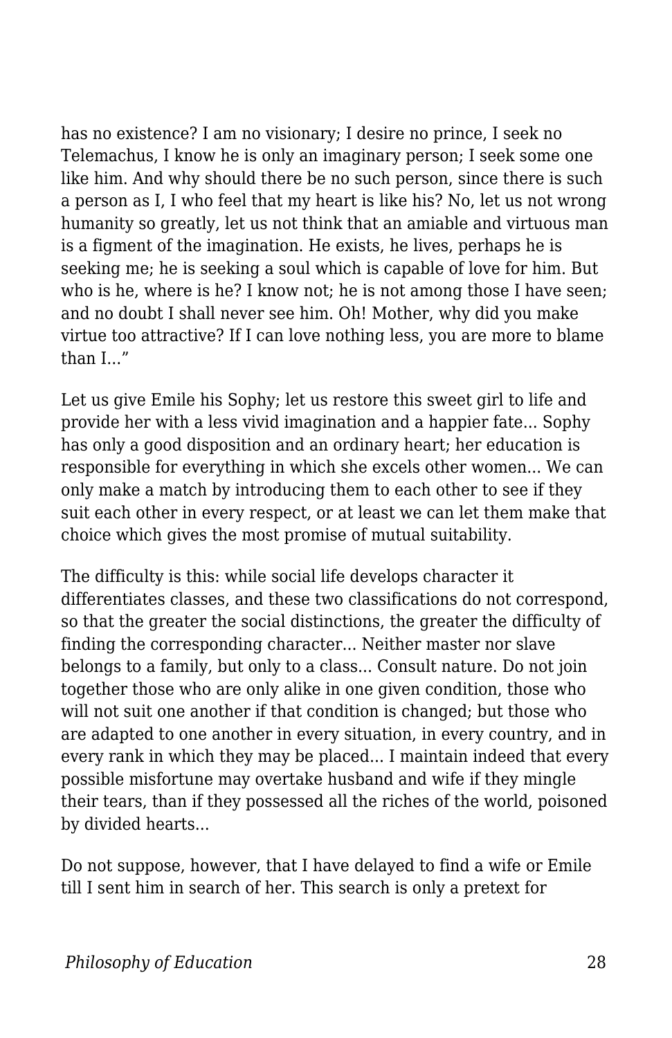has no existence? I am no visionary; I desire no prince, I seek no Telemachus, I know he is only an imaginary person; I seek some one like him. And why should there be no such person, since there is such a person as I, I who feel that my heart is like his? No, let us not wrong humanity so greatly, let us not think that an amiable and virtuous man is a figment of the imagination. He exists, he lives, perhaps he is seeking me; he is seeking a soul which is capable of love for him. But who is he, where is he? I know not; he is not among those I have seen; and no doubt I shall never see him. Oh! Mother, why did you make virtue too attractive? If I can love nothing less, you are more to blame than I...”

Let us give Emile his Sophy; let us restore this sweet girl to life and provide her with a less vivid imagination and a happier fate... Sophy has only a good disposition and an ordinary heart; her education is responsible for everything in which she excels other women... We can only make a match by introducing them to each other to see if they suit each other in every respect, or at least we can let them make that choice which gives the most promise of mutual suitability.

The difficulty is this: while social life develops character it differentiates classes, and these two classifications do not correspond, so that the greater the social distinctions, the greater the difficulty of finding the corresponding character... Neither master nor slave belongs to a family, but only to a class... Consult nature. Do not join together those who are only alike in one given condition, those who will not suit one another if that condition is changed; but those who are adapted to one another in every situation, in every country, and in every rank in which they may be placed... I maintain indeed that every possible misfortune may overtake husband and wife if they mingle their tears, than if they possessed all the riches of the world, poisoned by divided hearts...

Do not suppose, however, that I have delayed to find a wife or Emile till I sent him in search of her. This search is only a pretext for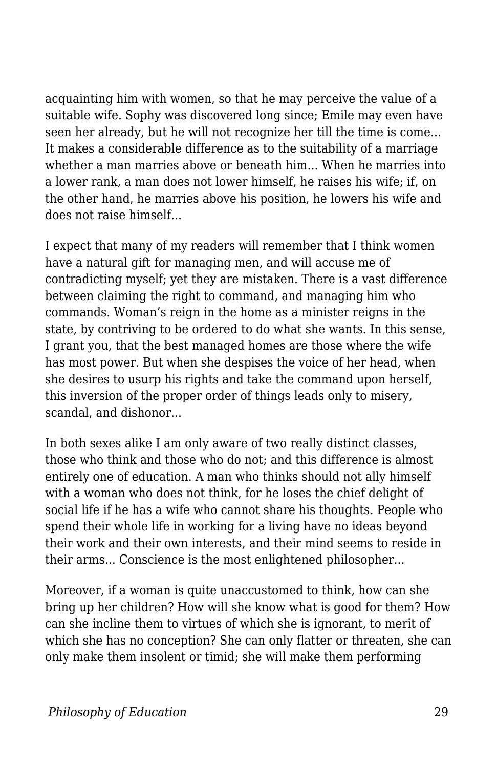acquainting him with women, so that he may perceive the value of a suitable wife. Sophy was discovered long since; Emile may even have seen her already, but he will not recognize her till the time is come... It makes a considerable difference as to the suitability of a marriage whether a man marries above or beneath him... When he marries into a lower rank, a man does not lower himself, he raises his wife; if, on the other hand, he marries above his position, he lowers his wife and does not raise himself...

I expect that many of my readers will remember that I think women have a natural gift for managing men, and will accuse me of contradicting myself; yet they are mistaken. There is a vast difference between claiming the right to command, and managing him who commands. Woman's reign in the home as a minister reigns in the state, by contriving to be ordered to do what she wants. In this sense, I grant you, that the best managed homes are those where the wife has most power. But when she despises the voice of her head, when she desires to usurp his rights and take the command upon herself, this inversion of the proper order of things leads only to misery, scandal, and dishonor...

In both sexes alike I am only aware of two really distinct classes, those who think and those who do not; and this difference is almost entirely one of education. A man who thinks should not ally himself with a woman who does not think, for he loses the chief delight of social life if he has a wife who cannot share his thoughts. People who spend their whole life in working for a living have no ideas beyond their work and their own interests, and their mind seems to reside in their arms... Conscience is the most enlightened philosopher...

Moreover, if a woman is quite unaccustomed to think, how can she bring up her children? How will she know what is good for them? How can she incline them to virtues of which she is ignorant, to merit of which she has no conception? She can only flatter or threaten, she can only make them insolent or timid; she will make them performing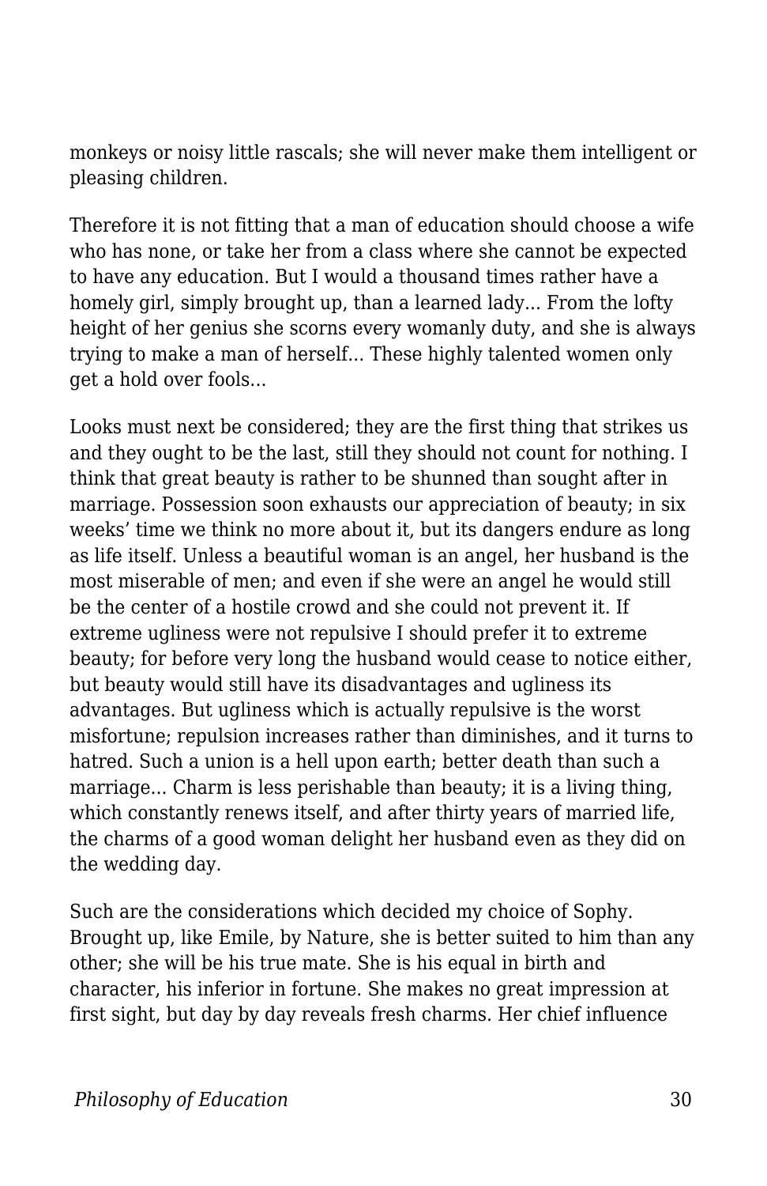monkeys or noisy little rascals; she will never make them intelligent or pleasing children.

Therefore it is not fitting that a man of education should choose a wife who has none, or take her from a class where she cannot be expected to have any education. But I would a thousand times rather have a homely girl, simply brought up, than a learned lady... From the lofty height of her genius she scorns every womanly duty, and she is always trying to make a man of herself... These highly talented women only get a hold over fools...

Looks must next be considered; they are the first thing that strikes us and they ought to be the last, still they should not count for nothing. I think that great beauty is rather to be shunned than sought after in marriage. Possession soon exhausts our appreciation of beauty; in six weeks' time we think no more about it, but its dangers endure as long as life itself. Unless a beautiful woman is an angel, her husband is the most miserable of men; and even if she were an angel he would still be the center of a hostile crowd and she could not prevent it. If extreme ugliness were not repulsive I should prefer it to extreme beauty; for before very long the husband would cease to notice either, but beauty would still have its disadvantages and ugliness its advantages. But ugliness which is actually repulsive is the worst misfortune; repulsion increases rather than diminishes, and it turns to hatred. Such a union is a hell upon earth; better death than such a marriage... Charm is less perishable than beauty; it is a living thing, which constantly renews itself, and after thirty years of married life, the charms of a good woman delight her husband even as they did on the wedding day.

Such are the considerations which decided my choice of Sophy. Brought up, like Emile, by Nature, she is better suited to him than any other; she will be his true mate. She is his equal in birth and character, his inferior in fortune. She makes no great impression at first sight, but day by day reveals fresh charms. Her chief influence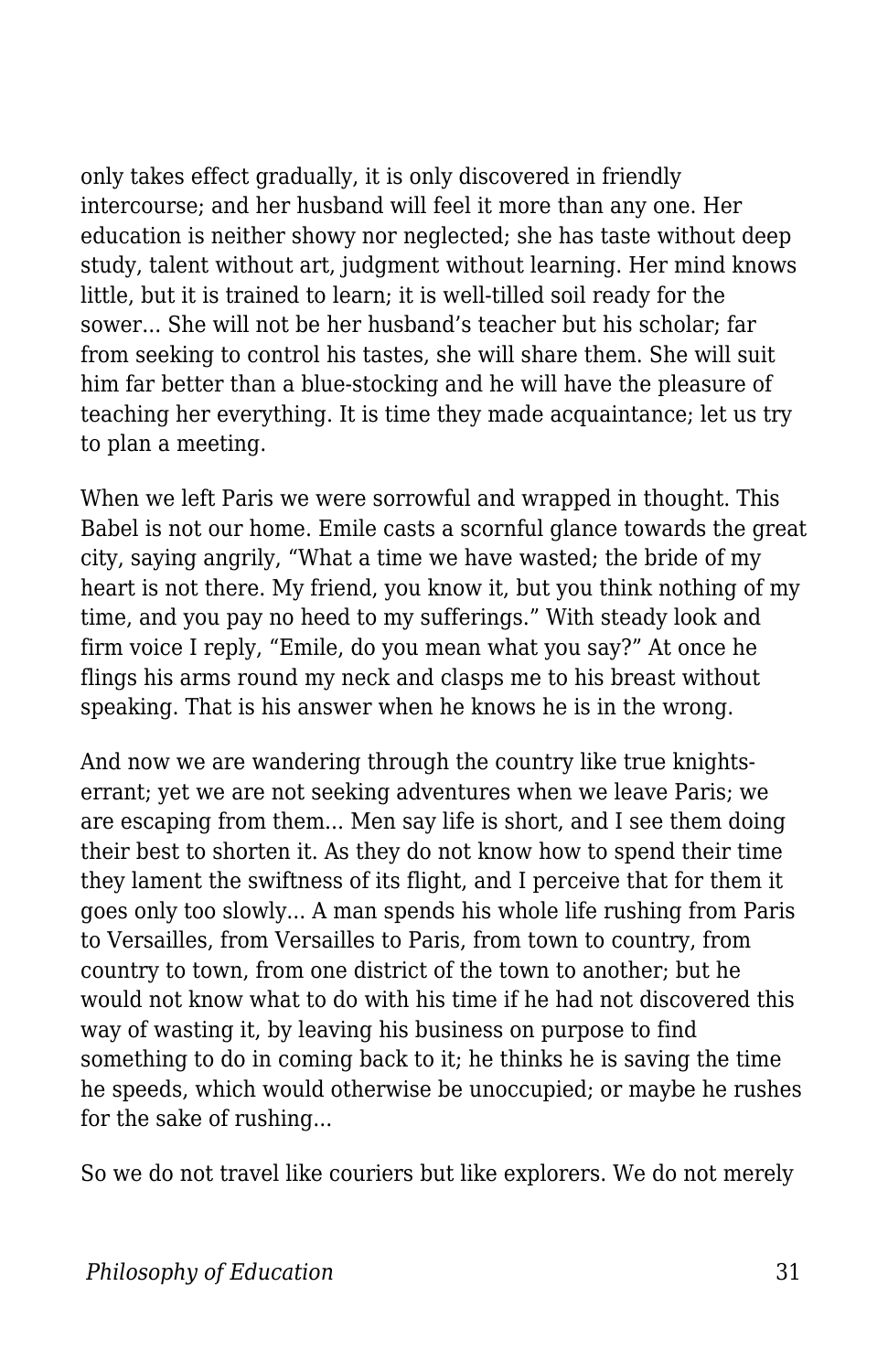only takes effect gradually, it is only discovered in friendly intercourse; and her husband will feel it more than any one. Her education is neither showy nor neglected; she has taste without deep study, talent without art, judgment without learning. Her mind knows little, but it is trained to learn; it is well-tilled soil ready for the sower... She will not be her husband's teacher but his scholar; far from seeking to control his tastes, she will share them. She will suit him far better than a blue-stocking and he will have the pleasure of teaching her everything. It is time they made acquaintance; let us try to plan a meeting.

When we left Paris we were sorrowful and wrapped in thought. This Babel is not our home. Emile casts a scornful glance towards the great city, saying angrily, "What a time we have wasted; the bride of my heart is not there. My friend, you know it, but you think nothing of my time, and you pay no heed to my sufferings." With steady look and firm voice I reply, "Emile, do you mean what you say?" At once he flings his arms round my neck and clasps me to his breast without speaking. That is his answer when he knows he is in the wrong.

And now we are wandering through the country like true knights-errant; yet we are not seeking adventures when we leave Paris; we are escaping from them... Men say life is short, and I see them doing their best to shorten it. As they do not know how to spend their time they lament the swiftness of its flight, and I perceive that for them it goes only too slowly... A man spends his whole life rushing from Paris to Versailles, from Versailles to Paris, from town to country, from country to town, from one district of the town to another; but he would not know what to do with his time if he had not discovered this way of wasting it, by leaving his business on purpose to find something to do in coming back to it; he thinks he is saving the time he speeds, which would otherwise be unoccupied; or maybe he rushes for the sake of rushing...

So we do not travel like couriers but like explorers. We do not merely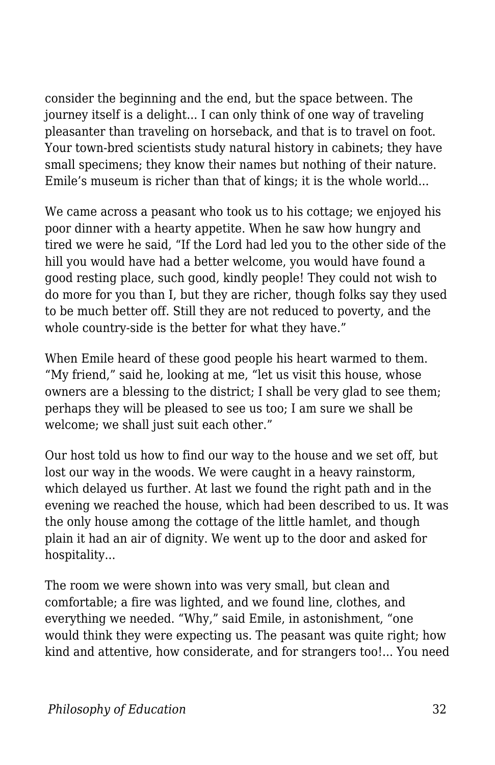consider the beginning and the end, but the space between. The journey itself is a delight... I can only think of one way of traveling pleasanter than traveling on horseback, and that is to travel on foot. Your town-bred scientists study natural history in cabinets; they have small specimens; they know their names but nothing of their nature. Emile's museum is richer than that of kings; it is the whole world...

We came across a peasant who took us to his cottage; we enjoyed his poor dinner with a hearty appetite. When he saw how hungry and tired we were he said, "If the Lord had led you to the other side of the hill you would have had a better welcome, you would have found a good resting place, such good, kindly people! They could not wish to do more for you than I, but they are richer, though folks say they used to be much better off. Still they are not reduced to poverty, and the whole country-side is the better for what they have."

When Emile heard of these good people his heart warmed to them. "My friend," said he, looking at me, "let us visit this house, whose owners are a blessing to the district; I shall be very glad to see them; perhaps they will be pleased to see us too; I am sure we shall be welcome; we shall just suit each other."

Our host told us how to find our way to the house and we set off, but lost our way in the woods. We were caught in a heavy rainstorm, which delayed us further. At last we found the right path and in the evening we reached the house, which had been described to us. It was the only house among the cottage of the little hamlet, and though plain it had an air of dignity. We went up to the door and asked for hospitality...

The room we were shown into was very small, but clean and comfortable; a fire was lighted, and we found line, clothes, and everything we needed. "Why," said Emile, in astonishment, "one would think they were expecting us. The peasant was quite right; how kind and attentive, how considerate, and for strangers too!... You need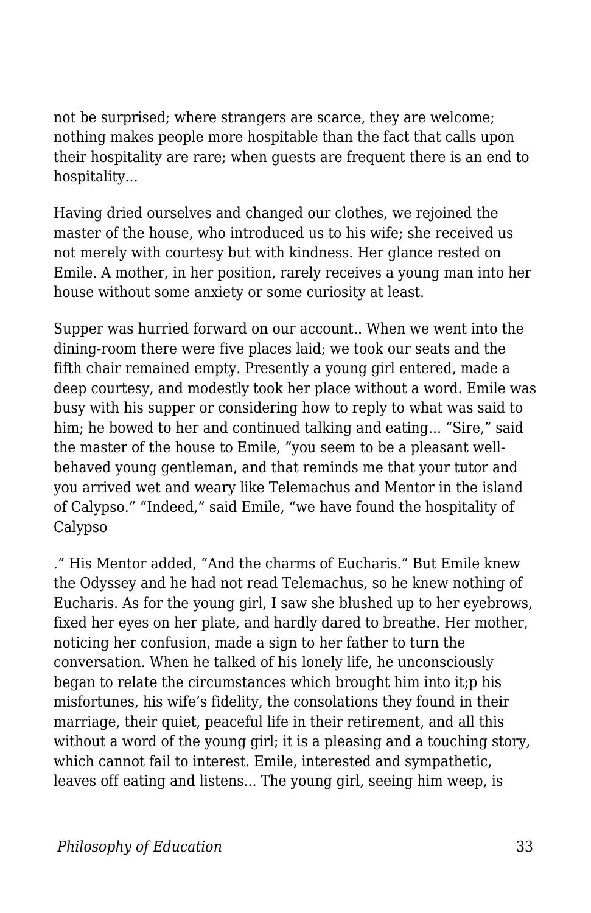not be surprised; where strangers are scarce, they are welcome; nothing makes people more hospitable than the fact that calls upon their hospitality are rare; when guests are frequent there is an end to hospitality…

Having dried ourselves and changed our clothes, we rejoined the master of the house, who introduced us to his wife; she received us not merely with courtesy but with kindness. Her glance rested on Emile. A mother, in her position, rarely receives a young man into her house without some anxiety or some curiosity at least.

Supper was hurried forward on our account.. When we went into the dining-room there were five places laid; we took our seats and the fifth chair remained empty. Presently a young girl entered, made a deep courtesy, and modestly took her place without a word. Emile was busy with his supper or considering how to reply to what was said to him; he bowed to her and continued talking and eating… "Sire," said the master of the house to Emile, "you seem to be a pleasant well-behaved young gentleman, and that reminds me that your tutor and you arrived wet and weary like Telemachus and Mentor in the island of Calypso." "Indeed," said Emile, "we have found the hospitality of Calypso

." His Mentor added, "And the charms of Eucharis." But Emile knew the Odyssey and he had not read Telemachus, so he knew nothing of Eucharis. As for the young girl, I saw she blushed up to her eyebrows, fixed her eyes on her plate, and hardly dared to breathe. Her mother, noticing her confusion, made a sign to her father to turn the conversation. When he talked of his lonely life, he unconsciously began to relate the circumstances which brought him into it;p his misfortunes, his wife's fidelity, the consolations they found in their marriage, their quiet, peaceful life in their retirement, and all this without a word of the young girl; it is a pleasing and a touching story, which cannot fail to interest. Emile, interested and sympathetic, leaves off eating and listens… The young girl, seeing him weep, is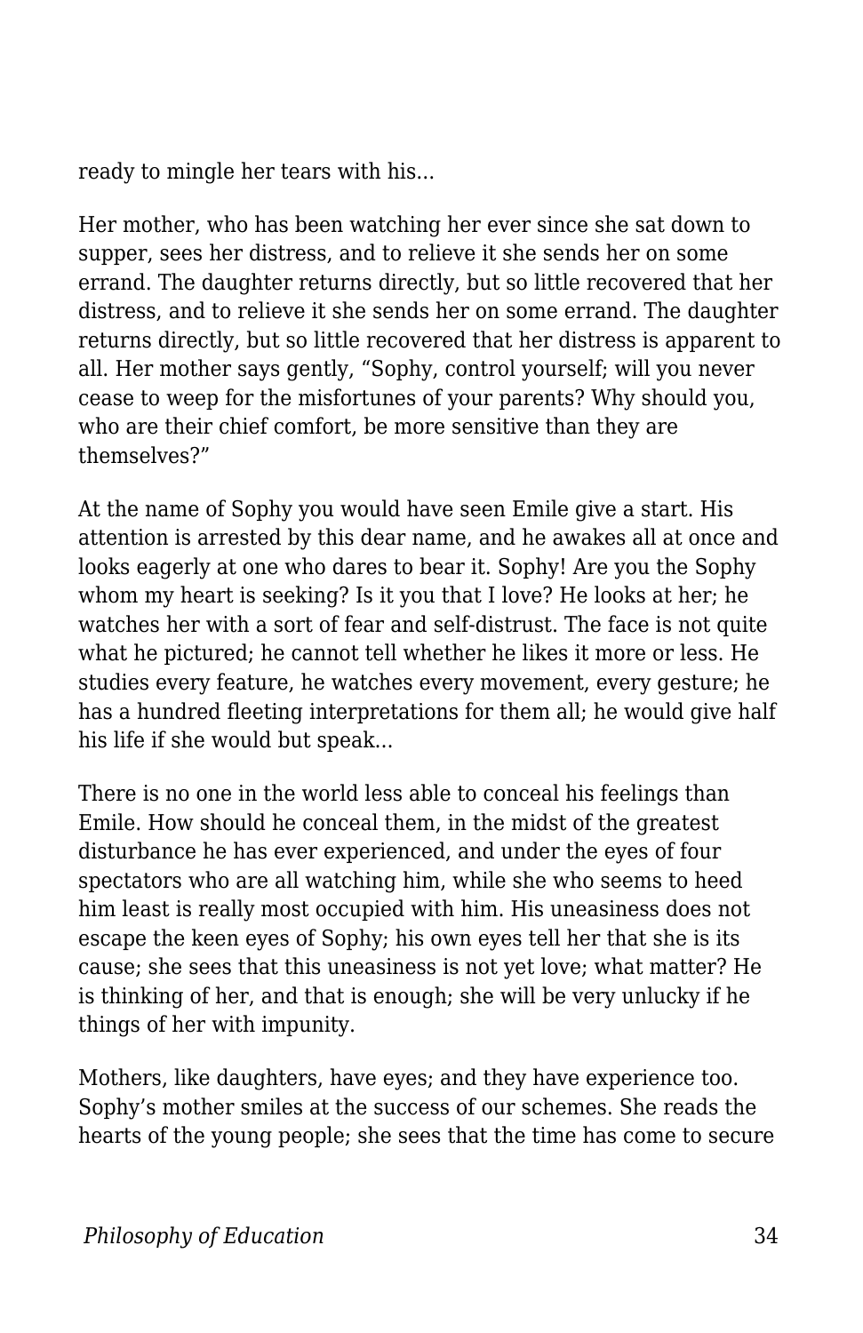ready to mingle her tears with his...

Her mother, who has been watching her ever since she sat down to supper, sees her distress, and to relieve it she sends her on some errand. The daughter returns directly, but so little recovered that her distress, and to relieve it she sends her on some errand. The daughter returns directly, but so little recovered that her distress is apparent to all. Her mother says gently, "Sophy, control yourself; will you never cease to weep for the misfortunes of your parents? Why should you, who are their chief comfort, be more sensitive than they are themselves?"

At the name of Sophy you would have seen Emile give a start. His attention is arrested by this dear name, and he awakes all at once and looks eagerly at one who dares to bear it. Sophy! Are you the Sophy whom my heart is seeking? Is it you that I love? He looks at her; he watches her with a sort of fear and self-distrust. The face is not quite what he pictured; he cannot tell whether he likes it more or less. He studies every feature, he watches every movement, every gesture; he has a hundred fleeting interpretations for them all; he would give half his life if she would but speak...

There is no one in the world less able to conceal his feelings than Emile. How should he conceal them, in the midst of the greatest disturbance he has ever experienced, and under the eyes of four spectators who are all watching him, while she who seems to heed him least is really most occupied with him. His uneasiness does not escape the keen eyes of Sophy; his own eyes tell her that she is its cause; she sees that this uneasiness is not yet love; what matter? He is thinking of her, and that is enough; she will be very unlucky if he things of her with impunity.

Mothers, like daughters, have eyes; and they have experience too. Sophy's mother smiles at the success of our schemes. She reads the hearts of the young people; she sees that the time has come to secure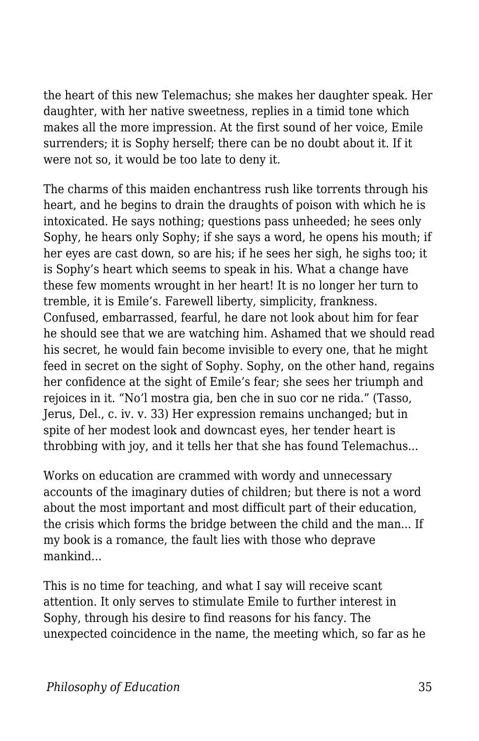the heart of this new Telemachus; she makes her daughter speak. Her daughter, with her native sweetness, replies in a timid tone which makes all the more impression. At the first sound of her voice, Emile surrenders; it is Sophy herself; there can be no doubt about it. If it were not so, it would be too late to deny it.

The charms of this maiden enchantress rush like torrents through his heart, and he begins to drain the draughts of poison with which he is intoxicated. He says nothing; questions pass unheeded; he sees only Sophy, he hears only Sophy; if she says a word, he opens his mouth; if her eyes are cast down, so are his; if he sees her sigh, he sighs too; it is Sophy's heart which seems to speak in his. What a change have these few moments wrought in her heart! It is no longer her turn to tremble, it is Emile's. Farewell liberty, simplicity, frankness. Confused, embarrassed, fearful, he dare not look about him for fear he should see that we are watching him. Ashamed that we should read his secret, he would fain become invisible to every one, that he might feed in secret on the sight of Sophy. Sophy, on the other hand, regains her confidence at the sight of Emile's fear; she sees her triumph and rejoices in it. "No'l mostra gia, ben che in suo cor ne rida." (Tasso, Jerus, Del., c. iv. v. 33) Her expression remains unchanged; but in spite of her modest look and downcast eyes, her tender heart is throbbing with joy, and it tells her that she has found Telemachus...

Works on education are crammed with wordy and unnecessary accounts of the imaginary duties of children; but there is not a word about the most important and most difficult part of their education, the crisis which forms the bridge between the child and the man... If my book is a romance, the fault lies with those who deprave mankind...

This is no time for teaching, and what I say will receive scant attention. It only serves to stimulate Emile to further interest in Sophy, through his desire to find reasons for his fancy. The unexpected coincidence in the name, the meeting which, so far as he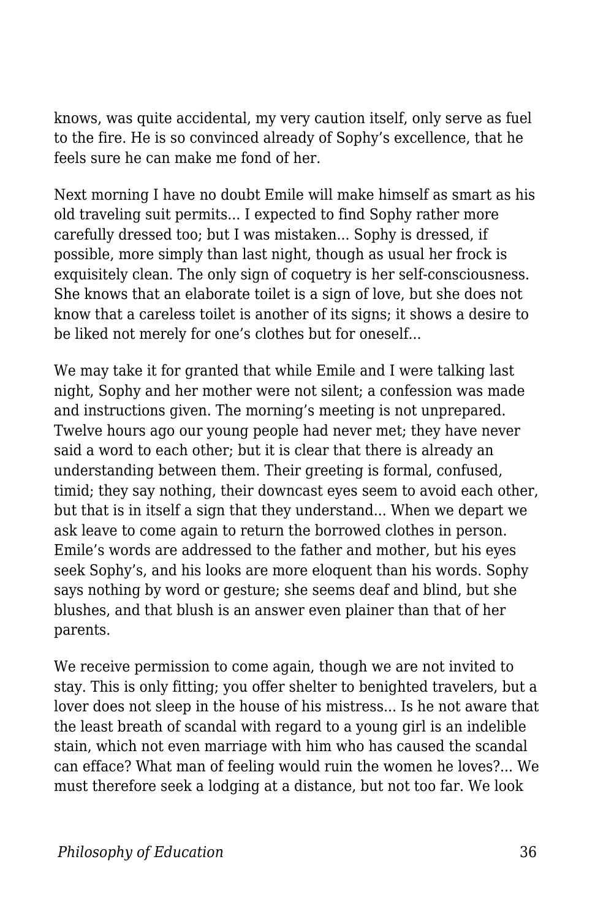knows, was quite accidental, my very caution itself, only serve as fuel to the fire. He is so convinced already of Sophy's excellence, that he feels sure he can make me fond of her.

Next morning I have no doubt Emile will make himself as smart as his old traveling suit permits... I expected to find Sophy rather more carefully dressed too; but I was mistaken... Sophy is dressed, if possible, more simply than last night, though as usual her frock is exquisitely clean. The only sign of coquetry is her self-consciousness. She knows that an elaborate toilet is a sign of love, but she does not know that a careless toilet is another of its signs; it shows a desire to be liked not merely for one's clothes but for oneself...

We may take it for granted that while Emile and I were talking last night, Sophy and her mother were not silent; a confession was made and instructions given. The morning's meeting is not unprepared. Twelve hours ago our young people had never met; they have never said a word to each other; but it is clear that there is already an understanding between them. Their greeting is formal, confused, timid; they say nothing, their downcast eyes seem to avoid each other, but that is in itself a sign that they understand... When we depart we ask leave to come again to return the borrowed clothes in person. Emile's words are addressed to the father and mother, but his eyes seek Sophy's, and his looks are more eloquent than his words. Sophy says nothing by word or gesture; she seems deaf and blind, but she blushes, and that blush is an answer even plainer than that of her parents.

We receive permission to come again, though we are not invited to stay. This is only fitting; you offer shelter to benighted travelers, but a lover does not sleep in the house of his mistress... Is he not aware that the least breath of scandal with regard to a young girl is an indelible stain, which not even marriage with him who has caused the scandal can efface? What man of feeling would ruin the women he loves?... We must therefore seek a lodging at a distance, but not too far. We look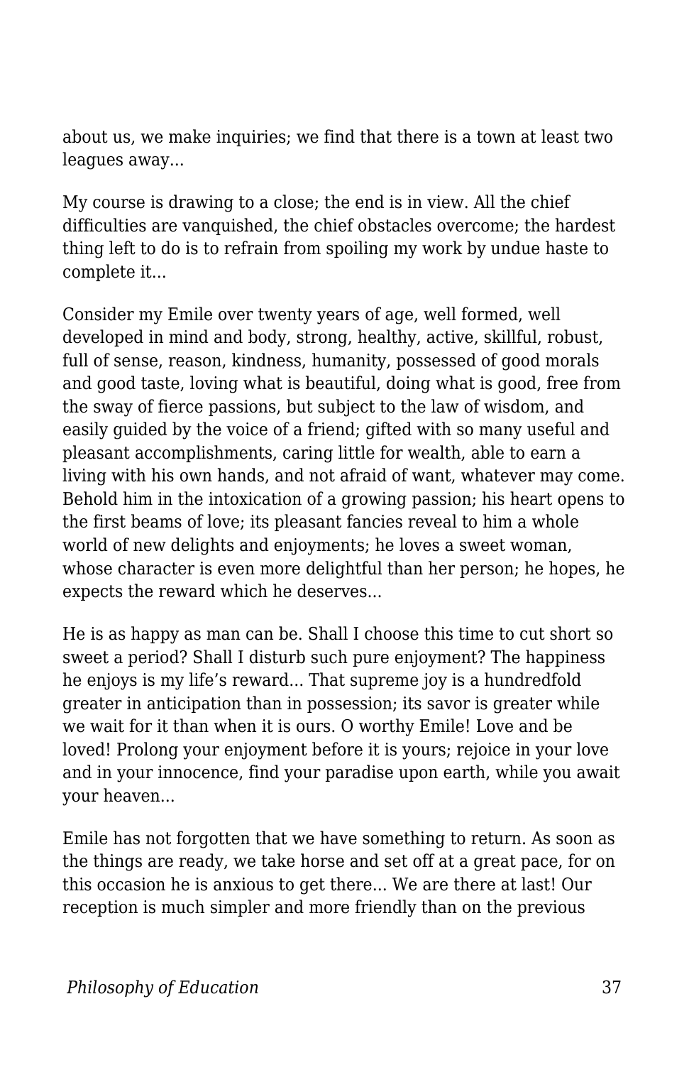about us, we make inquiries; we find that there is a town at least two leagues away...

My course is drawing to a close; the end is in view. All the chief difficulties are vanquished, the chief obstacles overcome; the hardest thing left to do is to refrain from spoiling my work by undue haste to complete it...

Consider my Emile over twenty years of age, well formed, well developed in mind and body, strong, healthy, active, skillful, robust, full of sense, reason, kindness, humanity, possessed of good morals and good taste, loving what is beautiful, doing what is good, free from the sway of fierce passions, but subject to the law of wisdom, and easily guided by the voice of a friend; gifted with so many useful and pleasant accomplishments, caring little for wealth, able to earn a living with his own hands, and not afraid of want, whatever may come. Behold him in the intoxication of a growing passion; his heart opens to the first beams of love; its pleasant fancies reveal to him a whole world of new delights and enjoyments; he loves a sweet woman, whose character is even more delightful than her person; he hopes, he expects the reward which he deserves...

He is as happy as man can be. Shall I choose this time to cut short so sweet a period? Shall I disturb such pure enjoyment? The happiness he enjoys is my life's reward... That supreme joy is a hundredfold greater in anticipation than in possession; its savor is greater while we wait for it than when it is ours. O worthy Emile! Love and be loved! Prolong your enjoyment before it is yours; rejoice in your love and in your innocence, find your paradise upon earth, while you await your heaven...

Emile has not forgotten that we have something to return. As soon as the things are ready, we take horse and set off at a great pace, for on this occasion he is anxious to get there... We are there at last! Our reception is much simpler and more friendly than on the previous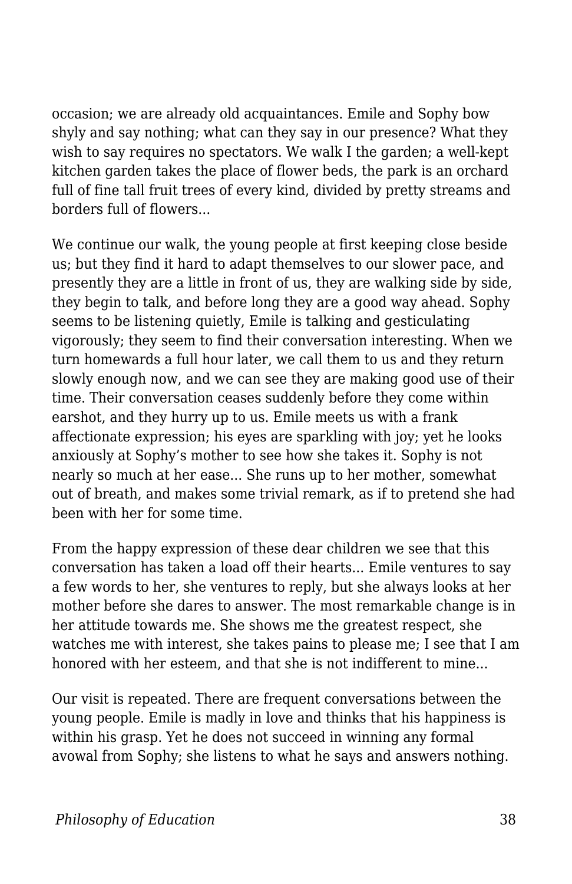occasion; we are already old acquaintances. Emile and Sophy bow shyly and say nothing; what can they say in our presence? What they wish to say requires no spectators. We walk I the garden; a well-kept kitchen garden takes the place of flower beds, the park is an orchard full of fine tall fruit trees of every kind, divided by pretty streams and borders full of flowers...

We continue our walk, the young people at first keeping close beside us; but they find it hard to adapt themselves to our slower pace, and presently they are a little in front of us, they are walking side by side, they begin to talk, and before long they are a good way ahead. Sophy seems to be listening quietly, Emile is talking and gesticulating vigorously; they seem to find their conversation interesting. When we turn homewards a full hour later, we call them to us and they return slowly enough now, and we can see they are making good use of their time. Their conversation ceases suddenly before they come within earshot, and they hurry up to us. Emile meets us with a frank affectionate expression; his eyes are sparkling with joy; yet he looks anxiously at Sophy's mother to see how she takes it. Sophy is not nearly so much at her ease... She runs up to her mother, somewhat out of breath, and makes some trivial remark, as if to pretend she had been with her for some time.

From the happy expression of these dear children we see that this conversation has taken a load off their hearts... Emile ventures to say a few words to her, she ventures to reply, but she always looks at her mother before she dares to answer. The most remarkable change is in her attitude towards me. She shows me the greatest respect, she watches me with interest, she takes pains to please me; I see that I am honored with her esteem, and that she is not indifferent to mine...

Our visit is repeated. There are frequent conversations between the young people. Emile is madly in love and thinks that his happiness is within his grasp. Yet he does not succeed in winning any formal avowal from Sophy; she listens to what he says and answers nothing.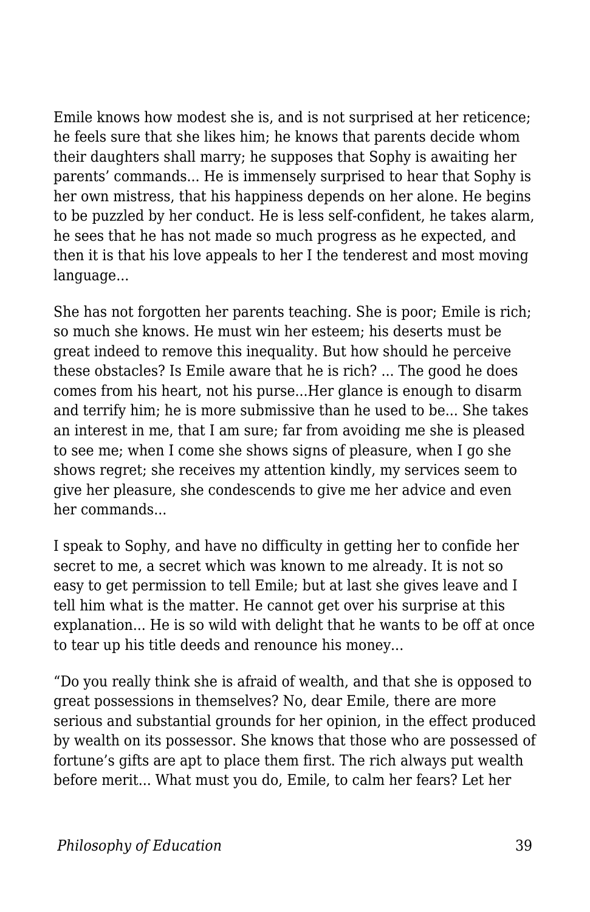Emile knows how modest she is, and is not surprised at her reticence; he feels sure that she likes him; he knows that parents decide whom their daughters shall marry; he supposes that Sophy is awaiting her parents' commands... He is immensely surprised to hear that Sophy is her own mistress, that his happiness depends on her alone. He begins to be puzzled by her conduct. He is less self-confident, he takes alarm, he sees that he has not made so much progress as he expected, and then it is that his love appeals to her I the tenderest and most moving language...

She has not forgotten her parents teaching. She is poor; Emile is rich; so much she knows. He must win her esteem; his deserts must be great indeed to remove this inequality. But how should he perceive these obstacles? Is Emile aware that he is rich? ... The good he does comes from his heart, not his purse...Her glance is enough to disarm and terrify him; he is more submissive than he used to be... She takes an interest in me, that I am sure; far from avoiding me she is pleased to see me; when I come she shows signs of pleasure, when I go she shows regret; she receives my attention kindly, my services seem to give her pleasure, she condescends to give me her advice and even her commands...

I speak to Sophy, and have no difficulty in getting her to confide her secret to me, a secret which was known to me already. It is not so easy to get permission to tell Emile; but at last she gives leave and I tell him what is the matter. He cannot get over his surprise at this explanation... He is so wild with delight that he wants to be off at once to tear up his title deeds and renounce his money...

"Do you really think she is afraid of wealth, and that she is opposed to great possessions in themselves? No, dear Emile, there are more serious and substantial grounds for her opinion, in the effect produced by wealth on its possessor. She knows that those who are possessed of fortune's gifts are apt to place them first. The rich always put wealth before merit... What must you do, Emile, to calm her fears? Let her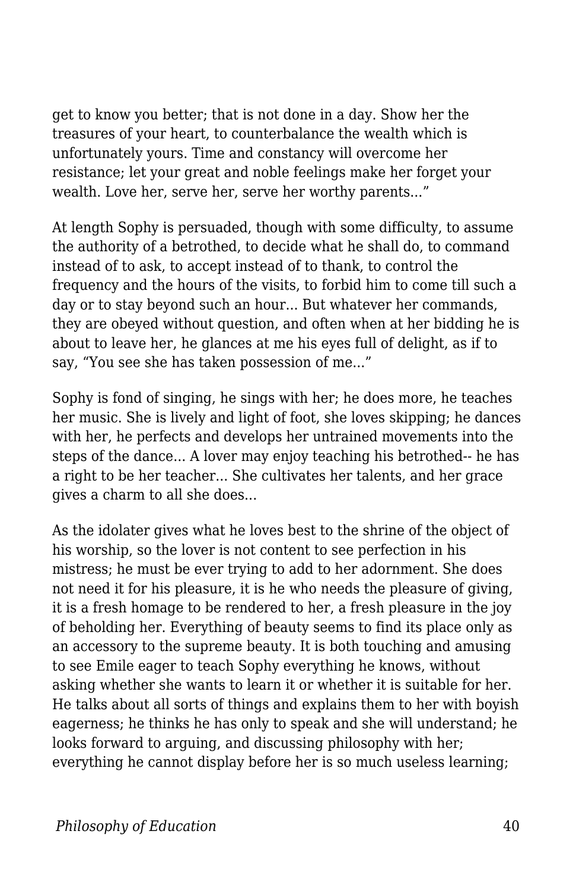get to know you better; that is not done in a day. Show her the treasures of your heart, to counterbalance the wealth which is unfortunately yours. Time and constancy will overcome her resistance; let your great and noble feelings make her forget your wealth. Love her, serve her, serve her worthy parents...”

At length Sophy is persuaded, though with some difficulty, to assume the authority of a betrothed, to decide what he shall do, to command instead of to ask, to accept instead of to thank, to control the frequency and the hours of the visits, to forbid him to come till such a day or to stay beyond such an hour... But whatever her commands, they are obeyed without question, and often when at her bidding he is about to leave her, he glances at me his eyes full of delight, as if to say, “You see she has taken possession of me...”

Sophy is fond of singing, he sings with her; he does more, he teaches her music. She is lively and light of foot, she loves skipping; he dances with her, he perfects and develops her untrained movements into the steps of the dance... A lover may enjoy teaching his betrothed-- he has a right to be her teacher... She cultivates her talents, and her grace gives a charm to all she does...

As the idolater gives what he loves best to the shrine of the object of his worship, so the lover is not content to see perfection in his mistress; he must be ever trying to add to her adornment. She does not need it for his pleasure, it is he who needs the pleasure of giving, it is a fresh homage to be rendered to her, a fresh pleasure in the joy of beholding her. Everything of beauty seems to find its place only as an accessory to the supreme beauty. It is both touching and amusing to see Emile eager to teach Sophy everything he knows, without asking whether she wants to learn it or whether it is suitable for her. He talks about all sorts of things and explains them to her with boyish eagerness; he thinks he has only to speak and she will understand; he looks forward to arguing, and discussing philosophy with her; everything he cannot display before her is so much useless learning;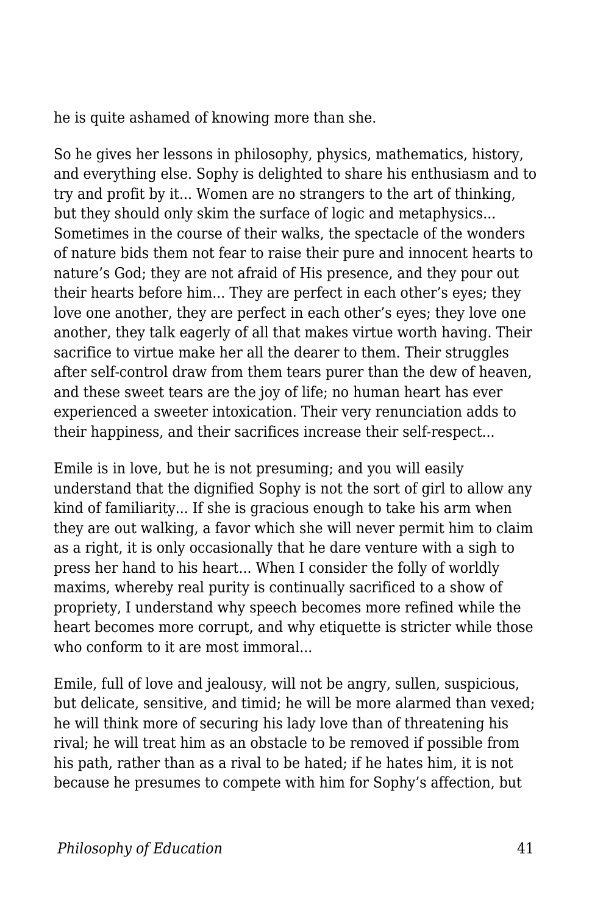he is quite ashamed of knowing more than she.

So he gives her lessons in philosophy, physics, mathematics, history, and everything else. Sophy is delighted to share his enthusiasm and to try and profit by it... Women are no strangers to the art of thinking, but they should only skim the surface of logic and metaphysics... Sometimes in the course of their walks, the spectacle of the wonders of nature bids them not fear to raise their pure and innocent hearts to nature's God; they are not afraid of His presence, and they pour out their hearts before him... They are perfect in each other's eyes; they love one another, they are perfect in each other's eyes; they love one another, they talk eagerly of all that makes virtue worth having. Their sacrifice to virtue make her all the dearer to them. Their struggles after self-control draw from them tears purer than the dew of heaven, and these sweet tears are the joy of life; no human heart has ever experienced a sweeter intoxication. Their very renunciation adds to their happiness, and their sacrifices increase their self-respect...

Emile is in love, but he is not presuming; and you will easily understand that the dignified Sophy is not the sort of girl to allow any kind of familiarity... If she is gracious enough to take his arm when they are out walking, a favor which she will never permit him to claim as a right, it is only occasionally that he dare venture with a sigh to press her hand to his heart... When I consider the folly of worldly maxims, whereby real purity is continually sacrificed to a show of propriety, I understand why speech becomes more refined while the heart becomes more corrupt, and why etiquette is stricter while those who conform to it are most immoral...

Emile, full of love and jealousy, will not be angry, sullen, suspicious, but delicate, sensitive, and timid; he will be more alarmed than vexed; he will think more of securing his lady love than of threatening his rival; he will treat him as an obstacle to be removed if possible from his path, rather than as a rival to be hated; if he hates him, it is not because he presumes to compete with him for Sophy's affection, but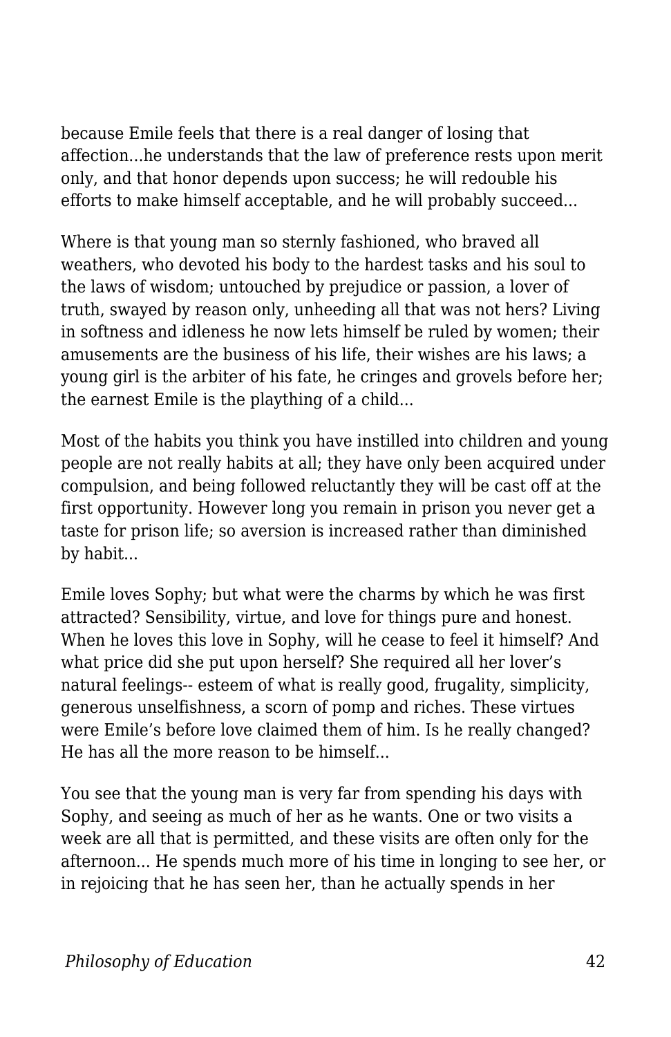because Emile feels that there is a real danger of losing that affection...he understands that the law of preference rests upon merit only, and that honor depends upon success; he will redouble his efforts to make himself acceptable, and he will probably succeed...

Where is that young man so sternly fashioned, who braved all weathers, who devoted his body to the hardest tasks and his soul to the laws of wisdom; untouched by prejudice or passion, a lover of truth, swayed by reason only, unheeding all that was not hers? Living in softness and idleness he now lets himself be ruled by women; their amusements are the business of his life, their wishes are his laws; a young girl is the arbiter of his fate, he cringes and grovels before her; the earnest Emile is the plaything of a child...

Most of the habits you think you have instilled into children and young people are not really habits at all; they have only been acquired under compulsion, and being followed reluctantly they will be cast off at the first opportunity. However long you remain in prison you never get a taste for prison life; so aversion is increased rather than diminished by habit...

Emile loves Sophy; but what were the charms by which he was first attracted? Sensibility, virtue, and love for things pure and honest. When he loves this love in Sophy, will he cease to feel it himself? And what price did she put upon herself? She required all her lover's natural feelings-- esteem of what is really good, frugality, simplicity, generous unselfishness, a scorn of pomp and riches. These virtues were Emile's before love claimed them of him. Is he really changed? He has all the more reason to be himself...

You see that the young man is very far from spending his days with Sophy, and seeing as much of her as he wants. One or two visits a week are all that is permitted, and these visits are often only for the afternoon... He spends much more of his time in longing to see her, or in rejoicing that he has seen her, than he actually spends in her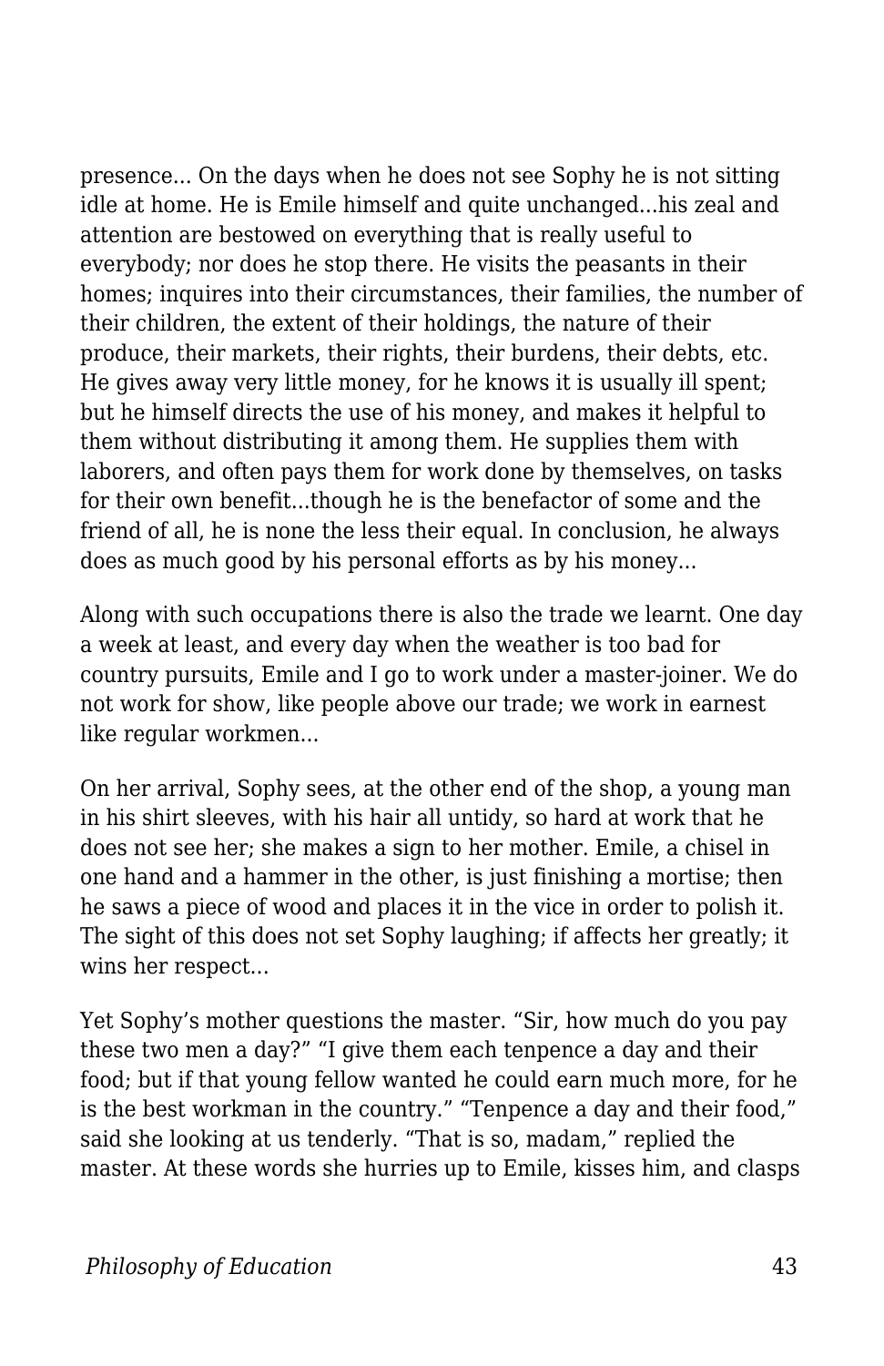presence... On the days when he does not see Sophy he is not sitting idle at home. He is Emile himself and quite unchanged...his zeal and attention are bestowed on everything that is really useful to everybody; nor does he stop there. He visits the peasants in their homes; inquires into their circumstances, their families, the number of their children, the extent of their holdings, the nature of their produce, their markets, their rights, their burdens, their debts, etc. He gives away very little money, for he knows it is usually ill spent; but he himself directs the use of his money, and makes it helpful to them without distributing it among them. He supplies them with laborers, and often pays them for work done by themselves, on tasks for their own benefit...though he is the benefactor of some and the friend of all, he is none the less their equal. In conclusion, he always does as much good by his personal efforts as by his money...

Along with such occupations there is also the trade we learnt. One day a week at least, and every day when the weather is too bad for country pursuits, Emile and I go to work under a master-joiner. We do not work for show, like people above our trade; we work in earnest like regular workmen...

On her arrival, Sophy sees, at the other end of the shop, a young man in his shirt sleeves, with his hair all untidy, so hard at work that he does not see her; she makes a sign to her mother. Emile, a chisel in one hand and a hammer in the other, is just finishing a mortise; then he saws a piece of wood and places it in the vice in order to polish it. The sight of this does not set Sophy laughing; if affects her greatly; it wins her respect...

Yet Sophy's mother questions the master. "Sir, how much do you pay these two men a day?" "I give them each tenpence a day and their food; but if that young fellow wanted he could earn much more, for he is the best workman in the country." "Tenpence a day and their food," said she looking at us tenderly. "That is so, madam," replied the master. At these words she hurries up to Emile, kisses him, and clasps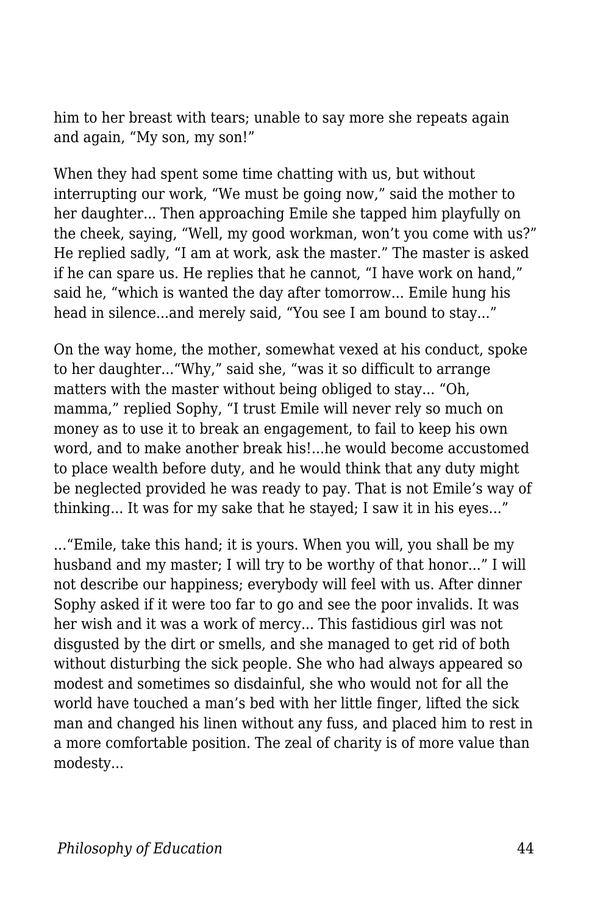him to her breast with tears; unable to say more she repeats again and again, “My son, my son!”

When they had spent some time chatting with us, but without interrupting our work, “We must be going now,” said the mother to her daughter... Then approaching Emile she tapped him playfully on the cheek, saying, “Well, my good workman, won’t you come with us?” He replied sadly, “I am at work, ask the master.” The master is asked if he can spare us. He replies that he cannot, “I have work on hand,” said he, “which is wanted the day after tomorrow... Emile hung his head in silence...and merely said, “You see I am bound to stay...”

On the way home, the mother, somewhat vexed at his conduct, spoke to her daughter...“Why,” said she, “was it so difficult to arrange matters with the master without being obliged to stay... “Oh, mamma,” replied Sophy, “I trust Emile will never rely so much on money as to use it to break an engagement, to fail to keep his own word, and to make another break his!...he would become accustomed to place wealth before duty, and he would think that any duty might be neglected provided he was ready to pay. That is not Emile’s way of thinking... It was for my sake that he stayed; I saw it in his eyes...”

...“Emile, take this hand; it is yours. When you will, you shall be my husband and my master; I will try to be worthy of that honor...” I will not describe our happiness; everybody will feel with us. After dinner Sophy asked if it were too far to go and see the poor invalids. It was her wish and it was a work of mercy... This fastidious girl was not disgusted by the dirt or smells, and she managed to get rid of both without disturbing the sick people. She who had always appeared so modest and sometimes so disdainful, she who would not for all the world have touched a man’s bed with her little finger, lifted the sick man and changed his linen without any fuss, and placed him to rest in a more comfortable position. The zeal of charity is of more value than modesty...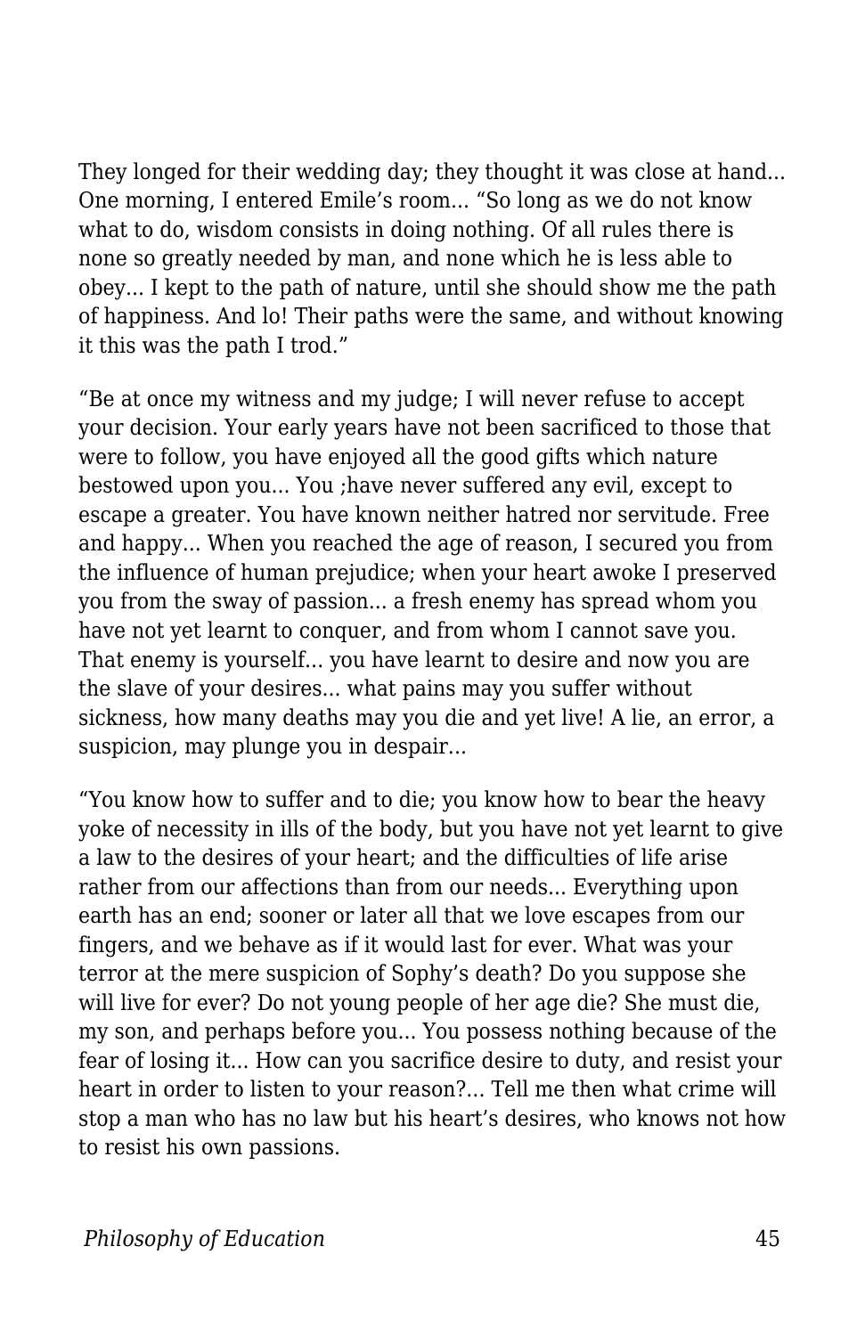They longed for their wedding day; they thought it was close at hand... One morning, I entered Emile's room... "So long as we do not know what to do, wisdom consists in doing nothing. Of all rules there is none so greatly needed by man, and none which he is less able to obey... I kept to the path of nature, until she should show me the path of happiness. And lo! Their paths were the same, and without knowing it this was the path I trod."

"Be at once my witness and my judge; I will never refuse to accept your decision. Your early years have not been sacrificed to those that were to follow, you have enjoyed all the good gifts which nature bestowed upon you... You ;have never suffered any evil, except to escape a greater. You have known neither hatred nor servitude. Free and happy... When you reached the age of reason, I secured you from the influence of human prejudice; when your heart awoke I preserved you from the sway of passion... a fresh enemy has spread whom you have not yet learnt to conquer, and from whom I cannot save you. That enemy is yourself... you have learnt to desire and now you are the slave of your desires... what pains may you suffer without sickness, how many deaths may you die and yet live! A lie, an error, a suspicion, may plunge you in despair...

"You know how to suffer and to die; you know how to bear the heavy yoke of necessity in ills of the body, but you have not yet learnt to give a law to the desires of your heart; and the difficulties of life arise rather from our affections than from our needs... Everything upon earth has an end; sooner or later all that we love escapes from our fingers, and we behave as if it would last for ever. What was your terror at the mere suspicion of Sophy's death? Do you suppose she will live for ever? Do not young people of her age die? She must die, my son, and perhaps before you... You possess nothing because of the fear of losing it... How can you sacrifice desire to duty, and resist your heart in order to listen to your reason?... Tell me then what crime will stop a man who has no law but his heart's desires, who knows not how to resist his own passions.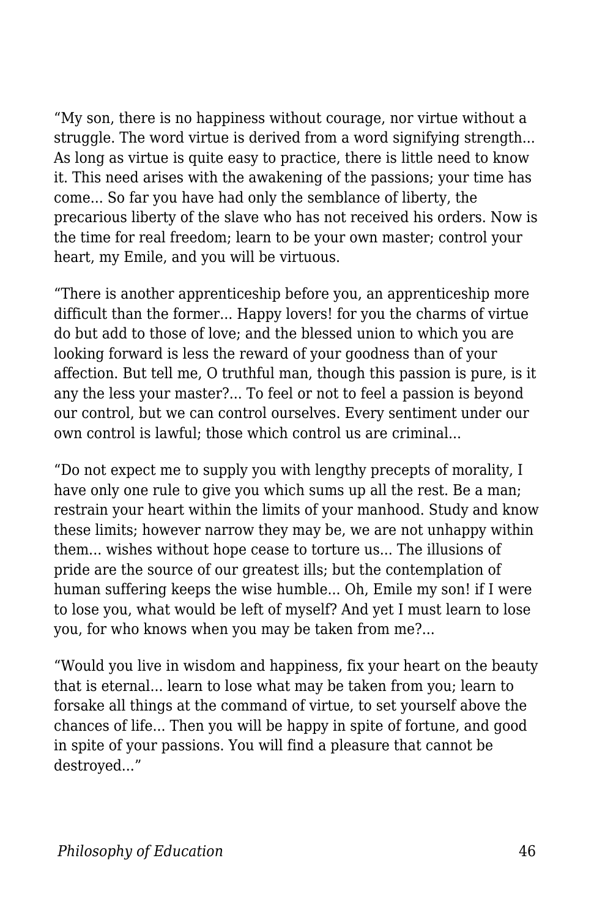"My son, there is no happiness without courage, nor virtue without a struggle. The word virtue is derived from a word signifying strength... As long as virtue is quite easy to practice, there is little need to know it. This need arises with the awakening of the passions; your time has come... So far you have had only the semblance of liberty, the precarious liberty of the slave who has not received his orders. Now is the time for real freedom; learn to be your own master; control your heart, my Emile, and you will be virtuous.

"There is another apprenticeship before you, an apprenticeship more difficult than the former... Happy lovers! for you the charms of virtue do but add to those of love; and the blessed union to which you are looking forward is less the reward of your goodness than of your affection. But tell me, O truthful man, though this passion is pure, is it any the less your master?... To feel or not to feel a passion is beyond our control, but we can control ourselves. Every sentiment under our own control is lawful; those which control us are criminal...

"Do not expect me to supply you with lengthy precepts of morality, I have only one rule to give you which sums up all the rest. Be a man; restrain your heart within the limits of your manhood. Study and know these limits; however narrow they may be, we are not unhappy within them... wishes without hope cease to torture us... The illusions of pride are the source of our greatest ills; but the contemplation of human suffering keeps the wise humble... Oh, Emile my son! if I were to lose you, what would be left of myself? And yet I must learn to lose you, for who knows when you may be taken from me?...

"Would you live in wisdom and happiness, fix your heart on the beauty that is eternal... learn to lose what may be taken from you; learn to forsake all things at the command of virtue, to set yourself above the chances of life... Then you will be happy in spite of fortune, and good in spite of your passions. You will find a pleasure that cannot be destroyed..."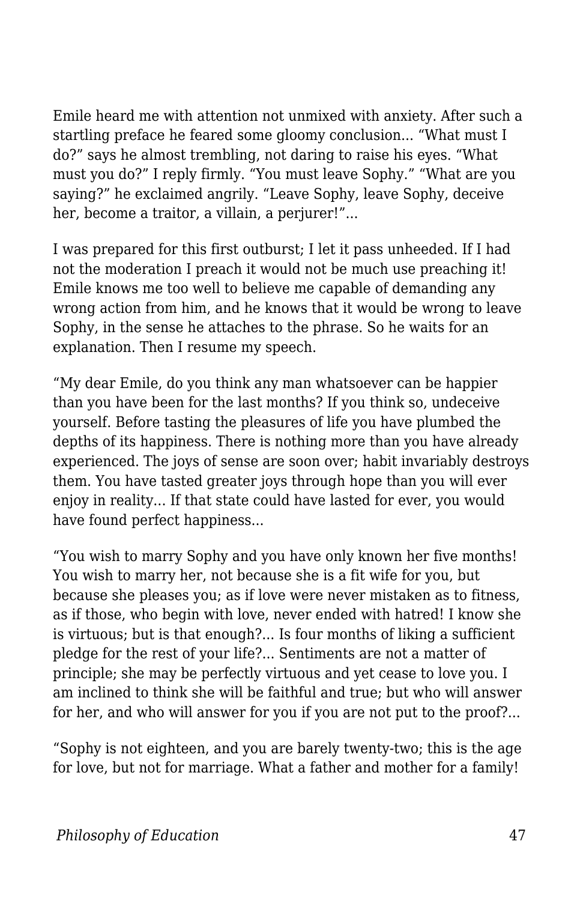Emile heard me with attention not unmixed with anxiety. After such a startling preface he feared some gloomy conclusion... “What must I do?” says he almost trembling, not daring to raise his eyes. “What must you do?” I reply firmly. “You must leave Sophy.” “What are you saying?” he exclaimed angrily. “Leave Sophy, leave Sophy, deceive her, become a traitor, a villain, a perjurer!”...

I was prepared for this first outburst; I let it pass unheeded. If I had not the moderation I preach it would not be much use preaching it! Emile knows me too well to believe me capable of demanding any wrong action from him, and he knows that it would be wrong to leave Sophy, in the sense he attaches to the phrase. So he waits for an explanation. Then I resume my speech.

“My dear Emile, do you think any man whatsoever can be happier than you have been for the last months? If you think so, undeceive yourself. Before tasting the pleasures of life you have plumbed the depths of its happiness. There is nothing more than you have already experienced. The joys of sense are soon over; habit invariably destroys them. You have tasted greater joys through hope than you will ever enjoy in reality... If that state could have lasted for ever, you would have found perfect happiness...

“You wish to marry Sophy and you have only known her five months! You wish to marry her, not because she is a fit wife for you, but because she pleases you; as if love were never mistaken as to fitness, as if those, who begin with love, never ended with hatred! I know she is virtuous; but is that enough?... Is four months of liking a sufficient pledge for the rest of your life?... Sentiments are not a matter of principle; she may be perfectly virtuous and yet cease to love you. I am inclined to think she will be faithful and true; but who will answer for her, and who will answer for you if you are not put to the proof?...

“Sophy is not eighteen, and you are barely twenty-two; this is the age for love, but not for marriage. What a father and mother for a family!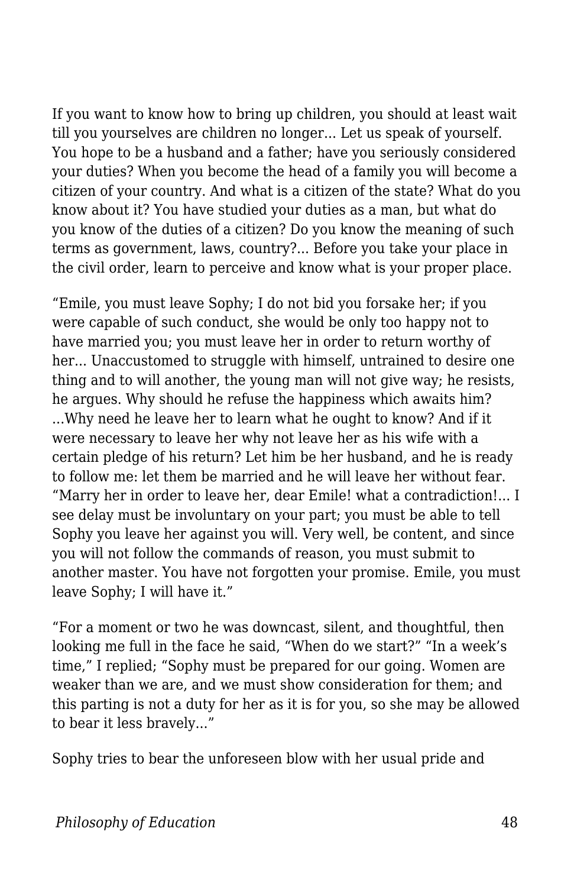If you want to know how to bring up children, you should at least wait till you yourselves are children no longer... Let us speak of yourself. You hope to be a husband and a father; have you seriously considered your duties? When you become the head of a family you will become a citizen of your country. And what is a citizen of the state? What do you know about it? You have studied your duties as a man, but what do you know of the duties of a citizen? Do you know the meaning of such terms as government, laws, country?... Before you take your place in the civil order, learn to perceive and know what is your proper place.

“Emile, you must leave Sophy; I do not bid you forsake her; if you were capable of such conduct, she would be only too happy not to have married you; you must leave her in order to return worthy of her... Unaccustomed to struggle with himself, untrained to desire one thing and to will another, the young man will not give way; he resists, he argues. Why should he refuse the happiness which awaits him? ...Why need he leave her to learn what he ought to know? And if it were necessary to leave her why not leave her as his wife with a certain pledge of his return? Let him be her husband, and he is ready to follow me: let them be married and he will leave her without fear. “Marry her in order to leave her, dear Emile! what a contradiction!... I see delay must be involuntary on your part; you must be able to tell Sophy you leave her against you will. Very well, be content, and since you will not follow the commands of reason, you must submit to another master. You have not forgotten your promise. Emile, you must leave Sophy; I will have it.”

“For a moment or two he was downcast, silent, and thoughtful, then looking me full in the face he said, “When do we start?” “In a week’s time,” I replied; “Sophy must be prepared for our going. Women are weaker than we are, and we must show consideration for them; and this parting is not a duty for her as it is for you, so she may be allowed to bear it less bravely...”

Sophy tries to bear the unforeseen blow with her usual pride and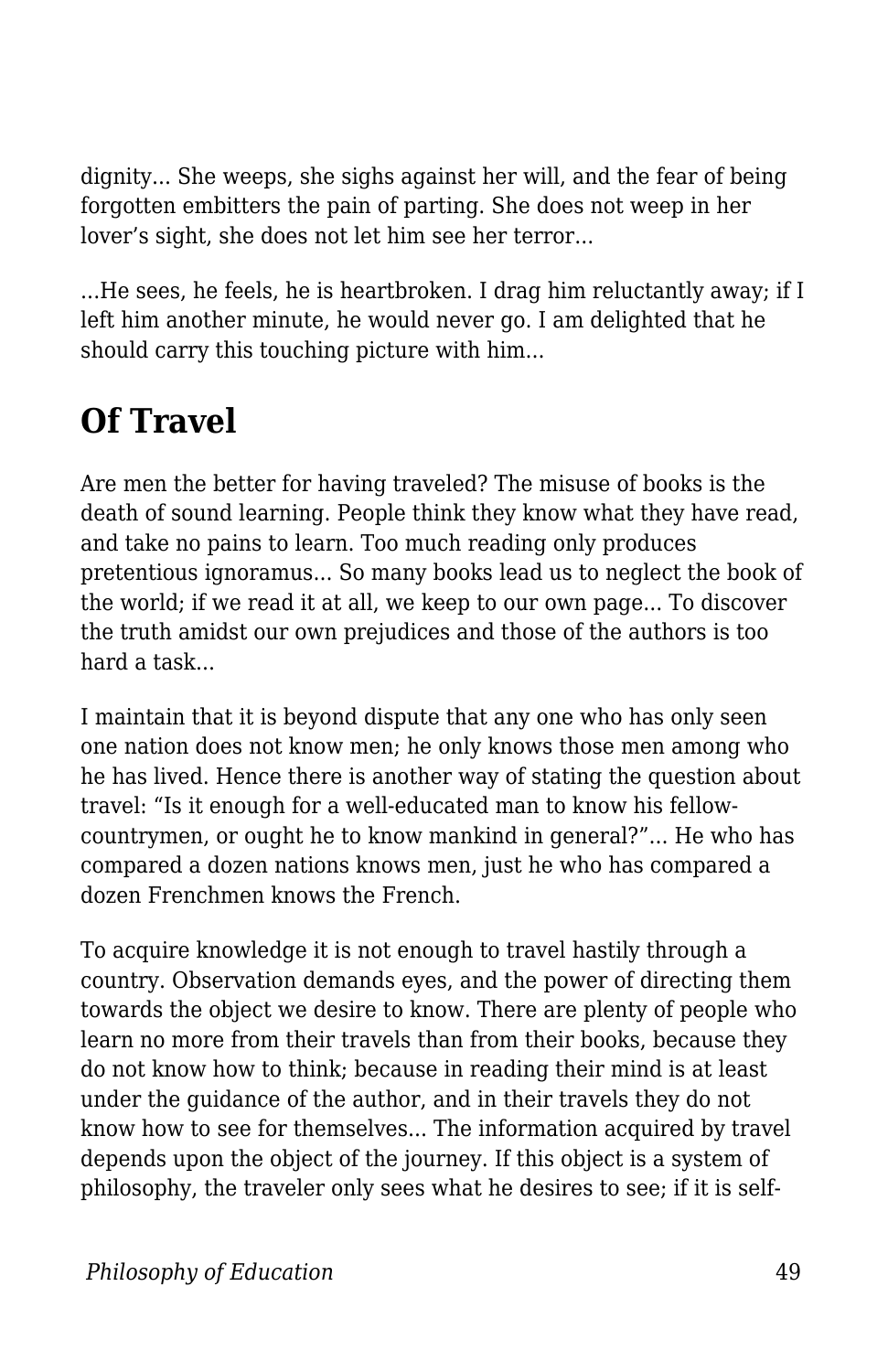dignity... She weeps, she sighs against her will, and the fear of being forgotten embitters the pain of parting. She does not weep in her lover's sight, she does not let him see her terror...

...He sees, he feels, he is heartbroken. I drag him reluctantly away; if I left him another minute, he would never go. I am delighted that he should carry this touching picture with him...

## Of Travel

Are men the better for having traveled? The misuse of books is the death of sound learning. People think they know what they have read, and take no pains to learn. Too much reading only produces pretentious ignoramus... So many books lead us to neglect the book of the world; if we read it at all, we keep to our own page... To discover the truth amidst our own prejudices and those of the authors is too hard a task...

I maintain that it is beyond dispute that any one who has only seen one nation does not know men; he only knows those men among who he has lived. Hence there is another way of stating the question about travel: "Is it enough for a well-educated man to know his fellow-countrymen, or ought he to know mankind in general?"... He who has compared a dozen nations knows men, just he who has compared a dozen Frenchmen knows the French.

To acquire knowledge it is not enough to travel hastily through a country. Observation demands eyes, and the power of directing them towards the object we desire to know. There are plenty of people who learn no more from their travels than from their books, because they do not know how to think; because in reading their mind is at least under the guidance of the author, and in their travels they do not know how to see for themselves... The information acquired by travel depends upon the object of the journey. If this object is a system of philosophy, the traveler only sees what he desires to see; if it is self-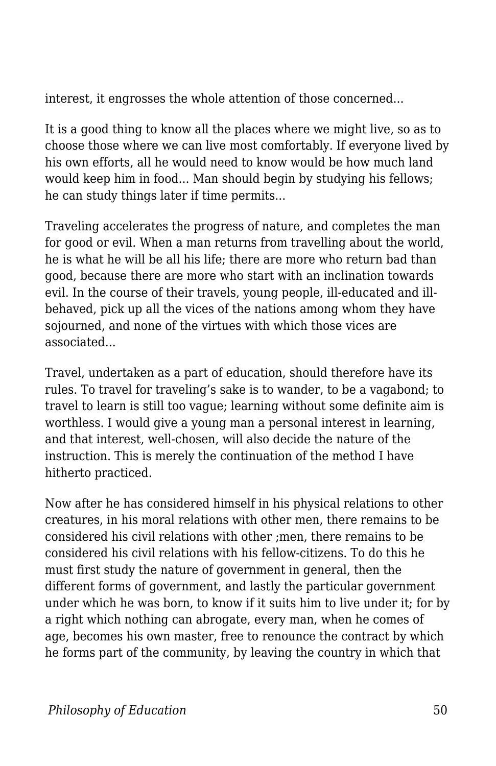interest, it engrosses the whole attention of those concerned...

It is a good thing to know all the places where we might live, so as to choose those where we can live most comfortably. If everyone lived by his own efforts, all he would need to know would be how much land would keep him in food... Man should begin by studying his fellows; he can study things later if time permits...

Traveling accelerates the progress of nature, and completes the man for good or evil. When a man returns from travelling about the world, he is what he will be all his life; there are more who return bad than good, because there are more who start with an inclination towards evil. In the course of their travels, young people, ill-educated and ill-behaved, pick up all the vices of the nations among whom they have sojourned, and none of the virtues with which those vices are associated...

Travel, undertaken as a part of education, should therefore have its rules. To travel for traveling's sake is to wander, to be a vagabond; to travel to learn is still too vague; learning without some definite aim is worthless. I would give a young man a personal interest in learning, and that interest, well-chosen, will also decide the nature of the instruction. This is merely the continuation of the method I have hitherto practiced.

Now after he has considered himself in his physical relations to other creatures, in his moral relations with other men, there remains to be considered his civil relations with other ;men, there remains to be considered his civil relations with his fellow-citizens. To do this he must first study the nature of government in general, then the different forms of government, and lastly the particular government under which he was born, to know if it suits him to live under it; for by a right which nothing can abrogate, every man, when he comes of age, becomes his own master, free to renounce the contract by which he forms part of the community, by leaving the country in which that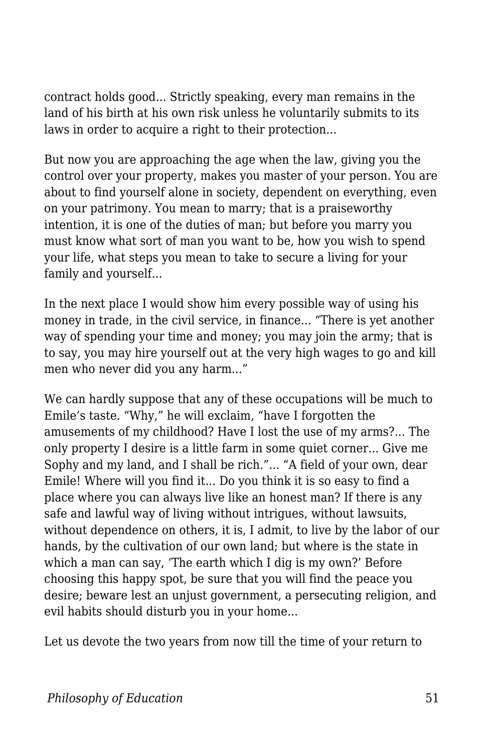contract holds good... Strictly speaking, every man remains in the land of his birth at his own risk unless he voluntarily submits to its laws in order to acquire a right to their protection...

But now you are approaching the age when the law, giving you the control over your property, makes you master of your person. You are about to find yourself alone in society, dependent on everything, even on your patrimony. You mean to marry; that is a praiseworthy intention, it is one of the duties of man; but before you marry you must know what sort of man you want to be, how you wish to spend your life, what steps you mean to take to secure a living for your family and yourself...

In the next place I would show him every possible way of using his money in trade, in the civil service, in finance... "There is yet another way of spending your time and money; you may join the army; that is to say, you may hire yourself out at the very high wages to go and kill men who never did you any harm..."

We can hardly suppose that any of these occupations will be much to Emile's taste. "Why," he will exclaim, "have I forgotten the amusements of my childhood? Have I lost the use of my arms?... The only property I desire is a little farm in some quiet corner... Give me Sophy and my land, and I shall be rich."... "A field of your own, dear Emile! Where will you find it... Do you think it is so easy to find a place where you can always live like an honest man? If there is any safe and lawful way of living without intrigues, without lawsuits, without dependence on others, it is, I admit, to live by the labor of our hands, by the cultivation of our own land; but where is the state in which a man can say, 'The earth which I dig is my own?' Before choosing this happy spot, be sure that you will find the peace you desire; beware lest an unjust government, a persecuting religion, and evil habits should disturb you in your home...

Let us devote the two years from now till the time of your return to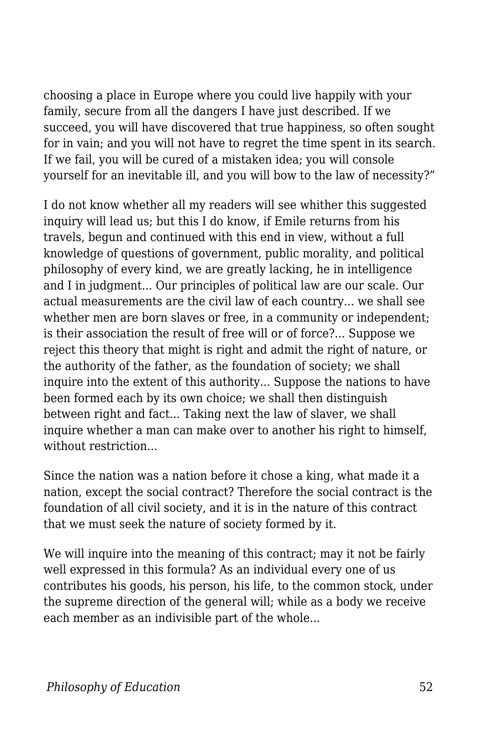choosing a place in Europe where you could live happily with your family, secure from all the dangers I have just described. If we succeed, you will have discovered that true happiness, so often sought for in vain; and you will not have to regret the time spent in its search. If we fail, you will be cured of a mistaken idea; you will console yourself for an inevitable ill, and you will bow to the law of necessity?"

I do not know whether all my readers will see whither this suggested inquiry will lead us; but this I do know, if Emile returns from his travels, begun and continued with this end in view, without a full knowledge of questions of government, public morality, and political philosophy of every kind, we are greatly lacking, he in intelligence and I in judgment... Our principles of political law are our scale. Our actual measurements are the civil law of each country... we shall see whether men are born slaves or free, in a community or independent; is their association the result of free will or of force?... Suppose we reject this theory that might is right and admit the right of nature, or the authority of the father, as the foundation of society; we shall inquire into the extent of this authority... Suppose the nations to have been formed each by its own choice; we shall then distinguish between right and fact... Taking next the law of slaver, we shall inquire whether a man can make over to another his right to himself, without restriction...

Since the nation was a nation before it chose a king, what made it a nation, except the social contract? Therefore the social contract is the foundation of all civil society, and it is in the nature of this contract that we must seek the nature of society formed by it.

We will inquire into the meaning of this contract; may it not be fairly well expressed in this formula? As an individual every one of us contributes his goods, his person, his life, to the common stock, under the supreme direction of the general will; while as a body we receive each member as an indivisible part of the whole...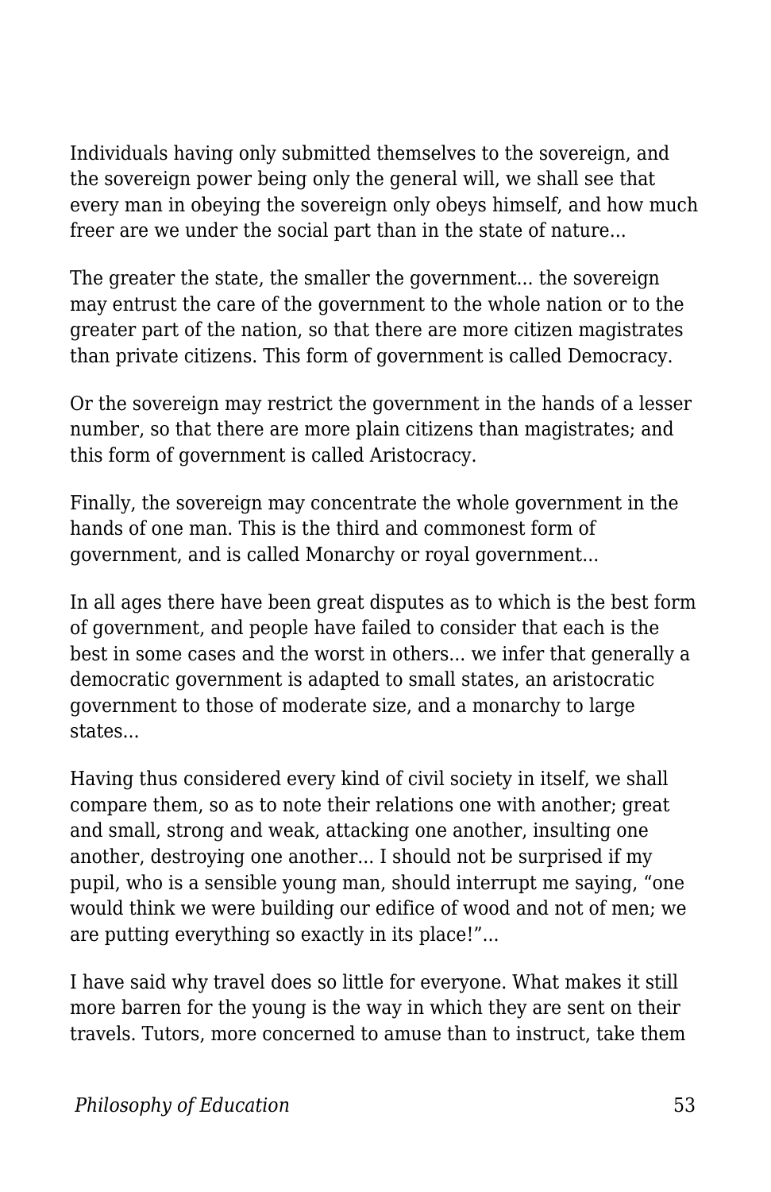Individuals having only submitted themselves to the sovereign, and the sovereign power being only the general will, we shall see that every man in obeying the sovereign only obeys himself, and how much freer are we under the social part than in the state of nature...

The greater the state, the smaller the government... the sovereign may entrust the care of the government to the whole nation or to the greater part of the nation, so that there are more citizen magistrates than private citizens. This form of government is called Democracy.

Or the sovereign may restrict the government in the hands of a lesser number, so that there are more plain citizens than magistrates; and this form of government is called Aristocracy.

Finally, the sovereign may concentrate the whole government in the hands of one man. This is the third and commonest form of government, and is called Monarchy or royal government...

In all ages there have been great disputes as to which is the best form of government, and people have failed to consider that each is the best in some cases and the worst in others... we infer that generally a democratic government is adapted to small states, an aristocratic government to those of moderate size, and a monarchy to large states...

Having thus considered every kind of civil society in itself, we shall compare them, so as to note their relations one with another; great and small, strong and weak, attacking one another, insulting one another, destroying one another... I should not be surprised if my pupil, who is a sensible young man, should interrupt me saying, “one would think we were building our edifice of wood and not of men; we are putting everything so exactly in its place!”...

I have said why travel does so little for everyone. What makes it still more barren for the young is the way in which they are sent on their travels. Tutors, more concerned to amuse than to instruct, take them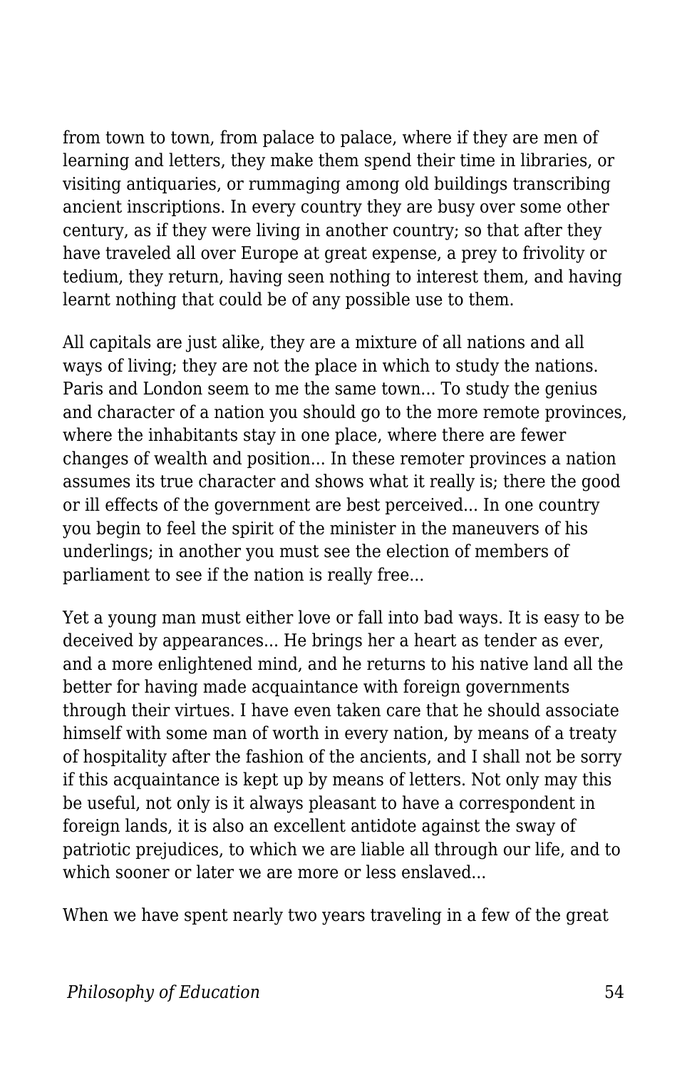from town to town, from palace to palace, where if they are men of learning and letters, they make them spend their time in libraries, or visiting antiquaries, or rummaging among old buildings transcribing ancient inscriptions. In every country they are busy over some other century, as if they were living in another country; so that after they have traveled all over Europe at great expense, a prey to frivolity or tedium, they return, having seen nothing to interest them, and having learnt nothing that could be of any possible use to them.

All capitals are just alike, they are a mixture of all nations and all ways of living; they are not the place in which to study the nations. Paris and London seem to me the same town... To study the genius and character of a nation you should go to the more remote provinces, where the inhabitants stay in one place, where there are fewer changes of wealth and position... In these remoter provinces a nation assumes its true character and shows what it really is; there the good or ill effects of the government are best perceived... In one country you begin to feel the spirit of the minister in the maneuvers of his underlings; in another you must see the election of members of parliament to see if the nation is really free...

Yet a young man must either love or fall into bad ways. It is easy to be deceived by appearances... He brings her a heart as tender as ever, and a more enlightened mind, and he returns to his native land all the better for having made acquaintance with foreign governments through their virtues. I have even taken care that he should associate himself with some man of worth in every nation, by means of a treaty of hospitality after the fashion of the ancients, and I shall not be sorry if this acquaintance is kept up by means of letters. Not only may this be useful, not only is it always pleasant to have a correspondent in foreign lands, it is also an excellent antidote against the sway of patriotic prejudices, to which we are liable all through our life, and to which sooner or later we are more or less enslaved...

When we have spent nearly two years traveling in a few of the great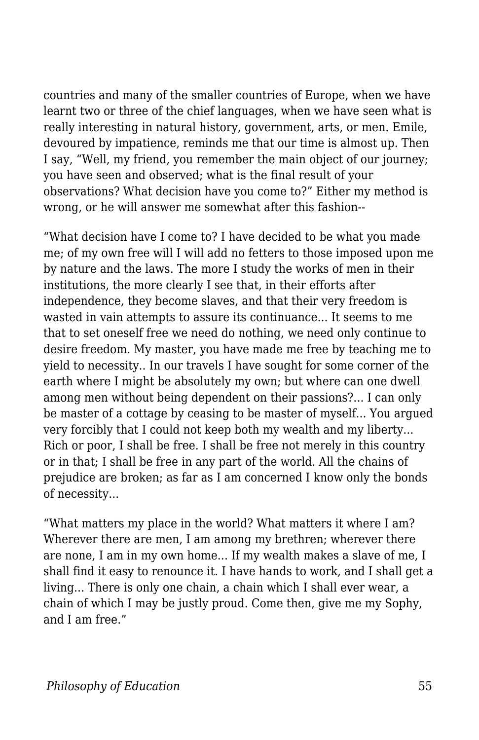countries and many of the smaller countries of Europe, when we have learnt two or three of the chief languages, when we have seen what is really interesting in natural history, government, arts, or men. Emile, devoured by impatience, reminds me that our time is almost up. Then I say, “Well, my friend, you remember the main object of our journey; you have seen and observed; what is the final result of your observations? What decision have you come to?” Either my method is wrong, or he will answer me somewhat after this fashion--

“What decision have I come to? I have decided to be what you made me; of my own free will I will add no fetters to those imposed upon me by nature and the laws. The more I study the works of men in their institutions, the more clearly I see that, in their efforts after independence, they become slaves, and that their very freedom is wasted in vain attempts to assure its continuance... It seems to me that to set oneself free we need do nothing, we need only continue to desire freedom. My master, you have made me free by teaching me to yield to necessity.. In our travels I have sought for some corner of the earth where I might be absolutely my own; but where can one dwell among men without being dependent on their passions?... I can only be master of a cottage by ceasing to be master of myself... You argued very forcibly that I could not keep both my wealth and my liberty... Rich or poor, I shall be free. I shall be free not merely in this country or in that; I shall be free in any part of the world. All the chains of prejudice are broken; as far as I am concerned I know only the bonds of necessity...

“What matters my place in the world? What matters it where I am? Wherever there are men, I am among my brethren; wherever there are none, I am in my own home... If my wealth makes a slave of me, I shall find it easy to renounce it. I have hands to work, and I shall get a living... There is only one chain, a chain which I shall ever wear, a chain of which I may be justly proud. Come then, give me my Sophy, and I am free.”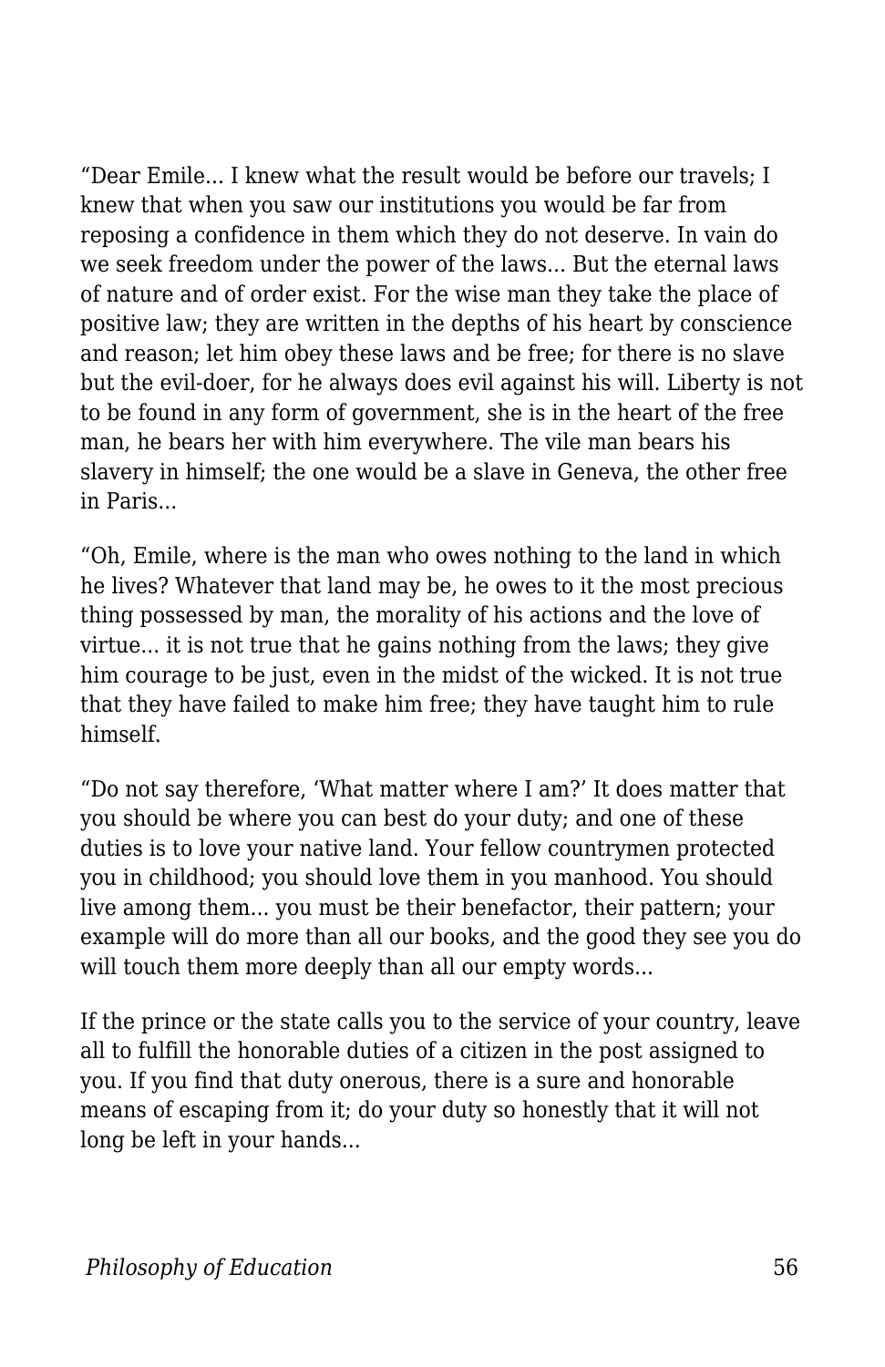“Dear Emile... I knew what the result would be before our travels; I knew that when you saw our institutions you would be far from reposing a confidence in them which they do not deserve. In vain do we seek freedom under the power of the laws... But the eternal laws of nature and of order exist. For the wise man they take the place of positive law; they are written in the depths of his heart by conscience and reason; let him obey these laws and be free; for there is no slave but the evil-doer, for he always does evil against his will. Liberty is not to be found in any form of government, she is in the heart of the free man, he bears her with him everywhere. The vile man bears his slavery in himself; the one would be a slave in Geneva, the other free in Paris...

“Oh, Emile, where is the man who owes nothing to the land in which he lives? Whatever that land may be, he owes to it the most precious thing possessed by man, the morality of his actions and the love of virtue... it is not true that he gains nothing from the laws; they give him courage to be just, even in the midst of the wicked. It is not true that they have failed to make him free; they have taught him to rule himself.

“Do not say therefore, ‘What matter where I am?’ It does matter that you should be where you can best do your duty; and one of these duties is to love your native land. Your fellow countrymen protected you in childhood; you should love them in you manhood. You should live among them... you must be their benefactor, their pattern; your example will do more than all our books, and the good they see you do will touch them more deeply than all our empty words...

If the prince or the state calls you to the service of your country, leave all to fulfill the honorable duties of a citizen in the post assigned to you. If you find that duty onerous, there is a sure and honorable means of escaping from it; do your duty so honestly that it will not long be left in your hands...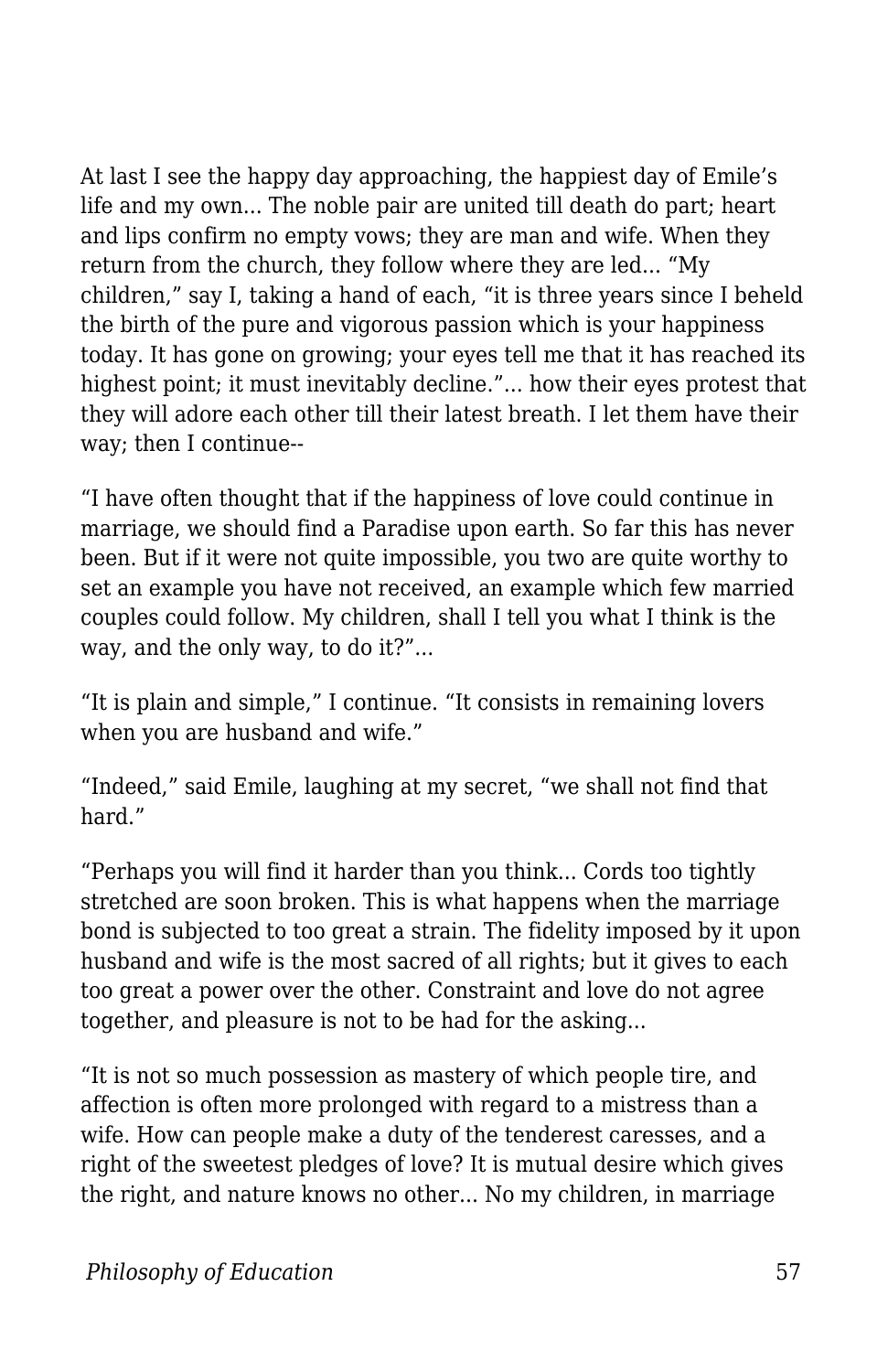At last I see the happy day approaching, the happiest day of Emile's life and my own... The noble pair are united till death do part; heart and lips confirm no empty vows; they are man and wife. When they return from the church, they follow where they are led... "My children," say I, taking a hand of each, "it is three years since I beheld the birth of the pure and vigorous passion which is your happiness today. It has gone on growing; your eyes tell me that it has reached its highest point; it must inevitably decline."... how their eyes protest that they will adore each other till their latest breath. I let them have their way; then I continue--

"I have often thought that if the happiness of love could continue in marriage, we should find a Paradise upon earth. So far this has never been. But if it were not quite impossible, you two are quite worthy to set an example you have not received, an example which few married couples could follow. My children, shall I tell you what I think is the way, and the only way, to do it?"...

"It is plain and simple," I continue. "It consists in remaining lovers when you are husband and wife."

"Indeed," said Emile, laughing at my secret, "we shall not find that hard."

"Perhaps you will find it harder than you think... Cords too tightly stretched are soon broken. This is what happens when the marriage bond is subjected to too great a strain. The fidelity imposed by it upon husband and wife is the most sacred of all rights; but it gives to each too great a power over the other. Constraint and love do not agree together, and pleasure is not to be had for the asking...

"It is not so much possession as mastery of which people tire, and affection is often more prolonged with regard to a mistress than a wife. How can people make a duty of the tenderest caresses, and a right of the sweetest pledges of love? It is mutual desire which gives the right, and nature knows no other... No my children, in marriage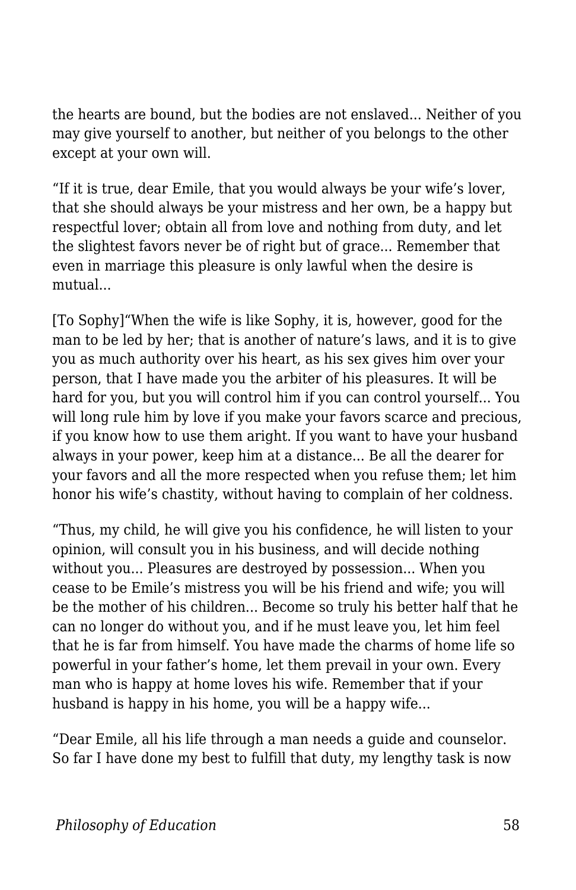the hearts are bound, but the bodies are not enslaved... Neither of you may give yourself to another, but neither of you belongs to the other except at your own will.

“If it is true, dear Emile, that you would always be your wife’s lover, that she should always be your mistress and her own, be a happy but respectful lover; obtain all from love and nothing from duty, and let the slightest favors never be of right but of grace... Remember that even in marriage this pleasure is only lawful when the desire is mutual...

[To Sophy]“When the wife is like Sophy, it is, however, good for the man to be led by her; that is another of nature’s laws, and it is to give you as much authority over his heart, as his sex gives him over your person, that I have made you the arbiter of his pleasures. It will be hard for you, but you will control him if you can control yourself... You will long rule him by love if you make your favors scarce and precious, if you know how to use them aright. If you want to have your husband always in your power, keep him at a distance... Be all the dearer for your favors and all the more respected when you refuse them; let him honor his wife’s chastity, without having to complain of her coldness.

“Thus, my child, he will give you his confidence, he will listen to your opinion, will consult you in his business, and will decide nothing without you... Pleasures are destroyed by possession... When you cease to be Emile’s mistress you will be his friend and wife; you will be the mother of his children... Become so truly his better half that he can no longer do without you, and if he must leave you, let him feel that he is far from himself. You have made the charms of home life so powerful in your father’s home, let them prevail in your own. Every man who is happy at home loves his wife. Remember that if your husband is happy in his home, you will be a happy wife...

“Dear Emile, all his life through a man needs a guide and counselor. So far I have done my best to fulfill that duty, my lengthy task is now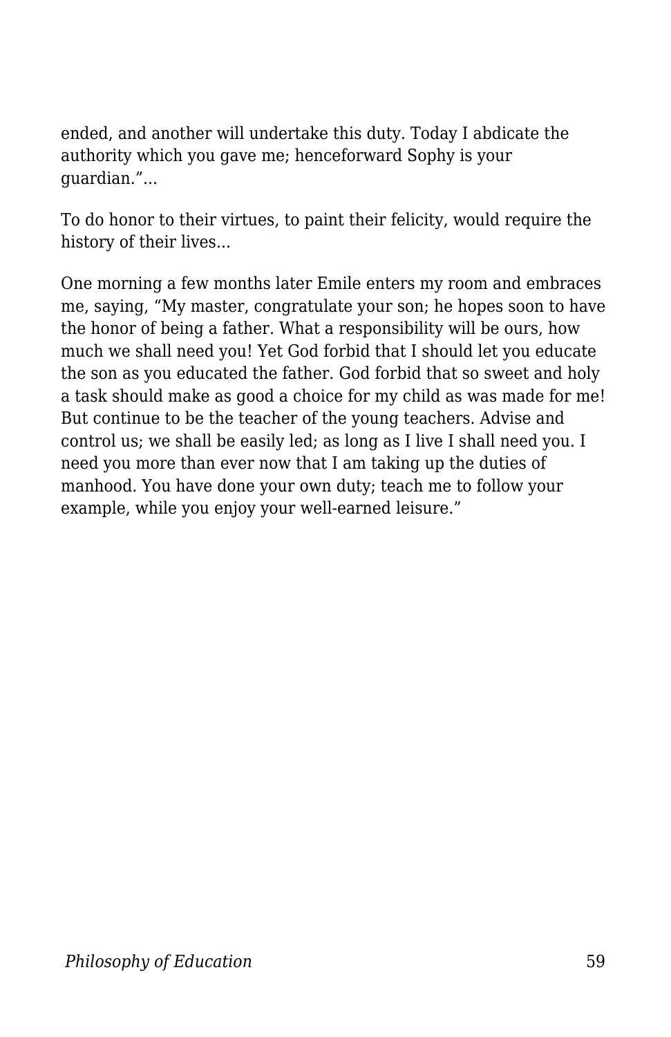ended, and another will undertake this duty. Today I abdicate the authority which you gave me; henceforward Sophy is your guardian."...

To do honor to their virtues, to paint their felicity, would require the history of their lives...

One morning a few months later Emile enters my room and embraces me, saying, "My master, congratulate your son; he hopes soon to have the honor of being a father. What a responsibility will be ours, how much we shall need you! Yet God forbid that I should let you educate the son as you educated the father. God forbid that so sweet and holy a task should make as good a choice for my child as was made for me! But continue to be the teacher of the young teachers. Advise and control us; we shall be easily led; as long as I live I shall need you. I need you more than ever now that I am taking up the duties of manhood. You have done your own duty; teach me to follow your example, while you enjoy your well-earned leisure."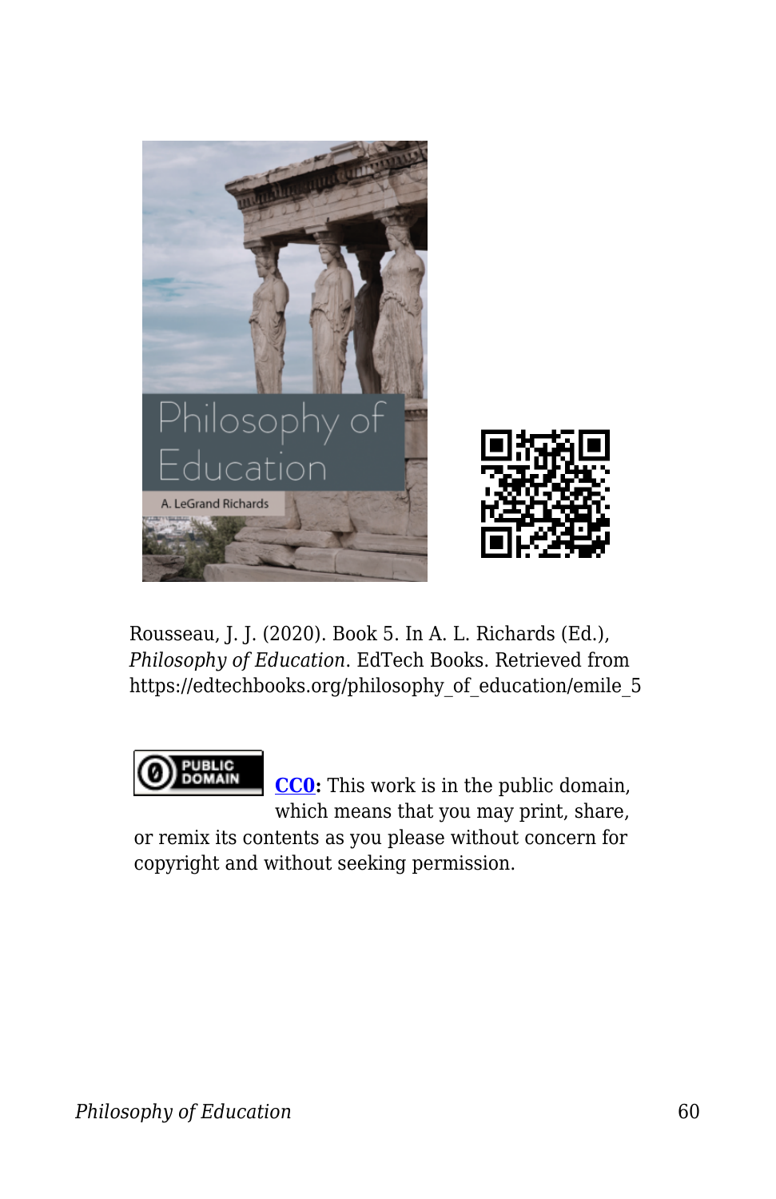Rousseau, J. J. (2020). Book 5. In A. L. Richards (Ed.), *Philosophy of Education*. EdTech Books. Retrieved from https://edtechbooks.org/philosophy_of_education/emile_5

**CC0:** This work is in the public domain, which means that you may print, share, or remix its contents as you please without concern for copyright and without seeking permission.